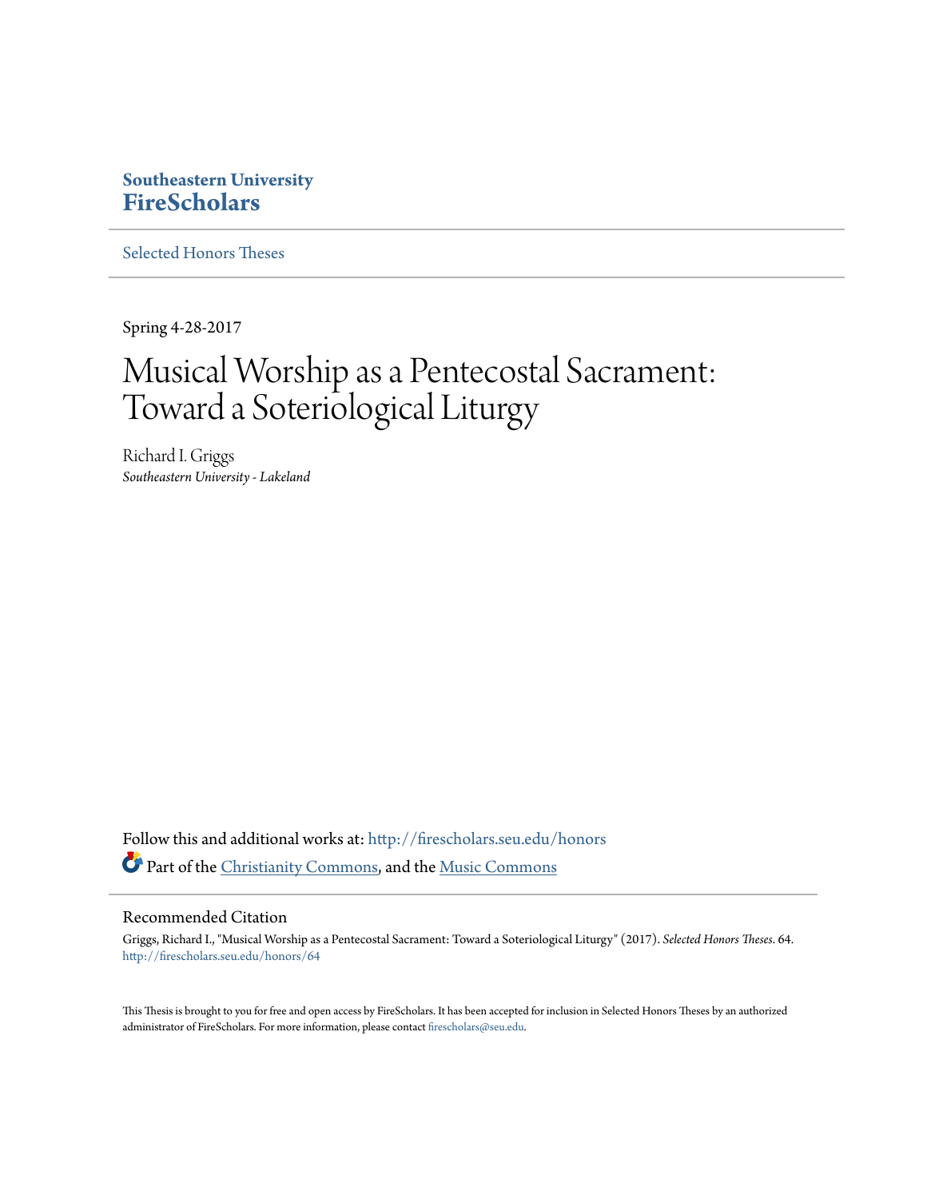Southeastern University
**FireScholars**

Selected Honors Theses

Spring 4-28-2017

# Musical Worship as a Pentecostal Sacrament: Toward a Soteriological Liturgy

Richard I. Griggs
*Southeastern University - Lakeland*

Follow this and additional works at: http://firescholars.seu.edu/honors

Part of the Christianity Commons, and the Music Commons

## Recommended Citation

Griggs, Richard I., "Musical Worship as a Pentecostal Sacrament: Toward a Soteriological Liturgy" (2017). *Selected Honors Theses*. 64. http://firescholars.seu.edu/honors/64

This Thesis is brought to you for free and open access by FireScholars. It has been accepted for inclusion in Selected Honors Theses by an authorized administrator of FireScholars. For more information, please contact firescholars@seu.edu.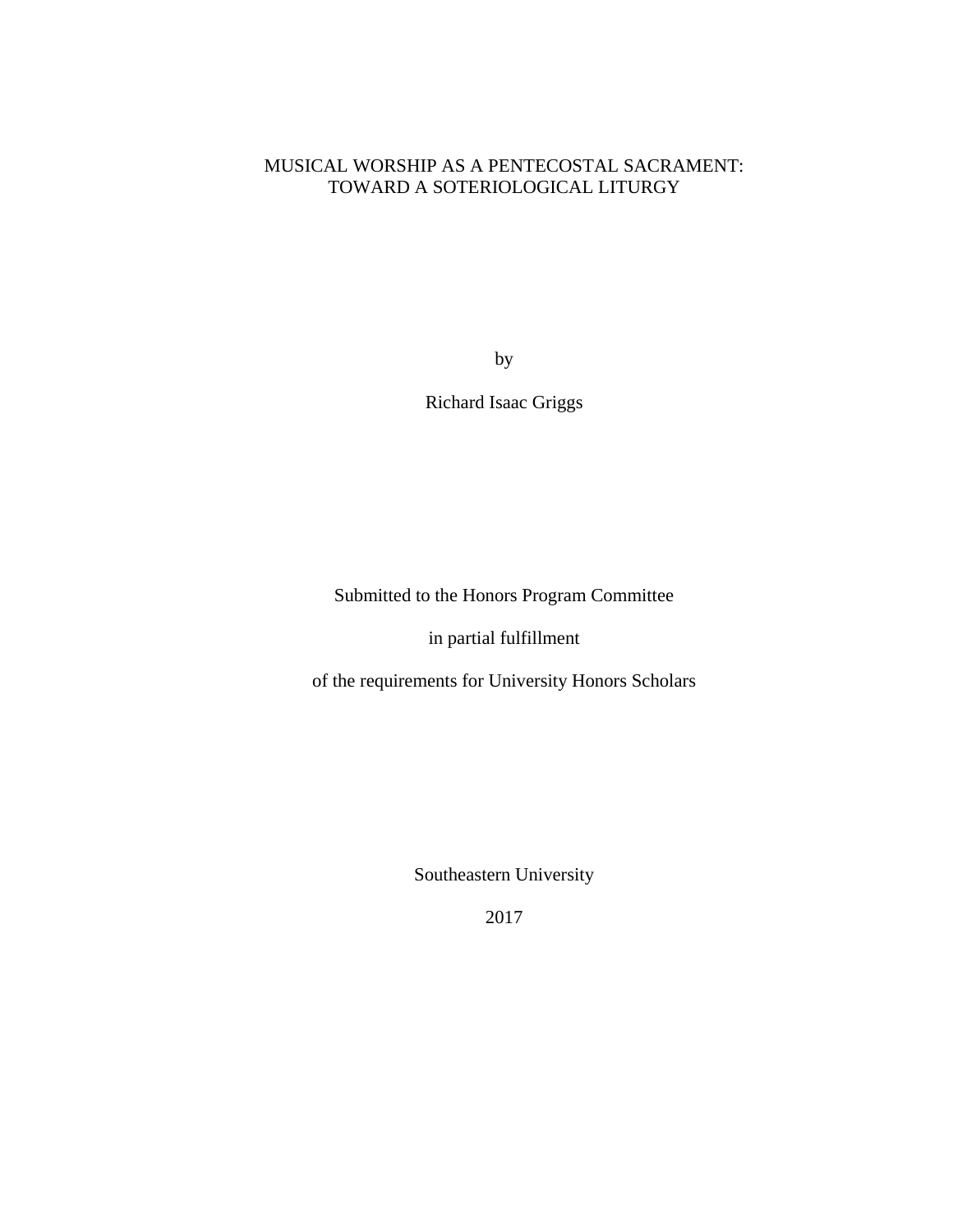# MUSICAL WORSHIP AS A PENTECOSTAL SACRAMENT: TOWARD A SOTERIOLOGICAL LITURGY

by

Richard Isaac Griggs

Submitted to the Honors Program Committee

in partial fulfillment

of the requirements for University Honors Scholars

Southeastern University

2017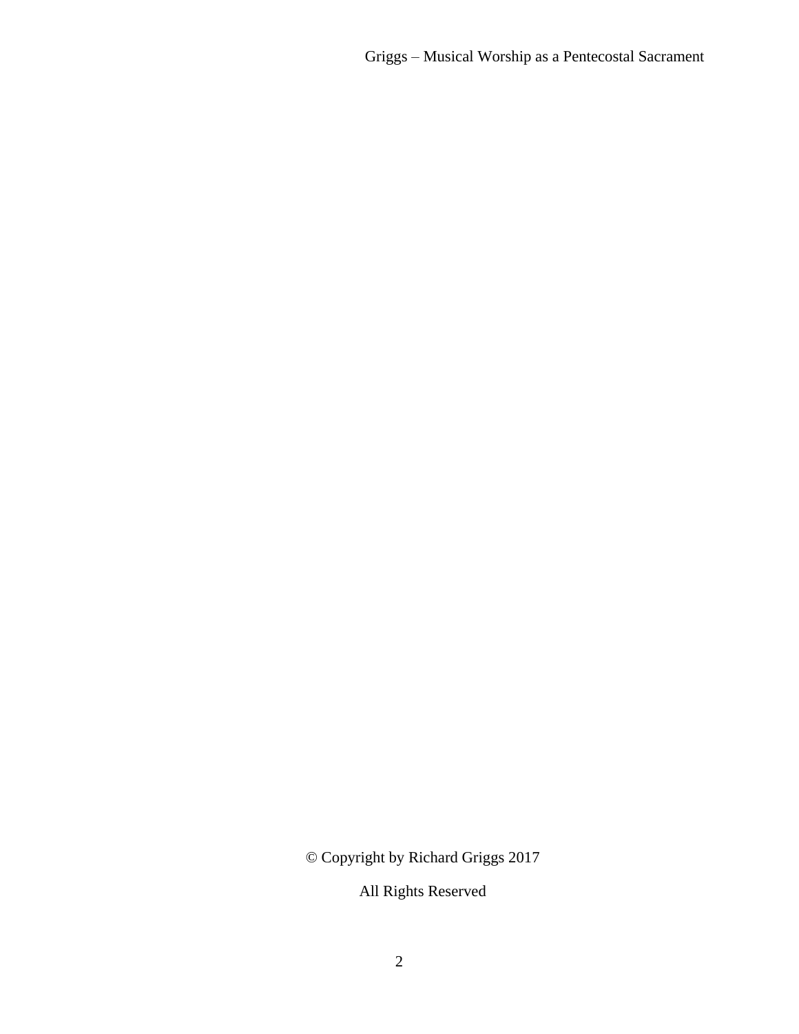© Copyright by Richard Griggs 2017

All Rights Reserved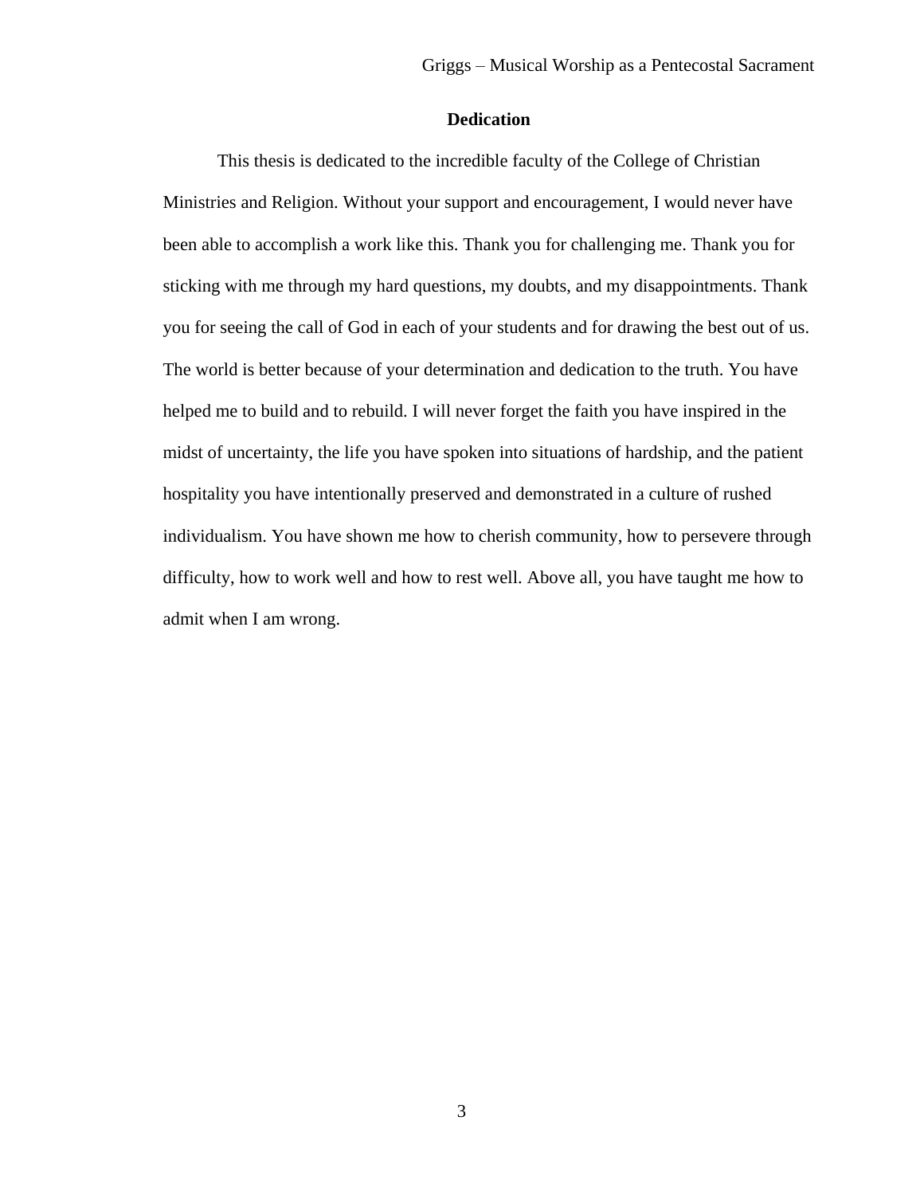## Dedication

This thesis is dedicated to the incredible faculty of the College of Christian Ministries and Religion. Without your support and encouragement, I would never have been able to accomplish a work like this. Thank you for challenging me. Thank you for sticking with me through my hard questions, my doubts, and my disappointments. Thank you for seeing the call of God in each of your students and for drawing the best out of us. The world is better because of your determination and dedication to the truth. You have helped me to build and to rebuild. I will never forget the faith you have inspired in the midst of uncertainty, the life you have spoken into situations of hardship, and the patient hospitality you have intentionally preserved and demonstrated in a culture of rushed individualism. You have shown me how to cherish community, how to persevere through difficulty, how to work well and how to rest well. Above all, you have taught me how to admit when I am wrong.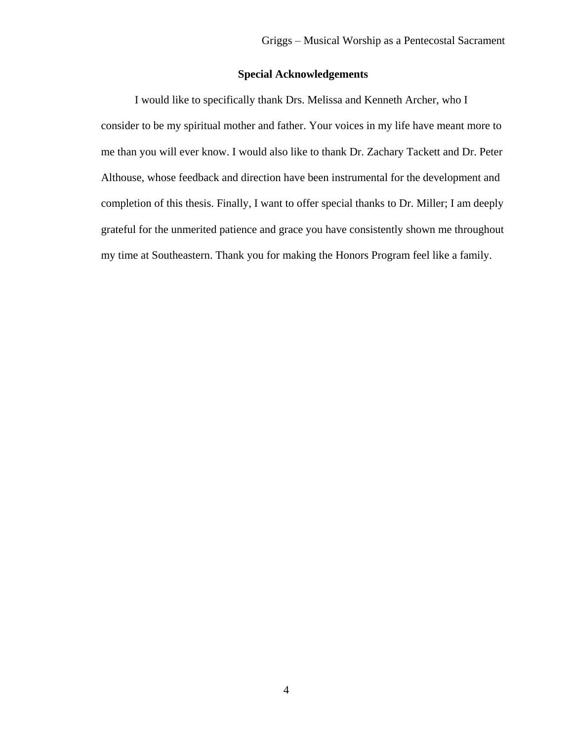## Special Acknowledgements

I would like to specifically thank Drs. Melissa and Kenneth Archer, who I consider to be my spiritual mother and father. Your voices in my life have meant more to me than you will ever know. I would also like to thank Dr. Zachary Tackett and Dr. Peter Althouse, whose feedback and direction have been instrumental for the development and completion of this thesis. Finally, I want to offer special thanks to Dr. Miller; I am deeply grateful for the unmerited patience and grace you have consistently shown me throughout my time at Southeastern. Thank you for making the Honors Program feel like a family.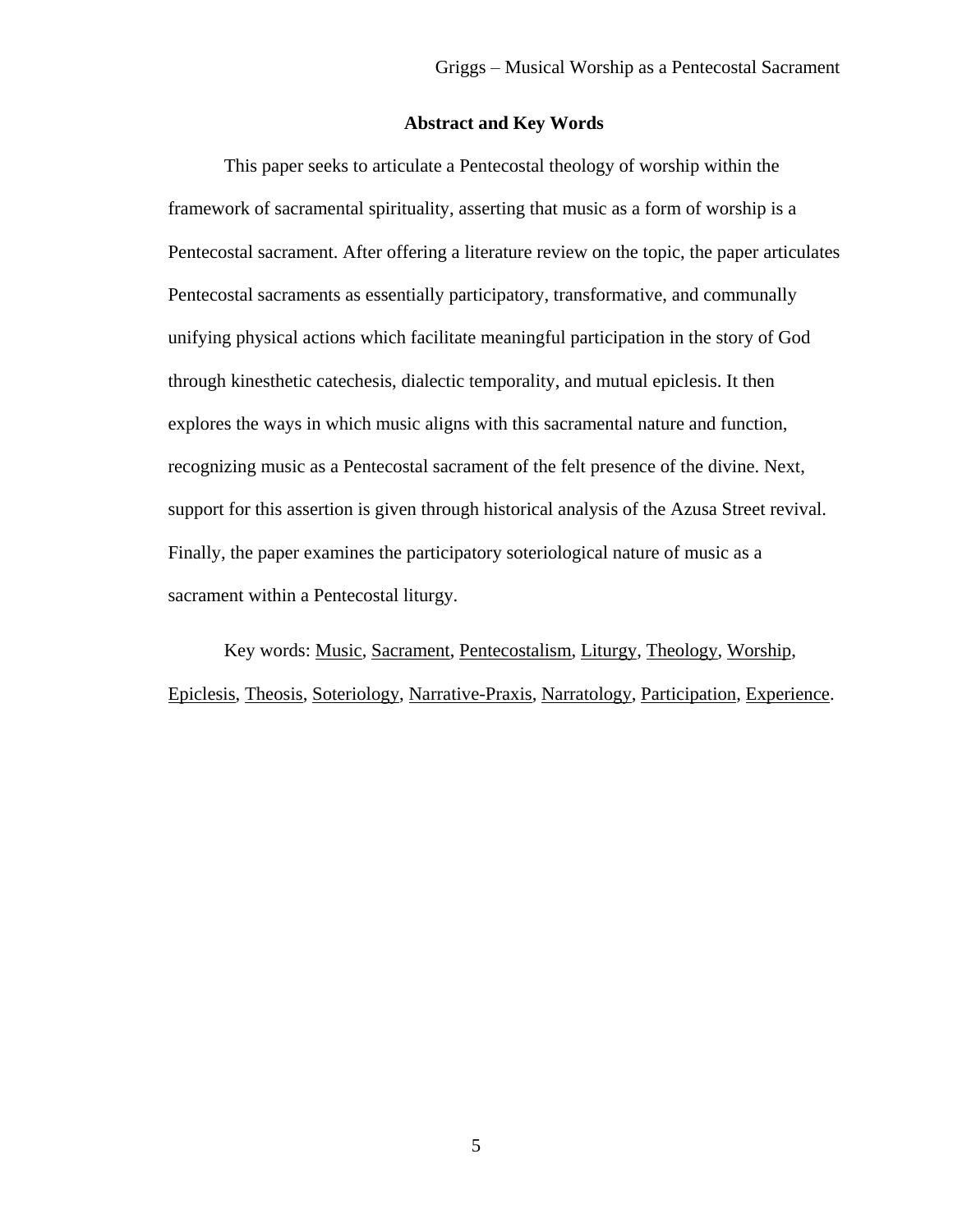## Abstract and Key Words

This paper seeks to articulate a Pentecostal theology of worship within the framework of sacramental spirituality, asserting that music as a form of worship is a Pentecostal sacrament. After offering a literature review on the topic, the paper articulates Pentecostal sacraments as essentially participatory, transformative, and communally unifying physical actions which facilitate meaningful participation in the story of God through kinesthetic catechesis, dialectic temporality, and mutual epiclesis. It then explores the ways in which music aligns with this sacramental nature and function, recognizing music as a Pentecostal sacrament of the felt presence of the divine. Next, support for this assertion is given through historical analysis of the Azusa Street revival. Finally, the paper examines the participatory soteriological nature of music as a sacrament within a Pentecostal liturgy.

Key words: Music, Sacrament, Pentecostalism, Liturgy, Theology, Worship, Epiclesis, Theosis, Soteriology, Narrative-Praxis, Narratology, Participation, Experience.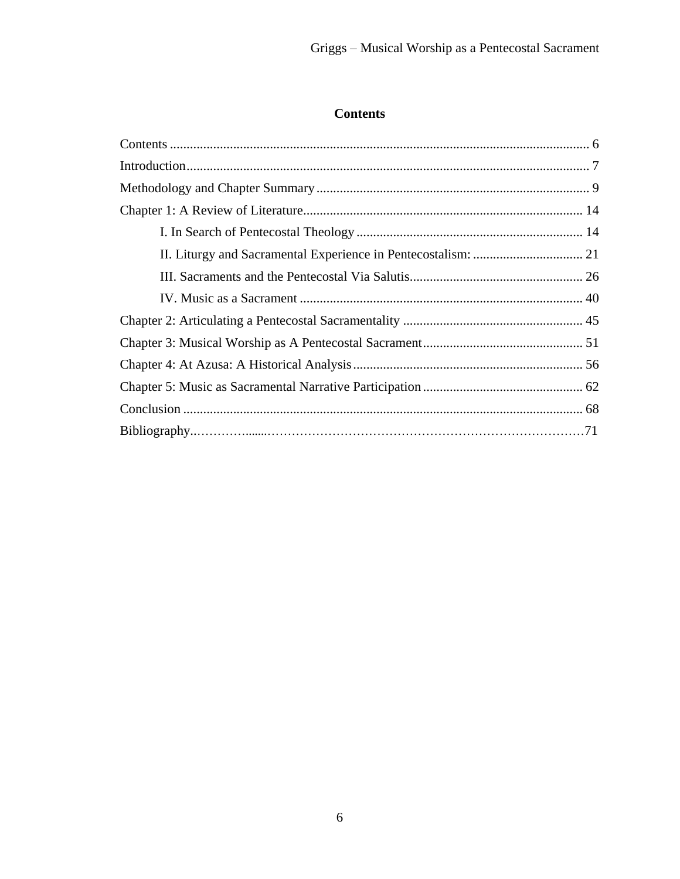## Contents

Contents .......... 6
Introduction .......... 7
Methodology and Chapter Summary .......... 9
Chapter 1: A Review of Literature .......... 14
    I. In Search of Pentecostal Theology .......... 14
    II. Liturgy and Sacramental Experience in Pentecostalism: .......... 21
    III. Sacraments and the Pentecostal Via Salutis .......... 26
    IV. Music as a Sacrament .......... 40
Chapter 2: Articulating a Pentecostal Sacramentality .......... 45
Chapter 3: Musical Worship as A Pentecostal Sacrament .......... 51
Chapter 4: At Azusa: A Historical Analysis .......... 56
Chapter 5: Music as Sacramental Narrative Participation .......... 62
Conclusion .......... 68
Bibliography .......... 71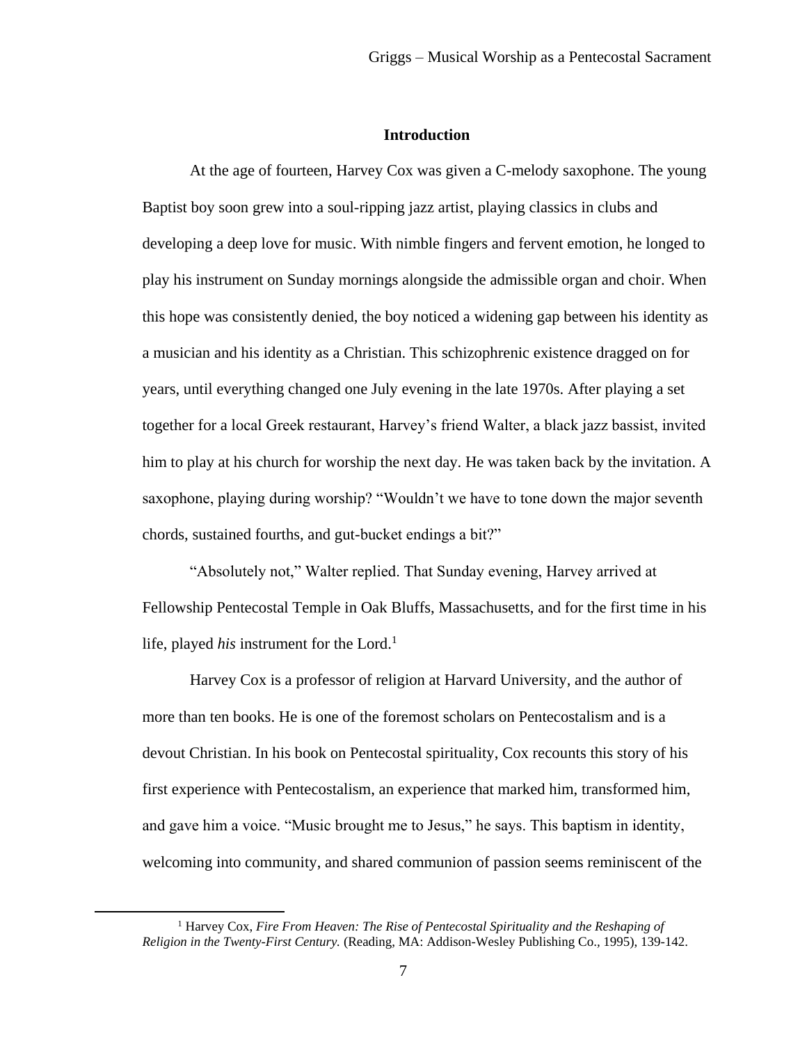## Introduction

At the age of fourteen, Harvey Cox was given a C-melody saxophone. The young Baptist boy soon grew into a soul-ripping jazz artist, playing classics in clubs and developing a deep love for music. With nimble fingers and fervent emotion, he longed to play his instrument on Sunday mornings alongside the admissible organ and choir. When this hope was consistently denied, the boy noticed a widening gap between his identity as a musician and his identity as a Christian. This schizophrenic existence dragged on for years, until everything changed one July evening in the late 1970s. After playing a set together for a local Greek restaurant, Harvey's friend Walter, a black jazz bassist, invited him to play at his church for worship the next day. He was taken back by the invitation. A saxophone, playing during worship? "Wouldn't we have to tone down the major seventh chords, sustained fourths, and gut-bucket endings a bit?"

"Absolutely not," Walter replied. That Sunday evening, Harvey arrived at Fellowship Pentecostal Temple in Oak Bluffs, Massachusetts, and for the first time in his life, played *his* instrument for the Lord.[1]

Harvey Cox is a professor of religion at Harvard University, and the author of more than ten books. He is one of the foremost scholars on Pentecostalism and is a devout Christian. In his book on Pentecostal spirituality, Cox recounts this story of his first experience with Pentecostalism, an experience that marked him, transformed him, and gave him a voice. "Music brought me to Jesus," he says. This baptism in identity, welcoming into community, and shared communion of passion seems reminiscent of the

---

[1] Harvey Cox, *Fire From Heaven: The Rise of Pentecostal Spirituality and the Reshaping of Religion in the Twenty-First Century.* (Reading, MA: Addison-Wesley Publishing Co., 1995), 139-142.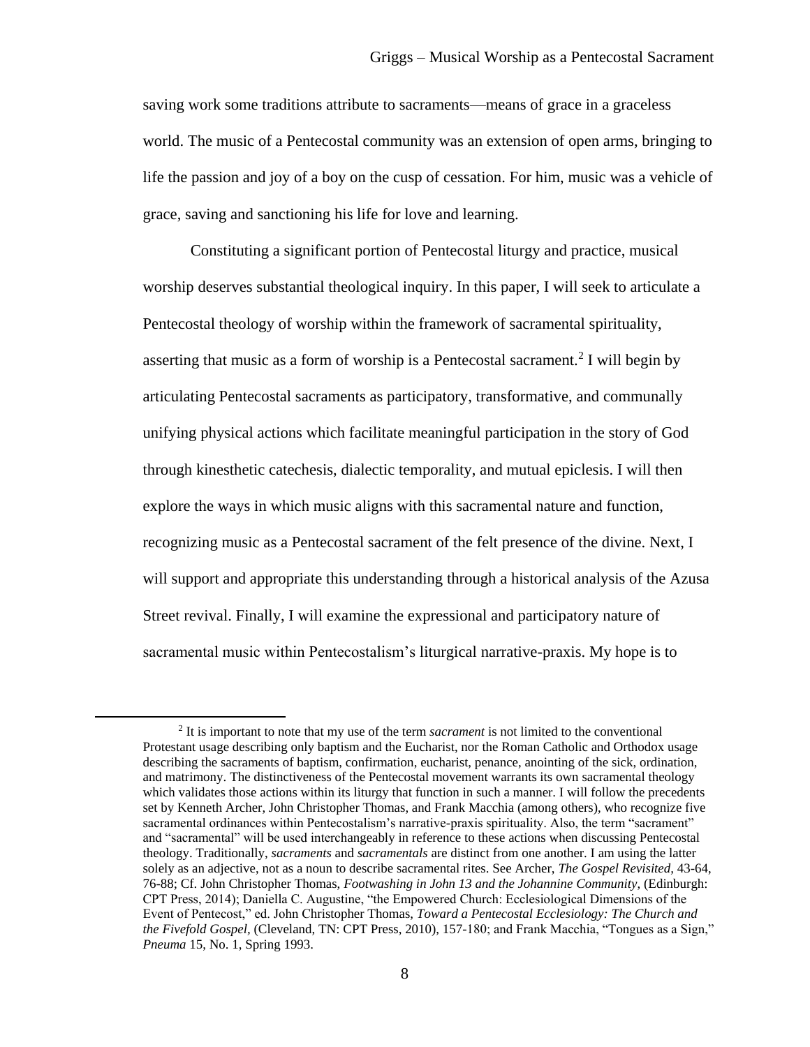saving work some traditions attribute to sacraments—means of grace in a graceless world. The music of a Pentecostal community was an extension of open arms, bringing to life the passion and joy of a boy on the cusp of cessation. For him, music was a vehicle of grace, saving and sanctioning his life for love and learning.

Constituting a significant portion of Pentecostal liturgy and practice, musical worship deserves substantial theological inquiry. In this paper, I will seek to articulate a Pentecostal theology of worship within the framework of sacramental spirituality, asserting that music as a form of worship is a Pentecostal sacrament.[2] I will begin by articulating Pentecostal sacraments as participatory, transformative, and communally unifying physical actions which facilitate meaningful participation in the story of God through kinesthetic catechesis, dialectic temporality, and mutual epiclesis. I will then explore the ways in which music aligns with this sacramental nature and function, recognizing music as a Pentecostal sacrament of the felt presence of the divine. Next, I will support and appropriate this understanding through a historical analysis of the Azusa Street revival. Finally, I will examine the expressional and participatory nature of sacramental music within Pentecostalism's liturgical narrative-praxis. My hope is to

[2] It is important to note that my use of the term *sacrament* is not limited to the conventional Protestant usage describing only baptism and the Eucharist, nor the Roman Catholic and Orthodox usage describing the sacraments of baptism, confirmation, eucharist, penance, anointing of the sick, ordination, and matrimony. The distinctiveness of the Pentecostal movement warrants its own sacramental theology which validates those actions within its liturgy that function in such a manner. I will follow the precedents set by Kenneth Archer, John Christopher Thomas, and Frank Macchia (among others), who recognize five sacramental ordinances within Pentecostalism's narrative-praxis spirituality. Also, the term "sacrament" and "sacramental" will be used interchangeably in reference to these actions when discussing Pentecostal theology. Traditionally, *sacraments* and *sacramentals* are distinct from one another. I am using the latter solely as an adjective, not as a noun to describe sacramental rites. See Archer, *The Gospel Revisited,* 43-64, 76-88; Cf. John Christopher Thomas, *Footwashing in John 13 and the Johannine Community*, (Edinburgh: CPT Press, 2014); Daniella C. Augustine, "the Empowered Church: Ecclesiological Dimensions of the Event of Pentecost," ed. John Christopher Thomas, *Toward a Pentecostal Ecclesiology: The Church and the Fivefold Gospel,* (Cleveland, TN: CPT Press, 2010), 157-180; and Frank Macchia, "Tongues as a Sign," *Pneuma* 15, No. 1, Spring 1993.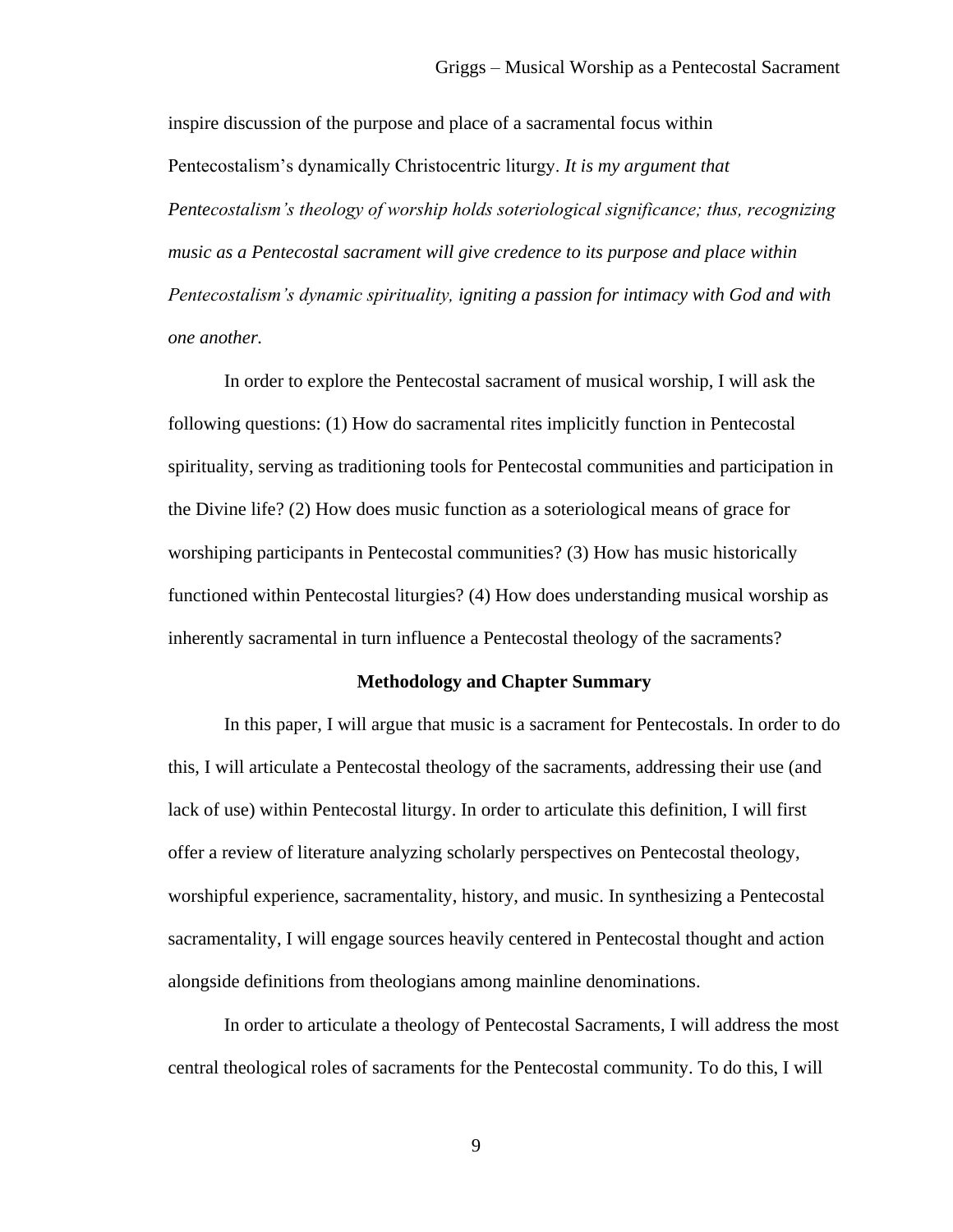inspire discussion of the purpose and place of a sacramental focus within Pentecostalism's dynamically Christocentric liturgy. *It is my argument that Pentecostalism's theology of worship holds soteriological significance; thus, recognizing music as a Pentecostal sacrament will give credence to its purpose and place within Pentecostalism's dynamic spirituality, igniting a passion for intimacy with God and with one another.*

In order to explore the Pentecostal sacrament of musical worship, I will ask the following questions: (1) How do sacramental rites implicitly function in Pentecostal spirituality, serving as traditioning tools for Pentecostal communities and participation in the Divine life? (2) How does music function as a soteriological means of grace for worshiping participants in Pentecostal communities? (3) How has music historically functioned within Pentecostal liturgies? (4) How does understanding musical worship as inherently sacramental in turn influence a Pentecostal theology of the sacraments?

## Methodology and Chapter Summary

In this paper, I will argue that music is a sacrament for Pentecostals. In order to do this, I will articulate a Pentecostal theology of the sacraments, addressing their use (and lack of use) within Pentecostal liturgy. In order to articulate this definition, I will first offer a review of literature analyzing scholarly perspectives on Pentecostal theology, worshipful experience, sacramentality, history, and music. In synthesizing a Pentecostal sacramentality, I will engage sources heavily centered in Pentecostal thought and action alongside definitions from theologians among mainline denominations.

In order to articulate a theology of Pentecostal Sacraments, I will address the most central theological roles of sacraments for the Pentecostal community. To do this, I will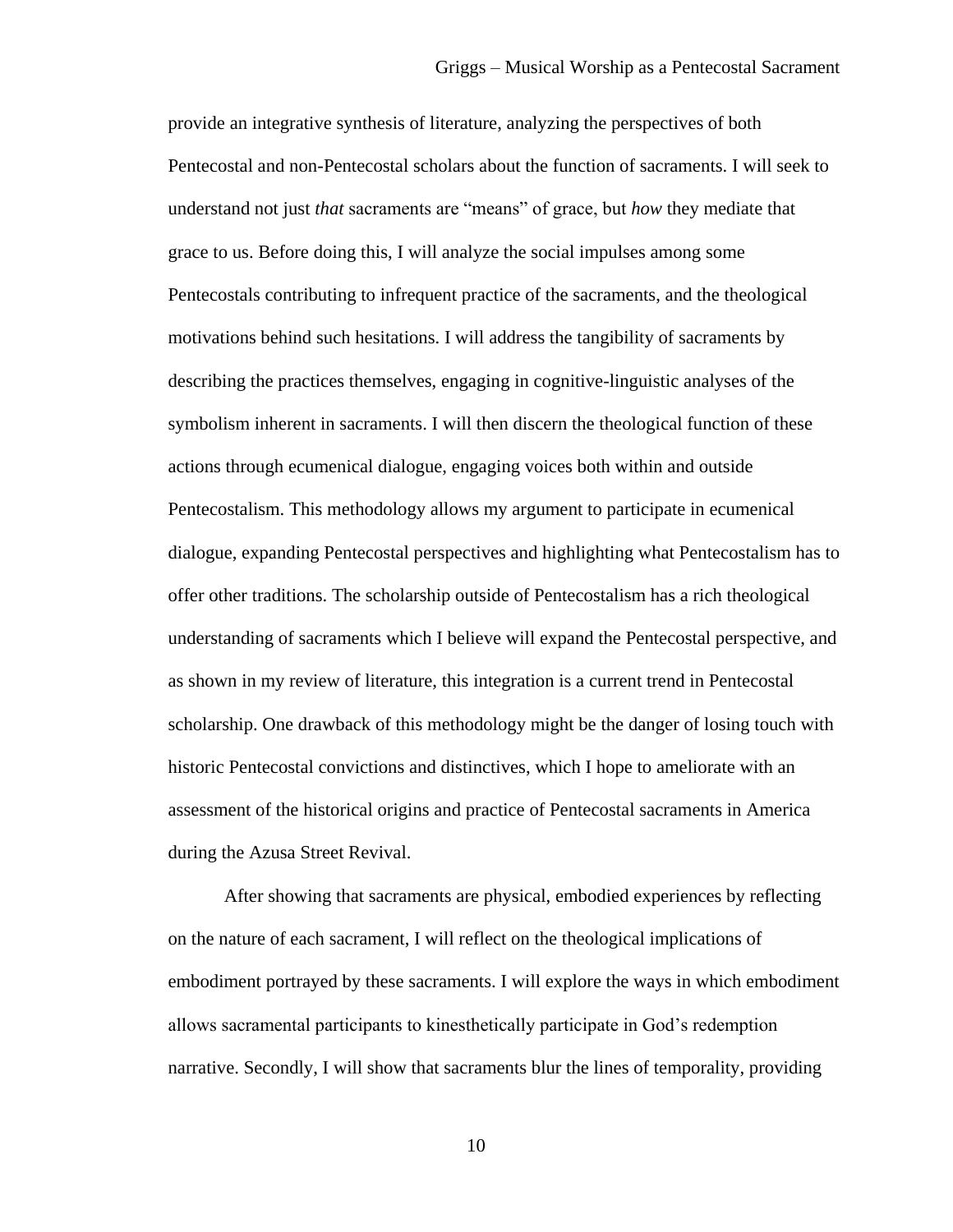provide an integrative synthesis of literature, analyzing the perspectives of both Pentecostal and non-Pentecostal scholars about the function of sacraments. I will seek to understand not just *that* sacraments are "means" of grace, but *how* they mediate that grace to us. Before doing this, I will analyze the social impulses among some Pentecostals contributing to infrequent practice of the sacraments, and the theological motivations behind such hesitations. I will address the tangibility of sacraments by describing the practices themselves, engaging in cognitive-linguistic analyses of the symbolism inherent in sacraments. I will then discern the theological function of these actions through ecumenical dialogue, engaging voices both within and outside Pentecostalism. This methodology allows my argument to participate in ecumenical dialogue, expanding Pentecostal perspectives and highlighting what Pentecostalism has to offer other traditions. The scholarship outside of Pentecostalism has a rich theological understanding of sacraments which I believe will expand the Pentecostal perspective, and as shown in my review of literature, this integration is a current trend in Pentecostal scholarship. One drawback of this methodology might be the danger of losing touch with historic Pentecostal convictions and distinctives, which I hope to ameliorate with an assessment of the historical origins and practice of Pentecostal sacraments in America during the Azusa Street Revival.

After showing that sacraments are physical, embodied experiences by reflecting on the nature of each sacrament, I will reflect on the theological implications of embodiment portrayed by these sacraments. I will explore the ways in which embodiment allows sacramental participants to kinesthetically participate in God's redemption narrative. Secondly, I will show that sacraments blur the lines of temporality, providing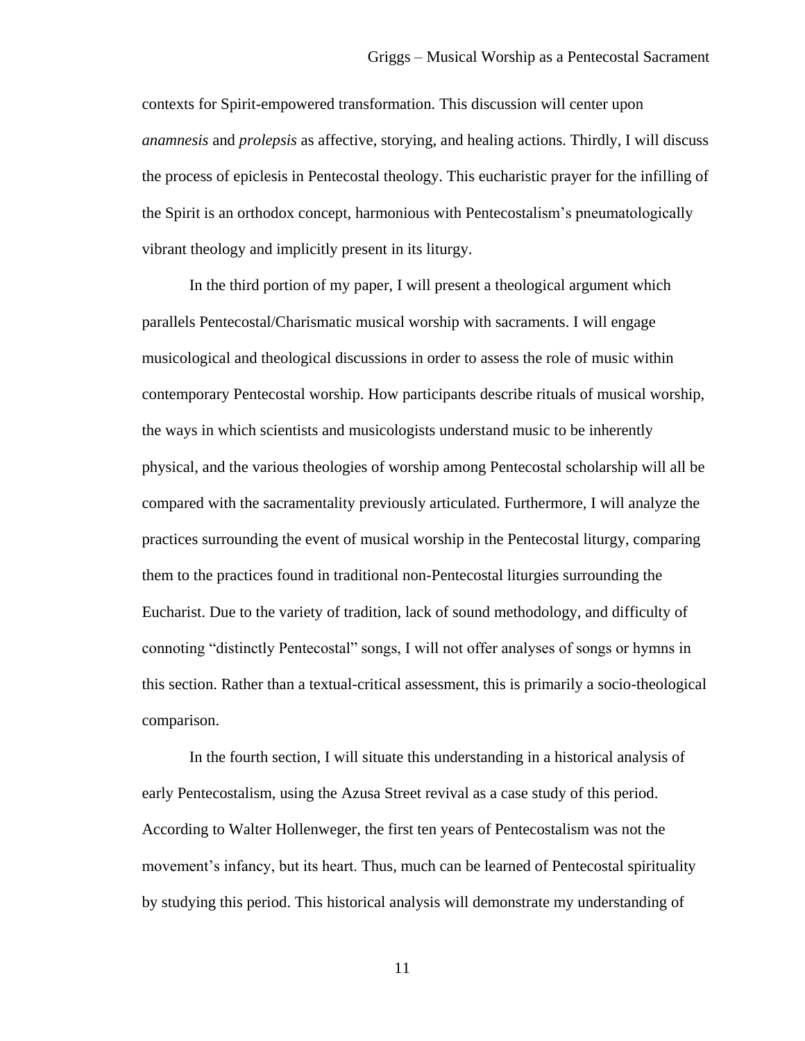contexts for Spirit-empowered transformation. This discussion will center upon *anamnesis* and *prolepsis* as affective, storying, and healing actions. Thirdly, I will discuss the process of epiclesis in Pentecostal theology. This eucharistic prayer for the infilling of the Spirit is an orthodox concept, harmonious with Pentecostalism's pneumatologically vibrant theology and implicitly present in its liturgy.

In the third portion of my paper, I will present a theological argument which parallels Pentecostal/Charismatic musical worship with sacraments. I will engage musicological and theological discussions in order to assess the role of music within contemporary Pentecostal worship. How participants describe rituals of musical worship, the ways in which scientists and musicologists understand music to be inherently physical, and the various theologies of worship among Pentecostal scholarship will all be compared with the sacramentality previously articulated. Furthermore, I will analyze the practices surrounding the event of musical worship in the Pentecostal liturgy, comparing them to the practices found in traditional non-Pentecostal liturgies surrounding the Eucharist. Due to the variety of tradition, lack of sound methodology, and difficulty of connoting "distinctly Pentecostal" songs, I will not offer analyses of songs or hymns in this section. Rather than a textual-critical assessment, this is primarily a socio-theological comparison.

In the fourth section, I will situate this understanding in a historical analysis of early Pentecostalism, using the Azusa Street revival as a case study of this period. According to Walter Hollenweger, the first ten years of Pentecostalism was not the movement's infancy, but its heart. Thus, much can be learned of Pentecostal spirituality by studying this period. This historical analysis will demonstrate my understanding of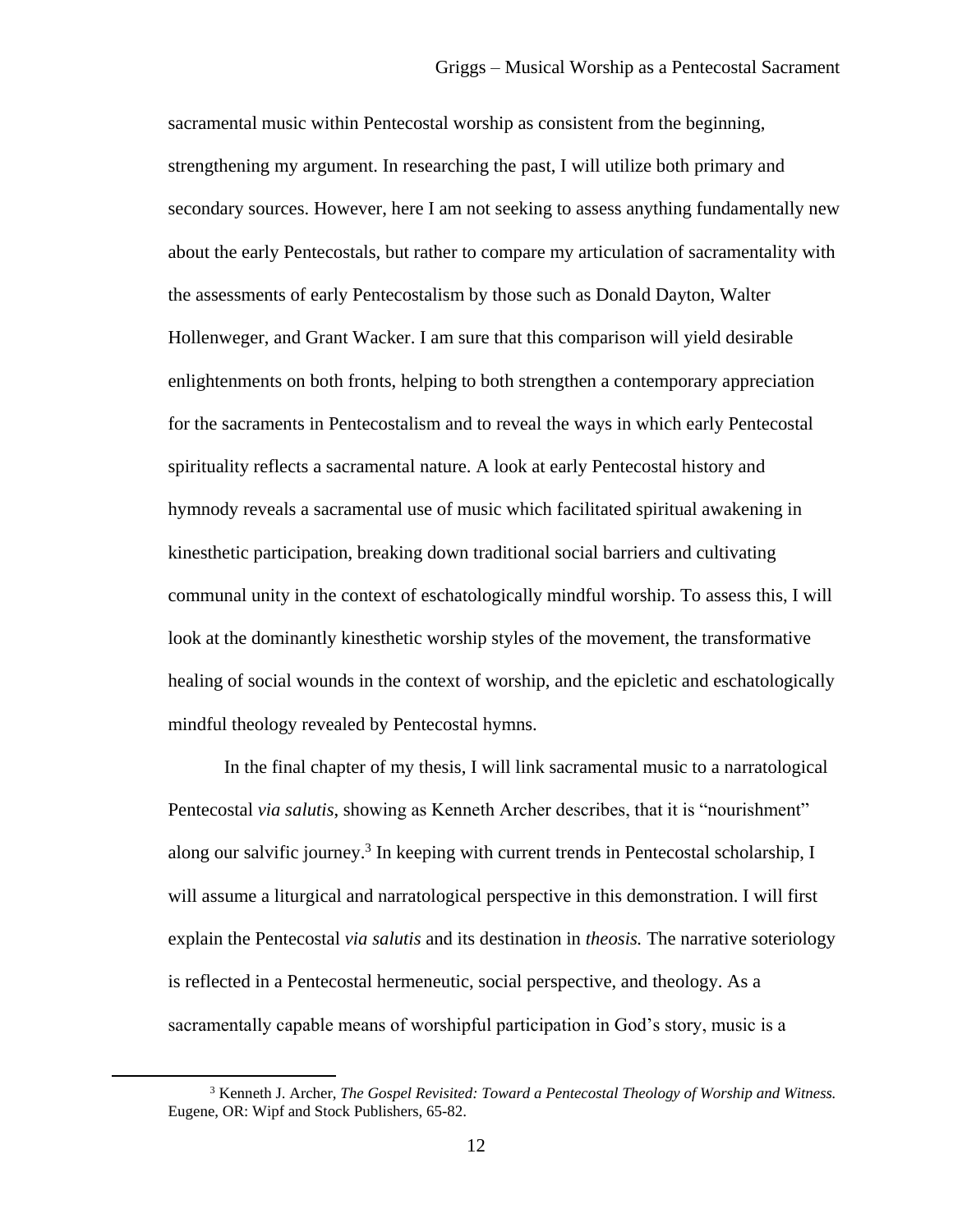sacramental music within Pentecostal worship as consistent from the beginning, strengthening my argument. In researching the past, I will utilize both primary and secondary sources. However, here I am not seeking to assess anything fundamentally new about the early Pentecostals, but rather to compare my articulation of sacramentality with the assessments of early Pentecostalism by those such as Donald Dayton, Walter Hollenweger, and Grant Wacker. I am sure that this comparison will yield desirable enlightenments on both fronts, helping to both strengthen a contemporary appreciation for the sacraments in Pentecostalism and to reveal the ways in which early Pentecostal spirituality reflects a sacramental nature. A look at early Pentecostal history and hymnody reveals a sacramental use of music which facilitated spiritual awakening in kinesthetic participation, breaking down traditional social barriers and cultivating communal unity in the context of eschatologically mindful worship. To assess this, I will look at the dominantly kinesthetic worship styles of the movement, the transformative healing of social wounds in the context of worship, and the epicletic and eschatologically mindful theology revealed by Pentecostal hymns.

In the final chapter of my thesis, I will link sacramental music to a narratological Pentecostal *via salutis*, showing as Kenneth Archer describes, that it is "nourishment" along our salvific journey.[3] In keeping with current trends in Pentecostal scholarship, I will assume a liturgical and narratological perspective in this demonstration. I will first explain the Pentecostal *via salutis* and its destination in *theosis.* The narrative soteriology is reflected in a Pentecostal hermeneutic, social perspective, and theology. As a sacramentally capable means of worshipful participation in God's story, music is a

[3] Kenneth J. Archer, *The Gospel Revisited: Toward a Pentecostal Theology of Worship and Witness.* Eugene, OR: Wipf and Stock Publishers, 65-82.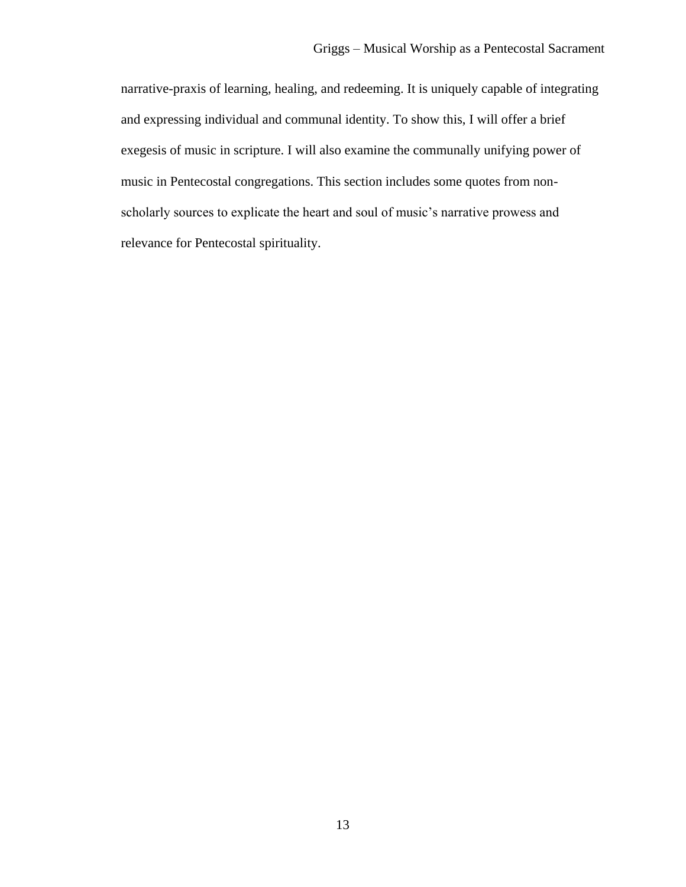narrative-praxis of learning, healing, and redeeming. It is uniquely capable of integrating and expressing individual and communal identity. To show this, I will offer a brief exegesis of music in scripture. I will also examine the communally unifying power of music in Pentecostal congregations. This section includes some quotes from non-scholarly sources to explicate the heart and soul of music's narrative prowess and relevance for Pentecostal spirituality.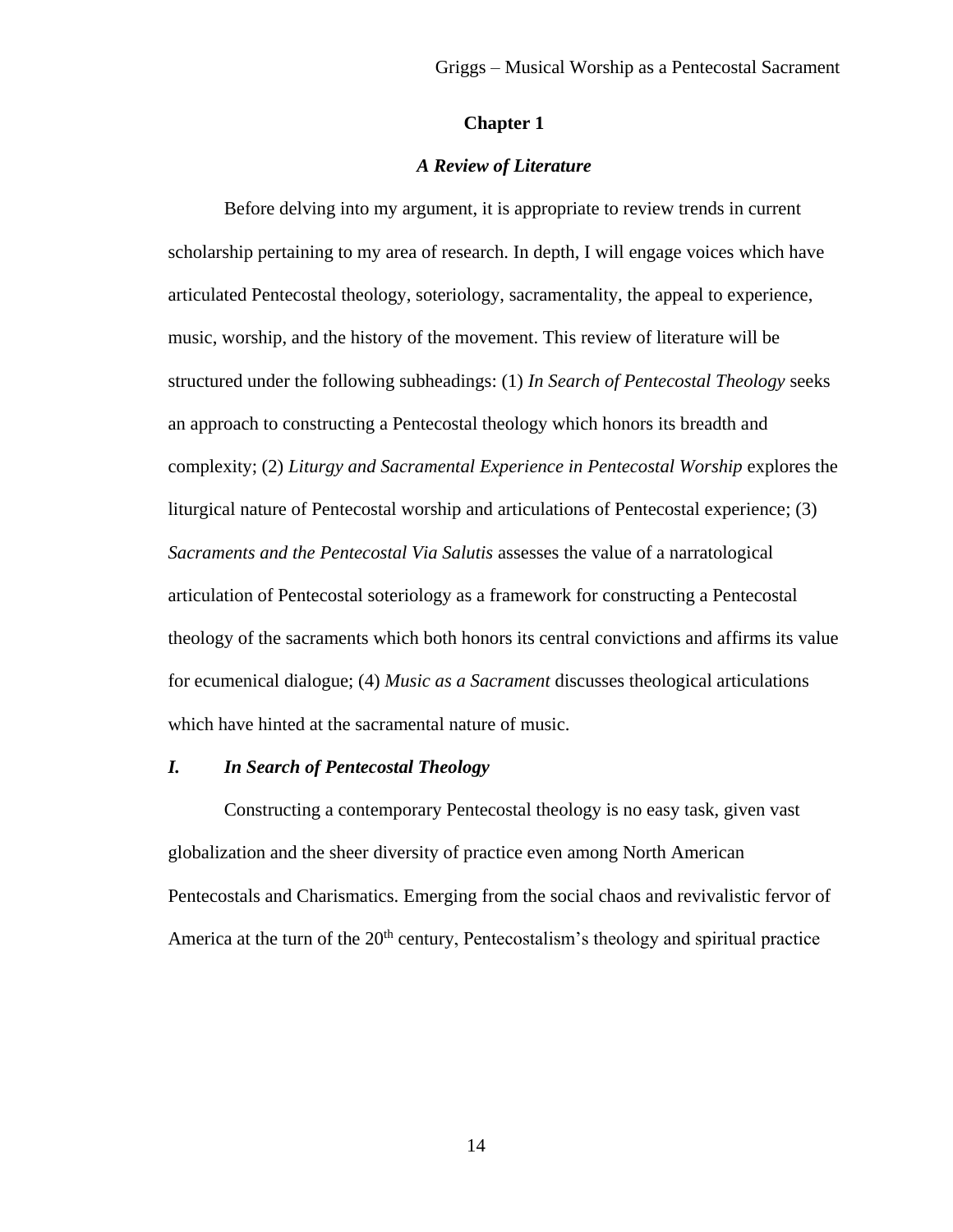# Chapter 1

## *A Review of Literature*

Before delving into my argument, it is appropriate to review trends in current scholarship pertaining to my area of research. In depth, I will engage voices which have articulated Pentecostal theology, soteriology, sacramentality, the appeal to experience, music, worship, and the history of the movement. This review of literature will be structured under the following subheadings: (1) *In Search of Pentecostal Theology* seeks an approach to constructing a Pentecostal theology which honors its breadth and complexity; (2) *Liturgy and Sacramental Experience in Pentecostal Worship* explores the liturgical nature of Pentecostal worship and articulations of Pentecostal experience; (3) *Sacraments and the Pentecostal Via Salutis* assesses the value of a narratological articulation of Pentecostal soteriology as a framework for constructing a Pentecostal theology of the sacraments which both honors its central convictions and affirms its value for ecumenical dialogue; (4) *Music as a Sacrament* discusses theological articulations which have hinted at the sacramental nature of music.

### *I. In Search of Pentecostal Theology*

Constructing a contemporary Pentecostal theology is no easy task, given vast globalization and the sheer diversity of practice even among North American Pentecostals and Charismatics. Emerging from the social chaos and revivalistic fervor of America at the turn of the 20th century, Pentecostalism's theology and spiritual practice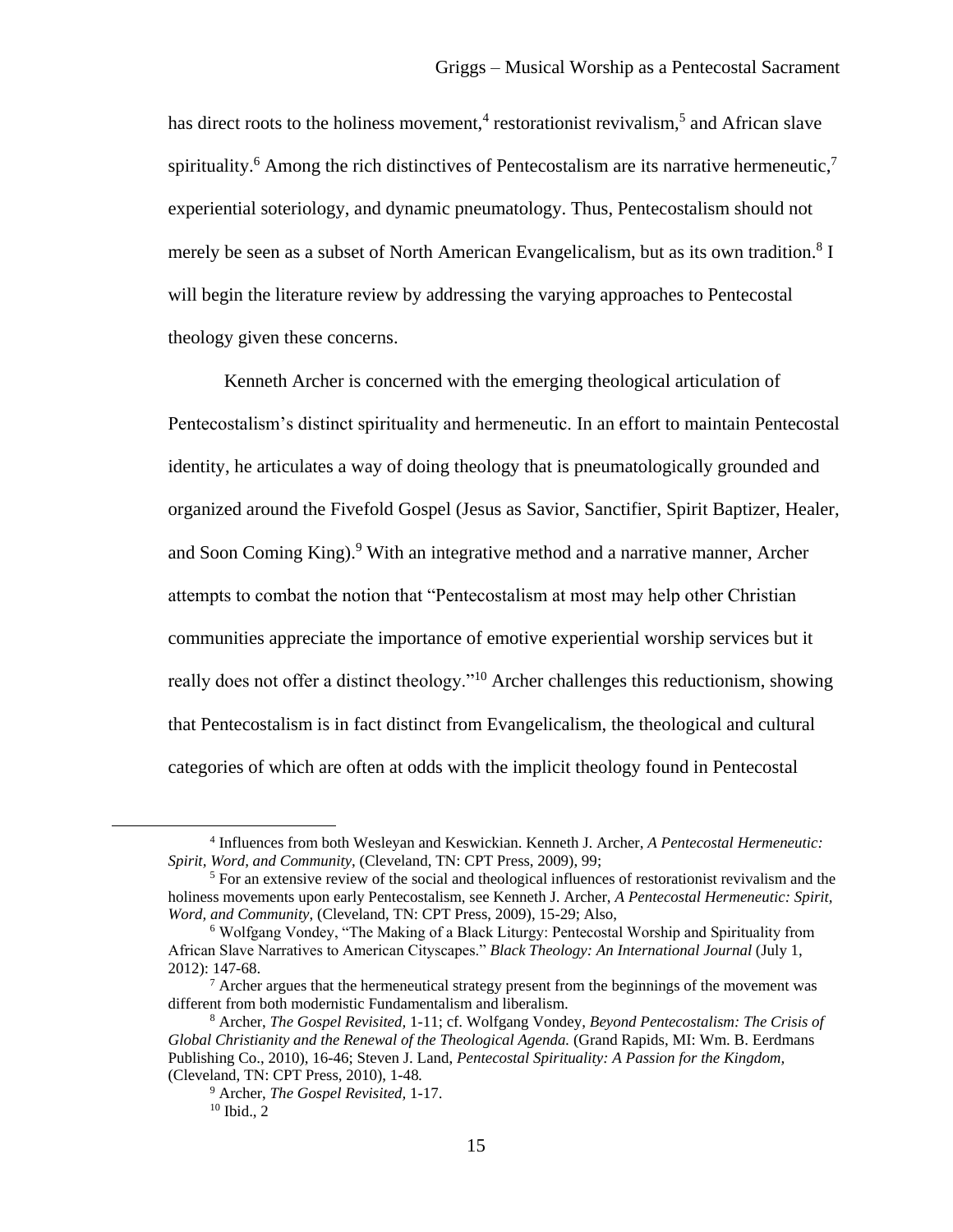has direct roots to the holiness movement,[4] restorationist revivalism,[5] and African slave spirituality.[6] Among the rich distinctives of Pentecostalism are its narrative hermeneutic,[7] experiential soteriology, and dynamic pneumatology. Thus, Pentecostalism should not merely be seen as a subset of North American Evangelicalism, but as its own tradition.[8] I will begin the literature review by addressing the varying approaches to Pentecostal theology given these concerns.

Kenneth Archer is concerned with the emerging theological articulation of Pentecostalism's distinct spirituality and hermeneutic. In an effort to maintain Pentecostal identity, he articulates a way of doing theology that is pneumatologically grounded and organized around the Fivefold Gospel (Jesus as Savior, Sanctifier, Spirit Baptizer, Healer, and Soon Coming King).[9] With an integrative method and a narrative manner, Archer attempts to combat the notion that "Pentecostalism at most may help other Christian communities appreciate the importance of emotive experiential worship services but it really does not offer a distinct theology."[10] Archer challenges this reductionism, showing that Pentecostalism is in fact distinct from Evangelicalism, the theological and cultural categories of which are often at odds with the implicit theology found in Pentecostal

---

[4] Influences from both Wesleyan and Keswickian. Kenneth J. Archer, *A Pentecostal Hermeneutic: Spirit, Word, and Community*, (Cleveland, TN: CPT Press, 2009), 99;

[5] For an extensive review of the social and theological influences of restorationist revivalism and the holiness movements upon early Pentecostalism, see Kenneth J. Archer, *A Pentecostal Hermeneutic: Spirit, Word, and Community*, (Cleveland, TN: CPT Press, 2009), 15-29; Also,

[6] Wolfgang Vondey, "The Making of a Black Liturgy: Pentecostal Worship and Spirituality from African Slave Narratives to American Cityscapes." *Black Theology: An International Journal* (July 1, 2012): 147-68.

[7] Archer argues that the hermeneutical strategy present from the beginnings of the movement was different from both modernistic Fundamentalism and liberalism.

[8] Archer, *The Gospel Revisited,* 1-11; cf. Wolfgang Vondey, *Beyond Pentecostalism: The Crisis of Global Christianity and the Renewal of the Theological Agenda.* (Grand Rapids, MI: Wm. B. Eerdmans Publishing Co., 2010), 16-46; Steven J. Land, *Pentecostal Spirituality: A Passion for the Kingdom*, (Cleveland, TN: CPT Press, 2010), 1-48.

[9] Archer, *The Gospel Revisited,* 1-17.

[10] Ibid., 2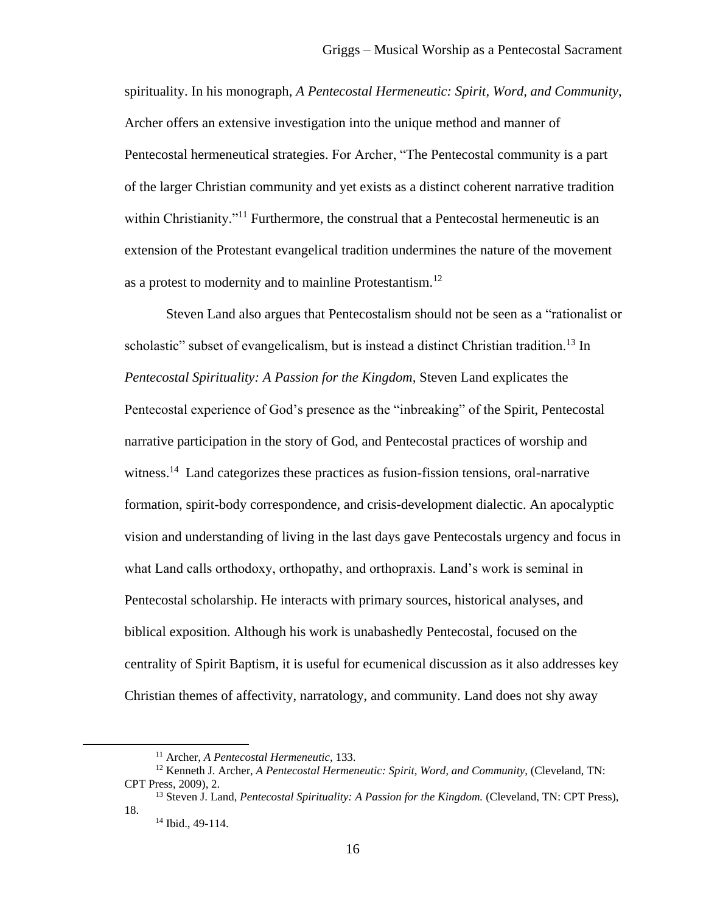spirituality. In his monograph, *A Pentecostal Hermeneutic: Spirit, Word, and Community*, Archer offers an extensive investigation into the unique method and manner of Pentecostal hermeneutical strategies. For Archer, "The Pentecostal community is a part of the larger Christian community and yet exists as a distinct coherent narrative tradition within Christianity."[11] Furthermore, the construal that a Pentecostal hermeneutic is an extension of the Protestant evangelical tradition undermines the nature of the movement as a protest to modernity and to mainline Protestantism.[12]

Steven Land also argues that Pentecostalism should not be seen as a "rationalist or scholastic" subset of evangelicalism, but is instead a distinct Christian tradition.[13] In *Pentecostal Spirituality: A Passion for the Kingdom,* Steven Land explicates the Pentecostal experience of God's presence as the "inbreaking" of the Spirit, Pentecostal narrative participation in the story of God, and Pentecostal practices of worship and witness.[14] Land categorizes these practices as fusion-fission tensions, oral-narrative formation, spirit-body correspondence, and crisis-development dialectic. An apocalyptic vision and understanding of living in the last days gave Pentecostals urgency and focus in what Land calls orthodoxy, orthopathy, and orthopraxis. Land's work is seminal in Pentecostal scholarship. He interacts with primary sources, historical analyses, and biblical exposition. Although his work is unabashedly Pentecostal, focused on the centrality of Spirit Baptism, it is useful for ecumenical discussion as it also addresses key Christian themes of affectivity, narratology, and community. Land does not shy away

---

[11] Archer, *A Pentecostal Hermeneutic,* 133.

[12] Kenneth J. Archer, *A Pentecostal Hermeneutic: Spirit, Word, and Community,* (Cleveland, TN: CPT Press, 2009), 2.

[13] Steven J. Land, *Pentecostal Spirituality: A Passion for the Kingdom.* (Cleveland, TN: CPT Press), 18.

[14] Ibid., 49-114.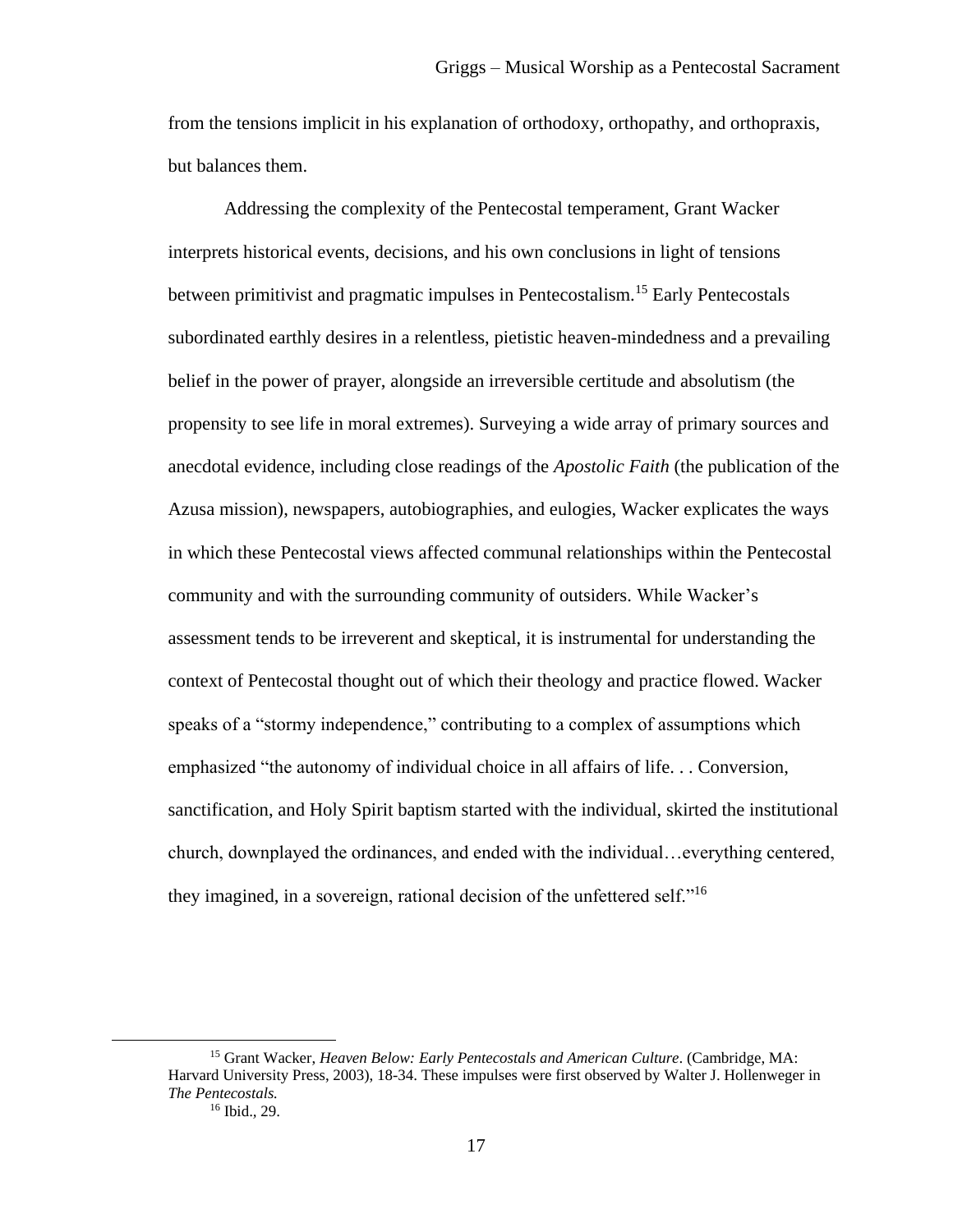from the tensions implicit in his explanation of orthodoxy, orthopathy, and orthopraxis, but balances them.

Addressing the complexity of the Pentecostal temperament, Grant Wacker interprets historical events, decisions, and his own conclusions in light of tensions between primitivist and pragmatic impulses in Pentecostalism.[15] Early Pentecostals subordinated earthly desires in a relentless, pietistic heaven-mindedness and a prevailing belief in the power of prayer, alongside an irreversible certitude and absolutism (the propensity to see life in moral extremes). Surveying a wide array of primary sources and anecdotal evidence, including close readings of the *Apostolic Faith* (the publication of the Azusa mission), newspapers, autobiographies, and eulogies, Wacker explicates the ways in which these Pentecostal views affected communal relationships within the Pentecostal community and with the surrounding community of outsiders. While Wacker's assessment tends to be irreverent and skeptical, it is instrumental for understanding the context of Pentecostal thought out of which their theology and practice flowed. Wacker speaks of a "stormy independence," contributing to a complex of assumptions which emphasized "the autonomy of individual choice in all affairs of life. . . Conversion, sanctification, and Holy Spirit baptism started with the individual, skirted the institutional church, downplayed the ordinances, and ended with the individual…everything centered, they imagined, in a sovereign, rational decision of the unfettered self."[16]

---

[15] Grant Wacker, *Heaven Below: Early Pentecostals and American Culture*. (Cambridge, MA: Harvard University Press, 2003), 18-34. These impulses were first observed by Walter J. Hollenweger in *The Pentecostals.*

[16] Ibid., 29.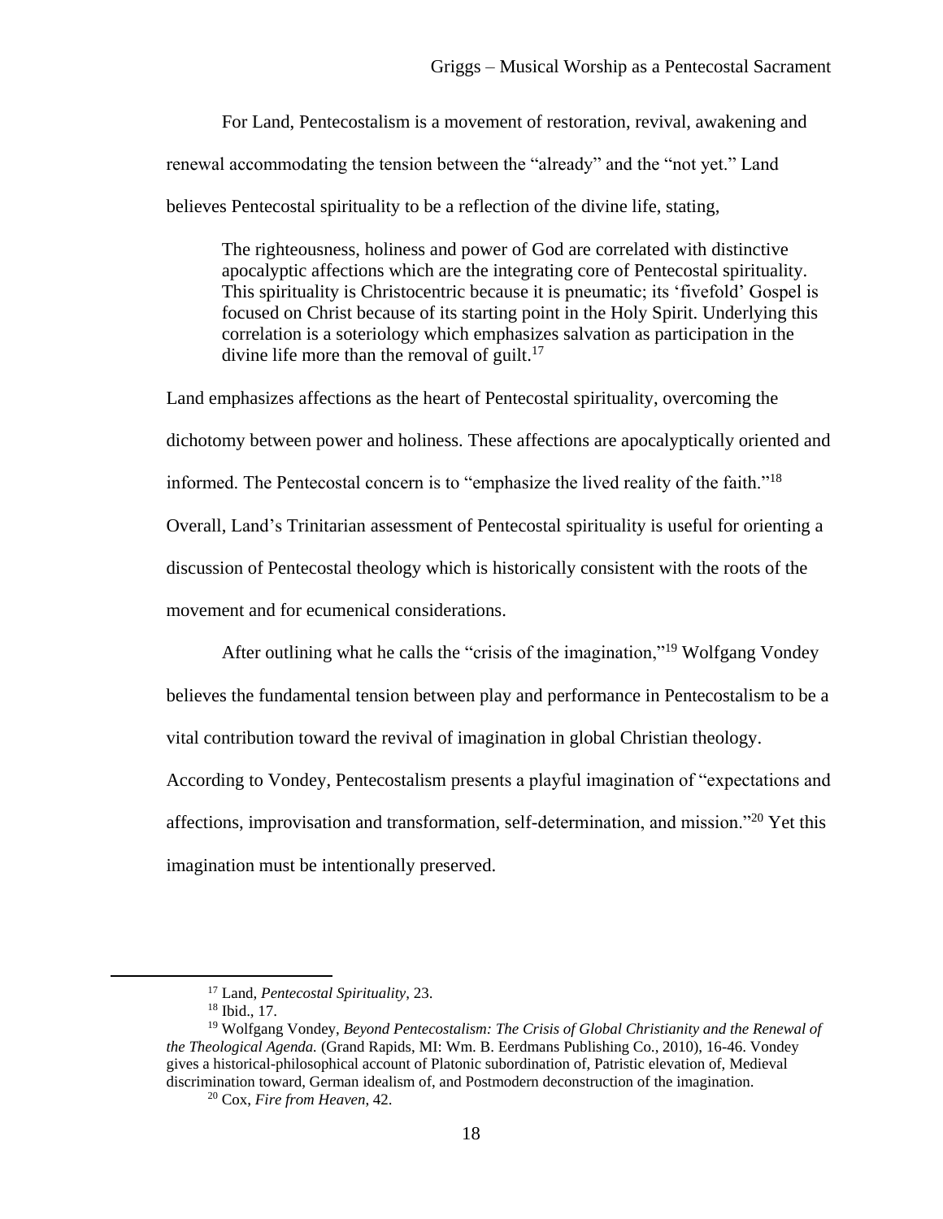For Land, Pentecostalism is a movement of restoration, revival, awakening and renewal accommodating the tension between the "already" and the "not yet." Land believes Pentecostal spirituality to be a reflection of the divine life, stating,

> The righteousness, holiness and power of God are correlated with distinctive apocalyptic affections which are the integrating core of Pentecostal spirituality. This spirituality is Christocentric because it is pneumatic; its 'fivefold' Gospel is focused on Christ because of its starting point in the Holy Spirit. Underlying this correlation is a soteriology which emphasizes salvation as participation in the divine life more than the removal of guilt.[17]

Land emphasizes affections as the heart of Pentecostal spirituality, overcoming the dichotomy between power and holiness. These affections are apocalyptically oriented and informed. The Pentecostal concern is to "emphasize the lived reality of the faith."[18] Overall, Land's Trinitarian assessment of Pentecostal spirituality is useful for orienting a discussion of Pentecostal theology which is historically consistent with the roots of the movement and for ecumenical considerations.

After outlining what he calls the "crisis of the imagination,"[19] Wolfgang Vondey believes the fundamental tension between play and performance in Pentecostalism to be a vital contribution toward the revival of imagination in global Christian theology. According to Vondey, Pentecostalism presents a playful imagination of "expectations and affections, improvisation and transformation, self-determination, and mission."[20] Yet this imagination must be intentionally preserved.

---

[17] Land, *Pentecostal Spirituality*, 23.

[18] Ibid., 17.

[19] Wolfgang Vondey, *Beyond Pentecostalism: The Crisis of Global Christianity and the Renewal of the Theological Agenda.* (Grand Rapids, MI: Wm. B. Eerdmans Publishing Co., 2010), 16-46. Vondey gives a historical-philosophical account of Platonic subordination of, Patristic elevation of, Medieval discrimination toward, German idealism of, and Postmodern deconstruction of the imagination.

[20] Cox, *Fire from Heaven*, 42.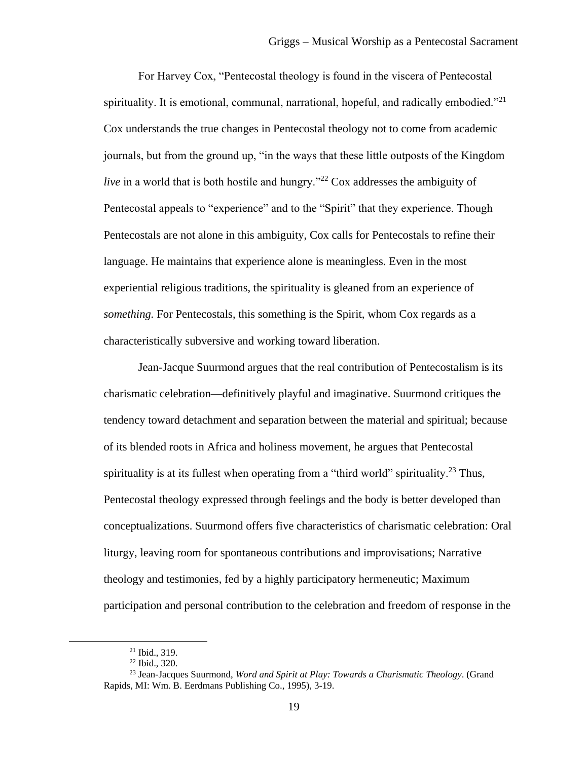For Harvey Cox, "Pentecostal theology is found in the viscera of Pentecostal spirituality. It is emotional, communal, narrational, hopeful, and radically embodied."[21] Cox understands the true changes in Pentecostal theology not to come from academic journals, but from the ground up, "in the ways that these little outposts of the Kingdom *live* in a world that is both hostile and hungry."[22] Cox addresses the ambiguity of Pentecostal appeals to "experience" and to the "Spirit" that they experience. Though Pentecostals are not alone in this ambiguity, Cox calls for Pentecostals to refine their language. He maintains that experience alone is meaningless. Even in the most experiential religious traditions, the spirituality is gleaned from an experience of *something.* For Pentecostals, this something is the Spirit, whom Cox regards as a characteristically subversive and working toward liberation.

Jean-Jacque Suurmond argues that the real contribution of Pentecostalism is its charismatic celebration—definitively playful and imaginative. Suurmond critiques the tendency toward detachment and separation between the material and spiritual; because of its blended roots in Africa and holiness movement, he argues that Pentecostal spirituality is at its fullest when operating from a "third world" spirituality.[23] Thus, Pentecostal theology expressed through feelings and the body is better developed than conceptualizations. Suurmond offers five characteristics of charismatic celebration: Oral liturgy, leaving room for spontaneous contributions and improvisations; Narrative theology and testimonies, fed by a highly participatory hermeneutic; Maximum participation and personal contribution to the celebration and freedom of response in the

---

[21] Ibid., 319.

[22] Ibid., 320.

[23] Jean-Jacques Suurmond, *Word and Spirit at Play: Towards a Charismatic Theology*. (Grand Rapids, MI: Wm. B. Eerdmans Publishing Co., 1995), 3-19.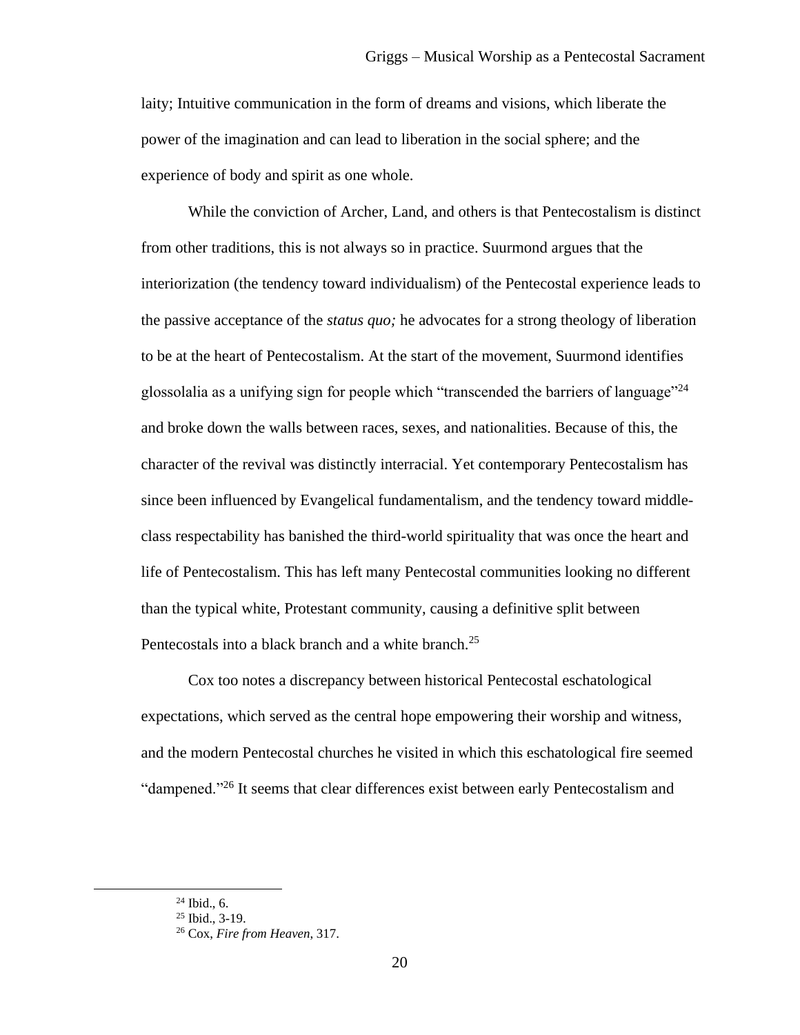laity; Intuitive communication in the form of dreams and visions, which liberate the power of the imagination and can lead to liberation in the social sphere; and the experience of body and spirit as one whole.

While the conviction of Archer, Land, and others is that Pentecostalism is distinct from other traditions, this is not always so in practice. Suurmond argues that the interiorization (the tendency toward individualism) of the Pentecostal experience leads to the passive acceptance of the *status quo;* he advocates for a strong theology of liberation to be at the heart of Pentecostalism. At the start of the movement, Suurmond identifies glossolalia as a unifying sign for people which "transcended the barriers of language"[24] and broke down the walls between races, sexes, and nationalities. Because of this, the character of the revival was distinctly interracial. Yet contemporary Pentecostalism has since been influenced by Evangelical fundamentalism, and the tendency toward middle-class respectability has banished the third-world spirituality that was once the heart and life of Pentecostalism. This has left many Pentecostal communities looking no different than the typical white, Protestant community, causing a definitive split between Pentecostals into a black branch and a white branch.[25]

Cox too notes a discrepancy between historical Pentecostal eschatological expectations, which served as the central hope empowering their worship and witness, and the modern Pentecostal churches he visited in which this eschatological fire seemed "dampened."[26] It seems that clear differences exist between early Pentecostalism and

[24] Ibid., 6.
[25] Ibid., 3-19.
[26] Cox, *Fire from Heaven,* 317.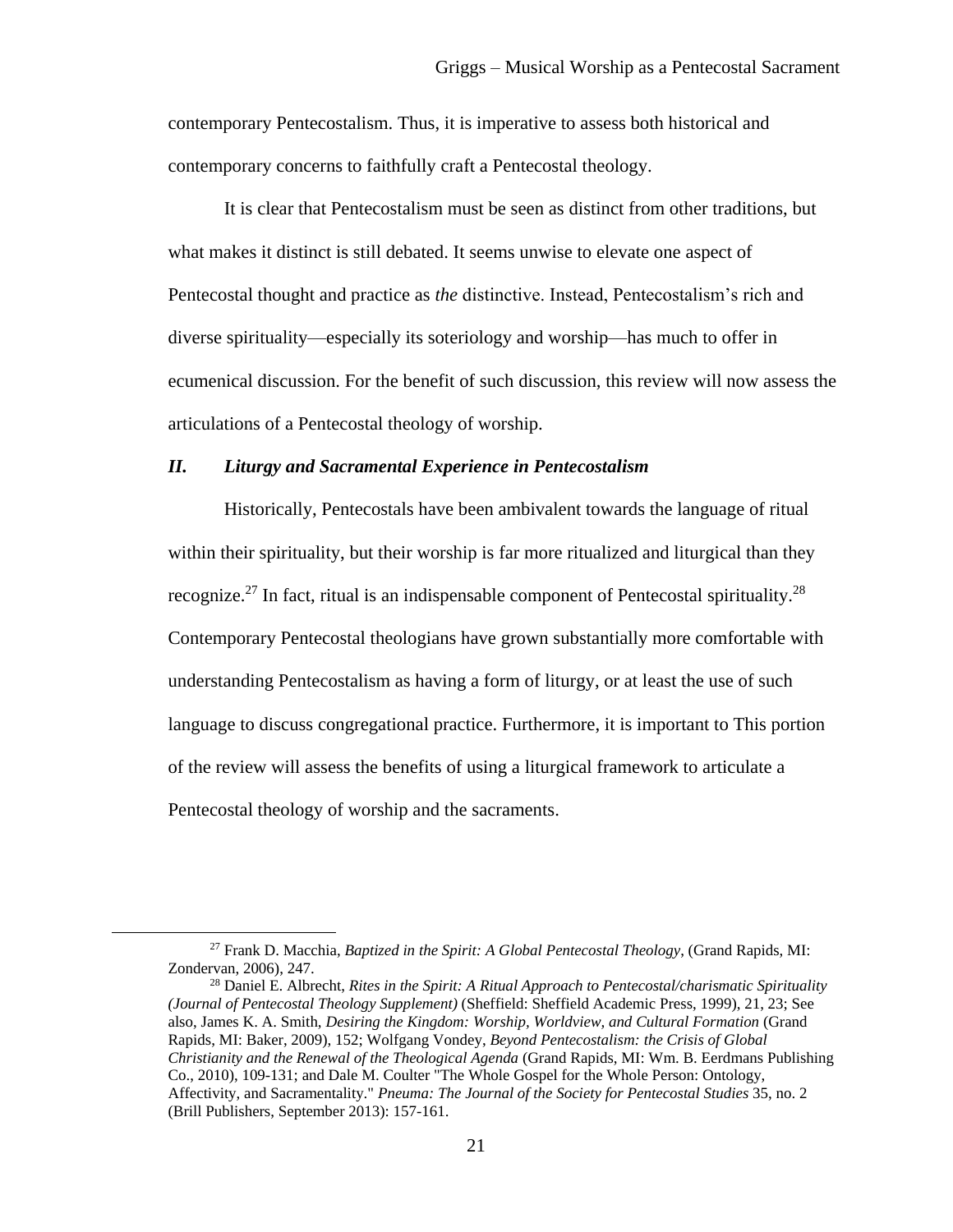contemporary Pentecostalism. Thus, it is imperative to assess both historical and contemporary concerns to faithfully craft a Pentecostal theology.

It is clear that Pentecostalism must be seen as distinct from other traditions, but what makes it distinct is still debated. It seems unwise to elevate one aspect of Pentecostal thought and practice as *the* distinctive. Instead, Pentecostalism's rich and diverse spirituality—especially its soteriology and worship—has much to offer in ecumenical discussion. For the benefit of such discussion, this review will now assess the articulations of a Pentecostal theology of worship.

### ***II. Liturgy and Sacramental Experience in Pentecostalism***

Historically, Pentecostals have been ambivalent towards the language of ritual within their spirituality, but their worship is far more ritualized and liturgical than they recognize.[27] In fact, ritual is an indispensable component of Pentecostal spirituality.[28] Contemporary Pentecostal theologians have grown substantially more comfortable with understanding Pentecostalism as having a form of liturgy, or at least the use of such language to discuss congregational practice. Furthermore, it is important to This portion of the review will assess the benefits of using a liturgical framework to articulate a Pentecostal theology of worship and the sacraments.

---

[27] Frank D. Macchia, *Baptized in the Spirit: A Global Pentecostal Theology*, (Grand Rapids, MI: Zondervan, 2006), 247.

[28] Daniel E. Albrecht, *Rites in the Spirit: A Ritual Approach to Pentecostal/charismatic Spirituality (Journal of Pentecostal Theology Supplement)* (Sheffield: Sheffield Academic Press, 1999), 21, 23; See also, James K. A. Smith, *Desiring the Kingdom: Worship, Worldview, and Cultural Formation* (Grand Rapids, MI: Baker, 2009), 152; Wolfgang Vondey, *Beyond Pentecostalism: the Crisis of Global Christianity and the Renewal of the Theological Agenda* (Grand Rapids, MI: Wm. B. Eerdmans Publishing Co., 2010), 109-131; and Dale M. Coulter "The Whole Gospel for the Whole Person: Ontology, Affectivity, and Sacramentality." *Pneuma: The Journal of the Society for Pentecostal Studies* 35, no. 2 (Brill Publishers, September 2013): 157-161.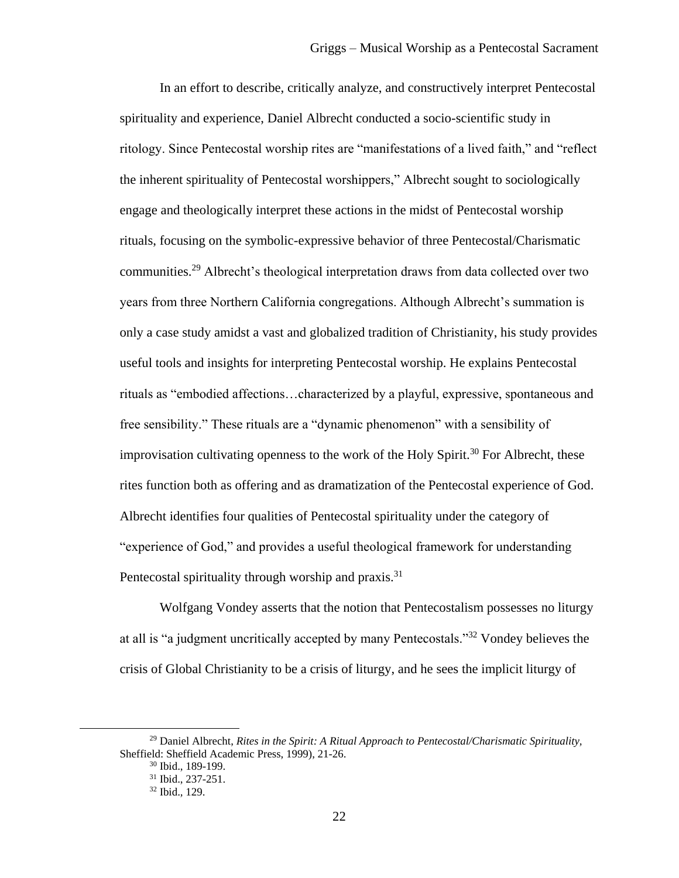In an effort to describe, critically analyze, and constructively interpret Pentecostal spirituality and experience, Daniel Albrecht conducted a socio-scientific study in ritology. Since Pentecostal worship rites are "manifestations of a lived faith," and "reflect the inherent spirituality of Pentecostal worshippers," Albrecht sought to sociologically engage and theologically interpret these actions in the midst of Pentecostal worship rituals, focusing on the symbolic-expressive behavior of three Pentecostal/Charismatic communities.[29] Albrecht's theological interpretation draws from data collected over two years from three Northern California congregations. Although Albrecht's summation is only a case study amidst a vast and globalized tradition of Christianity, his study provides useful tools and insights for interpreting Pentecostal worship. He explains Pentecostal rituals as "embodied affections…characterized by a playful, expressive, spontaneous and free sensibility." These rituals are a "dynamic phenomenon" with a sensibility of improvisation cultivating openness to the work of the Holy Spirit.[30] For Albrecht, these rites function both as offering and as dramatization of the Pentecostal experience of God. Albrecht identifies four qualities of Pentecostal spirituality under the category of "experience of God," and provides a useful theological framework for understanding Pentecostal spirituality through worship and praxis.[31]

Wolfgang Vondey asserts that the notion that Pentecostalism possesses no liturgy at all is "a judgment uncritically accepted by many Pentecostals."[32] Vondey believes the crisis of Global Christianity to be a crisis of liturgy, and he sees the implicit liturgy of

---

[29] Daniel Albrecht, *Rites in the Spirit: A Ritual Approach to Pentecostal/Charismatic Spirituality,* Sheffield: Sheffield Academic Press, 1999), 21-26.

[30] Ibid., 189-199.

[31] Ibid., 237-251.

[32] Ibid., 129.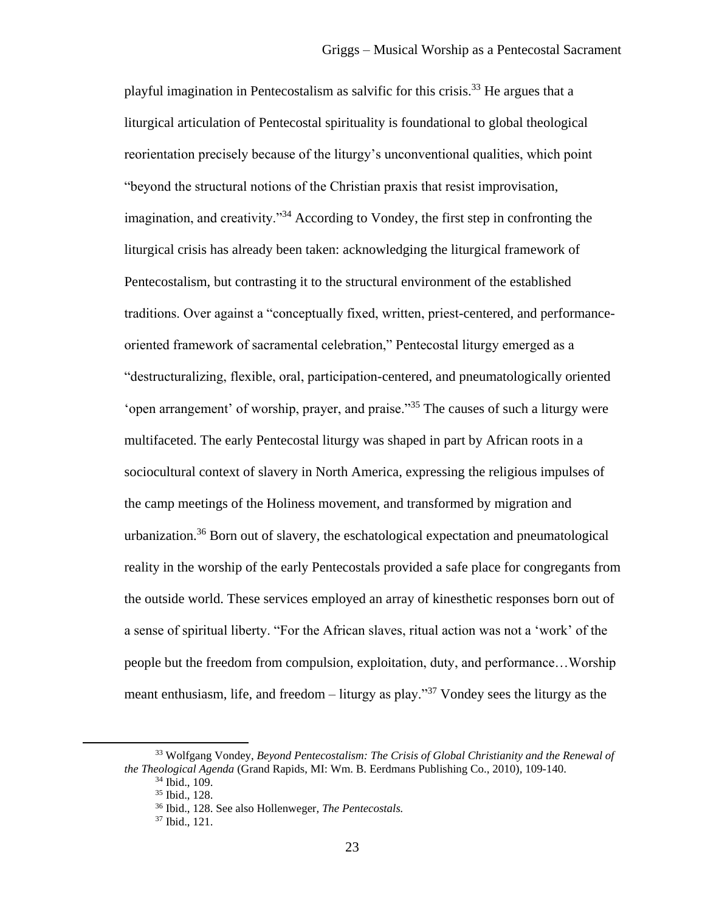playful imagination in Pentecostalism as salvific for this crisis.[33] He argues that a liturgical articulation of Pentecostal spirituality is foundational to global theological reorientation precisely because of the liturgy's unconventional qualities, which point "beyond the structural notions of the Christian praxis that resist improvisation, imagination, and creativity."[34] According to Vondey, the first step in confronting the liturgical crisis has already been taken: acknowledging the liturgical framework of Pentecostalism, but contrasting it to the structural environment of the established traditions. Over against a "conceptually fixed, written, priest-centered, and performance-oriented framework of sacramental celebration," Pentecostal liturgy emerged as a "destructuralizing, flexible, oral, participation-centered, and pneumatologically oriented 'open arrangement' of worship, prayer, and praise."[35] The causes of such a liturgy were multifaceted. The early Pentecostal liturgy was shaped in part by African roots in a sociocultural context of slavery in North America, expressing the religious impulses of the camp meetings of the Holiness movement, and transformed by migration and urbanization.[36] Born out of slavery, the eschatological expectation and pneumatological reality in the worship of the early Pentecostals provided a safe place for congregants from the outside world. These services employed an array of kinesthetic responses born out of a sense of spiritual liberty. "For the African slaves, ritual action was not a 'work' of the people but the freedom from compulsion, exploitation, duty, and performance…Worship meant enthusiasm, life, and freedom – liturgy as play."[37] Vondey sees the liturgy as the

---

[33] Wolfgang Vondey, *Beyond Pentecostalism: The Crisis of Global Christianity and the Renewal of the Theological Agenda* (Grand Rapids, MI: Wm. B. Eerdmans Publishing Co., 2010), 109-140.

[34] Ibid., 109.

[35] Ibid., 128.

[36] Ibid., 128. See also Hollenweger, *The Pentecostals.*

[37] Ibid., 121.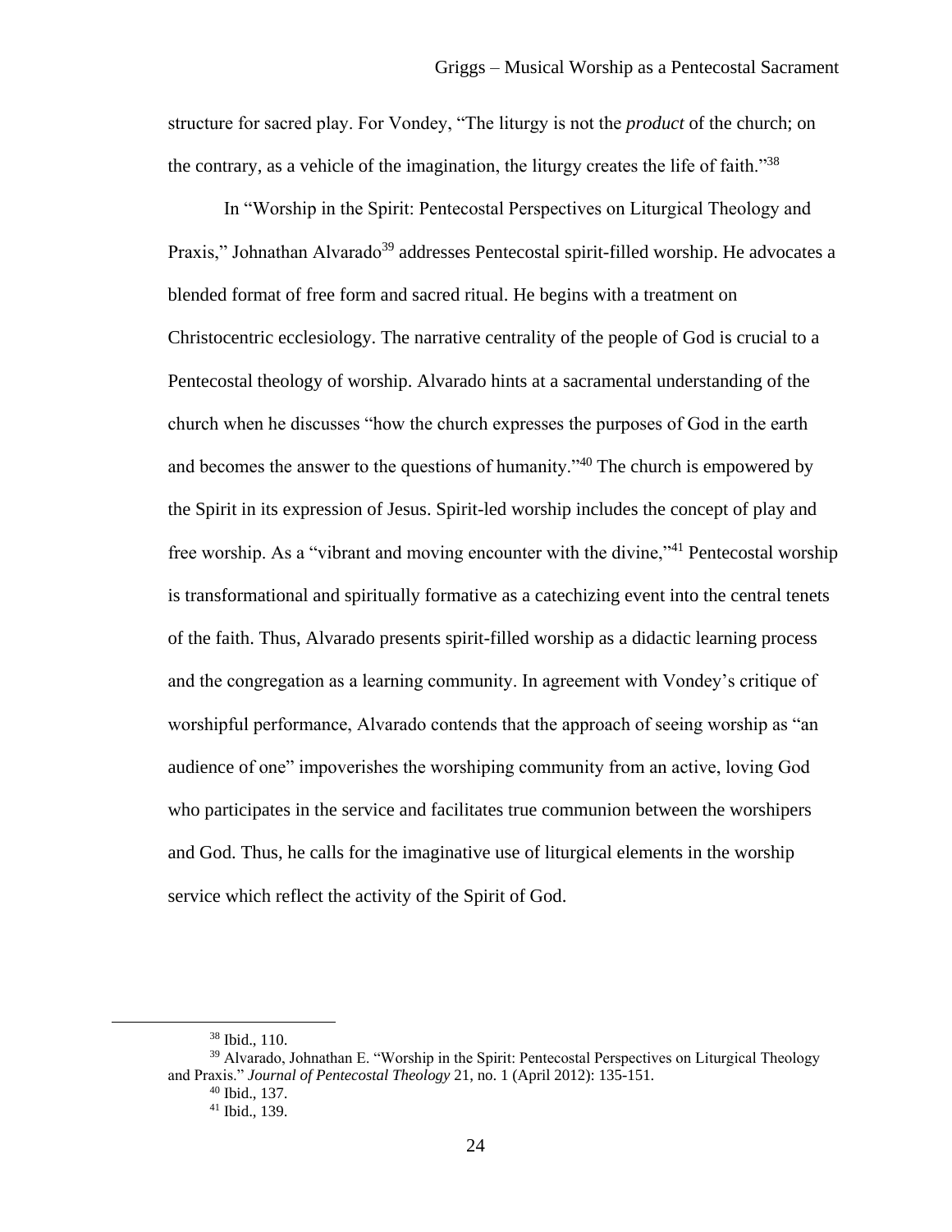structure for sacred play. For Vondey, "The liturgy is not the *product* of the church; on the contrary, as a vehicle of the imagination, the liturgy creates the life of faith."[38]

In "Worship in the Spirit: Pentecostal Perspectives on Liturgical Theology and Praxis," Johnathan Alvarado[39] addresses Pentecostal spirit-filled worship. He advocates a blended format of free form and sacred ritual. He begins with a treatment on Christocentric ecclesiology. The narrative centrality of the people of God is crucial to a Pentecostal theology of worship. Alvarado hints at a sacramental understanding of the church when he discusses "how the church expresses the purposes of God in the earth and becomes the answer to the questions of humanity."[40] The church is empowered by the Spirit in its expression of Jesus. Spirit-led worship includes the concept of play and free worship. As a "vibrant and moving encounter with the divine,"[41] Pentecostal worship is transformational and spiritually formative as a catechizing event into the central tenets of the faith. Thus, Alvarado presents spirit-filled worship as a didactic learning process and the congregation as a learning community. In agreement with Vondey's critique of worshipful performance, Alvarado contends that the approach of seeing worship as "an audience of one" impoverishes the worshiping community from an active, loving God who participates in the service and facilitates true communion between the worshipers and God. Thus, he calls for the imaginative use of liturgical elements in the worship service which reflect the activity of the Spirit of God.

---

[38] Ibid., 110.

[39] Alvarado, Johnathan E. "Worship in the Spirit: Pentecostal Perspectives on Liturgical Theology and Praxis." *Journal of Pentecostal Theology* 21, no. 1 (April 2012): 135-151.

[40] Ibid., 137.

[41] Ibid., 139.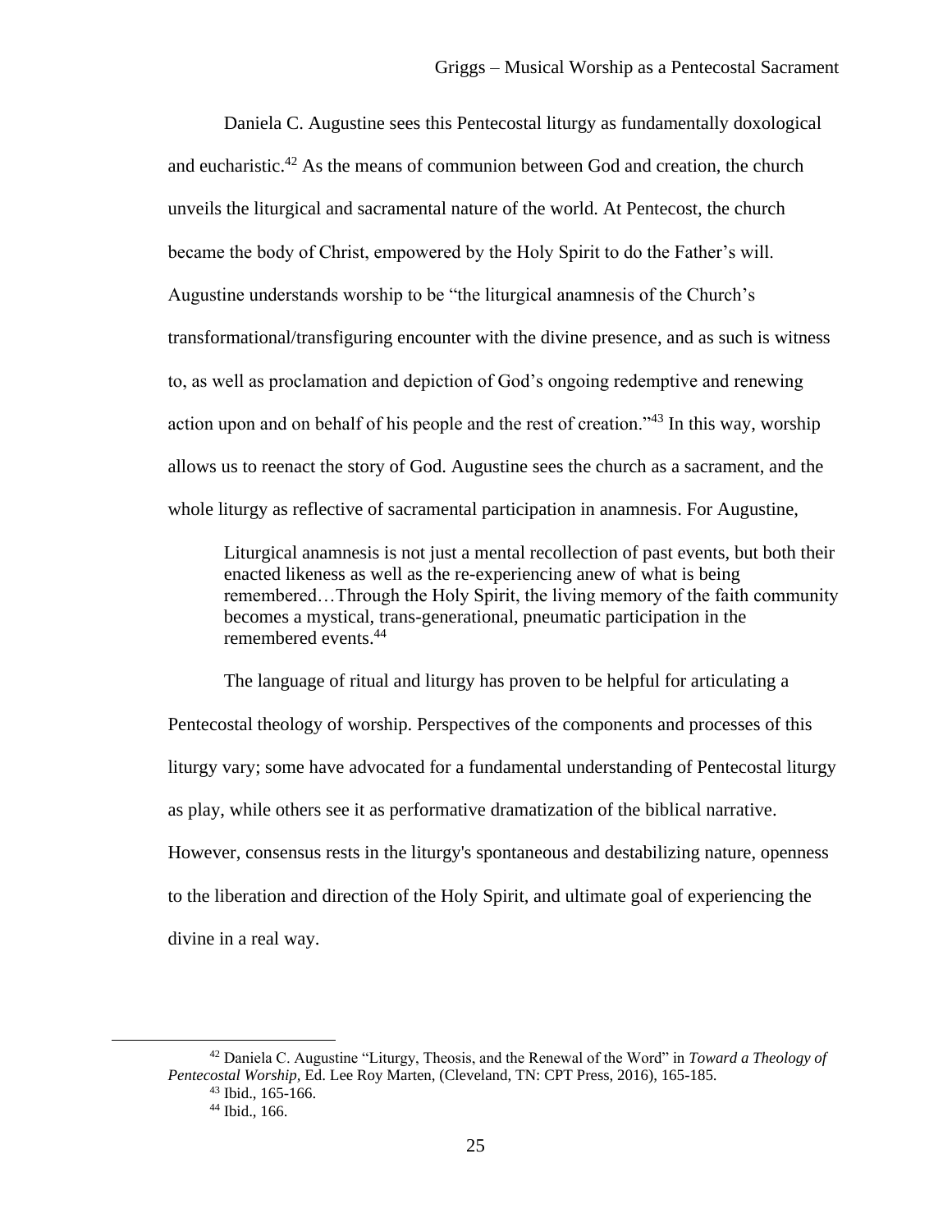Daniela C. Augustine sees this Pentecostal liturgy as fundamentally doxological and eucharistic.[42] As the means of communion between God and creation, the church unveils the liturgical and sacramental nature of the world. At Pentecost, the church became the body of Christ, empowered by the Holy Spirit to do the Father's will. Augustine understands worship to be "the liturgical anamnesis of the Church's transformational/transfiguring encounter with the divine presence, and as such is witness to, as well as proclamation and depiction of God's ongoing redemptive and renewing action upon and on behalf of his people and the rest of creation."[43] In this way, worship allows us to reenact the story of God. Augustine sees the church as a sacrament, and the whole liturgy as reflective of sacramental participation in anamnesis. For Augustine,

> Liturgical anamnesis is not just a mental recollection of past events, but both their enacted likeness as well as the re-experiencing anew of what is being remembered…Through the Holy Spirit, the living memory of the faith community becomes a mystical, trans-generational, pneumatic participation in the remembered events.[44]

The language of ritual and liturgy has proven to be helpful for articulating a Pentecostal theology of worship. Perspectives of the components and processes of this liturgy vary; some have advocated for a fundamental understanding of Pentecostal liturgy as play, while others see it as performative dramatization of the biblical narrative. However, consensus rests in the liturgy's spontaneous and destabilizing nature, openness to the liberation and direction of the Holy Spirit, and ultimate goal of experiencing the divine in a real way.

---

[42] Daniela C. Augustine "Liturgy, Theosis, and the Renewal of the Word" in *Toward a Theology of Pentecostal Worship,* Ed. Lee Roy Marten, (Cleveland, TN: CPT Press, 2016), 165-185.

[43] Ibid., 165-166.

[44] Ibid., 166.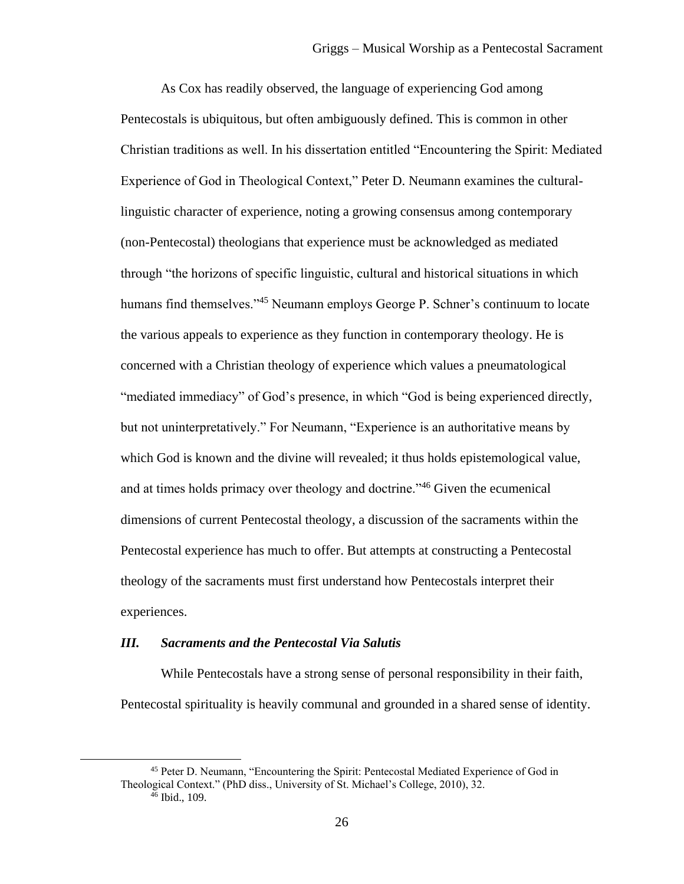As Cox has readily observed, the language of experiencing God among Pentecostals is ubiquitous, but often ambiguously defined. This is common in other Christian traditions as well. In his dissertation entitled "Encountering the Spirit: Mediated Experience of God in Theological Context," Peter D. Neumann examines the cultural-linguistic character of experience, noting a growing consensus among contemporary (non-Pentecostal) theologians that experience must be acknowledged as mediated through "the horizons of specific linguistic, cultural and historical situations in which humans find themselves."[45] Neumann employs George P. Schner's continuum to locate the various appeals to experience as they function in contemporary theology. He is concerned with a Christian theology of experience which values a pneumatological "mediated immediacy" of God's presence, in which "God is being experienced directly, but not uninterpretatively." For Neumann, "Experience is an authoritative means by which God is known and the divine will revealed; it thus holds epistemological value, and at times holds primacy over theology and doctrine."[46] Given the ecumenical dimensions of current Pentecostal theology, a discussion of the sacraments within the Pentecostal experience has much to offer. But attempts at constructing a Pentecostal theology of the sacraments must first understand how Pentecostals interpret their experiences.

### *III. Sacraments and the Pentecostal Via Salutis*

While Pentecostals have a strong sense of personal responsibility in their faith, Pentecostal spirituality is heavily communal and grounded in a shared sense of identity.

---

[45] Peter D. Neumann, "Encountering the Spirit: Pentecostal Mediated Experience of God in Theological Context." (PhD diss., University of St. Michael's College, 2010), 32.

[46] Ibid., 109.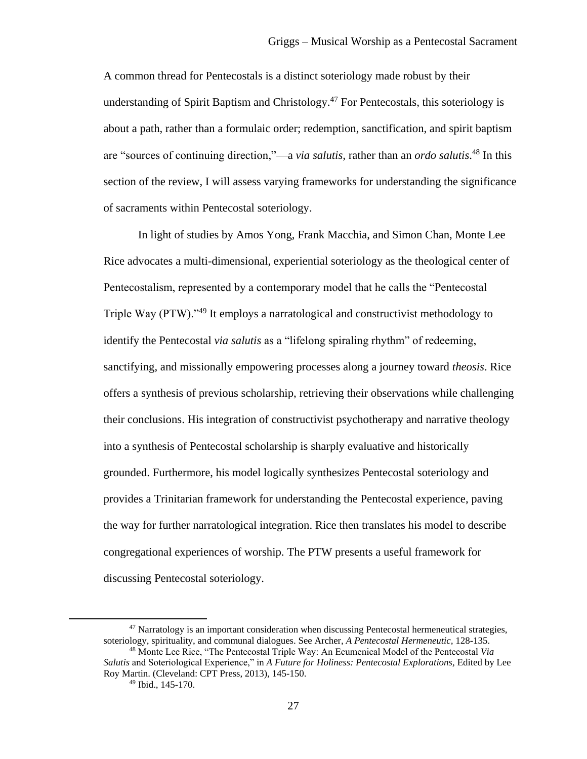A common thread for Pentecostals is a distinct soteriology made robust by their understanding of Spirit Baptism and Christology.[47] For Pentecostals, this soteriology is about a path, rather than a formulaic order; redemption, sanctification, and spirit baptism are "sources of continuing direction,"—a *via salutis,* rather than an *ordo salutis*.[48] In this section of the review, I will assess varying frameworks for understanding the significance of sacraments within Pentecostal soteriology.

In light of studies by Amos Yong, Frank Macchia, and Simon Chan, Monte Lee Rice advocates a multi-dimensional, experiential soteriology as the theological center of Pentecostalism, represented by a contemporary model that he calls the "Pentecostal Triple Way (PTW)."[49] It employs a narratological and constructivist methodology to identify the Pentecostal *via salutis* as a "lifelong spiraling rhythm" of redeeming, sanctifying, and missionally empowering processes along a journey toward *theosis*. Rice offers a synthesis of previous scholarship, retrieving their observations while challenging their conclusions. His integration of constructivist psychotherapy and narrative theology into a synthesis of Pentecostal scholarship is sharply evaluative and historically grounded. Furthermore, his model logically synthesizes Pentecostal soteriology and provides a Trinitarian framework for understanding the Pentecostal experience, paving the way for further narratological integration. Rice then translates his model to describe congregational experiences of worship. The PTW presents a useful framework for discussing Pentecostal soteriology.

---

[47] Narratology is an important consideration when discussing Pentecostal hermeneutical strategies, soteriology, spirituality, and communal dialogues. See Archer, *A Pentecostal Hermeneutic,* 128-135.

[48] Monte Lee Rice, "The Pentecostal Triple Way: An Ecumenical Model of the Pentecostal *Via Salutis* and Soteriological Experience," in *A Future for Holiness: Pentecostal Explorations,* Edited by Lee Roy Martin. (Cleveland: CPT Press, 2013), 145-150.

[49] Ibid., 145-170.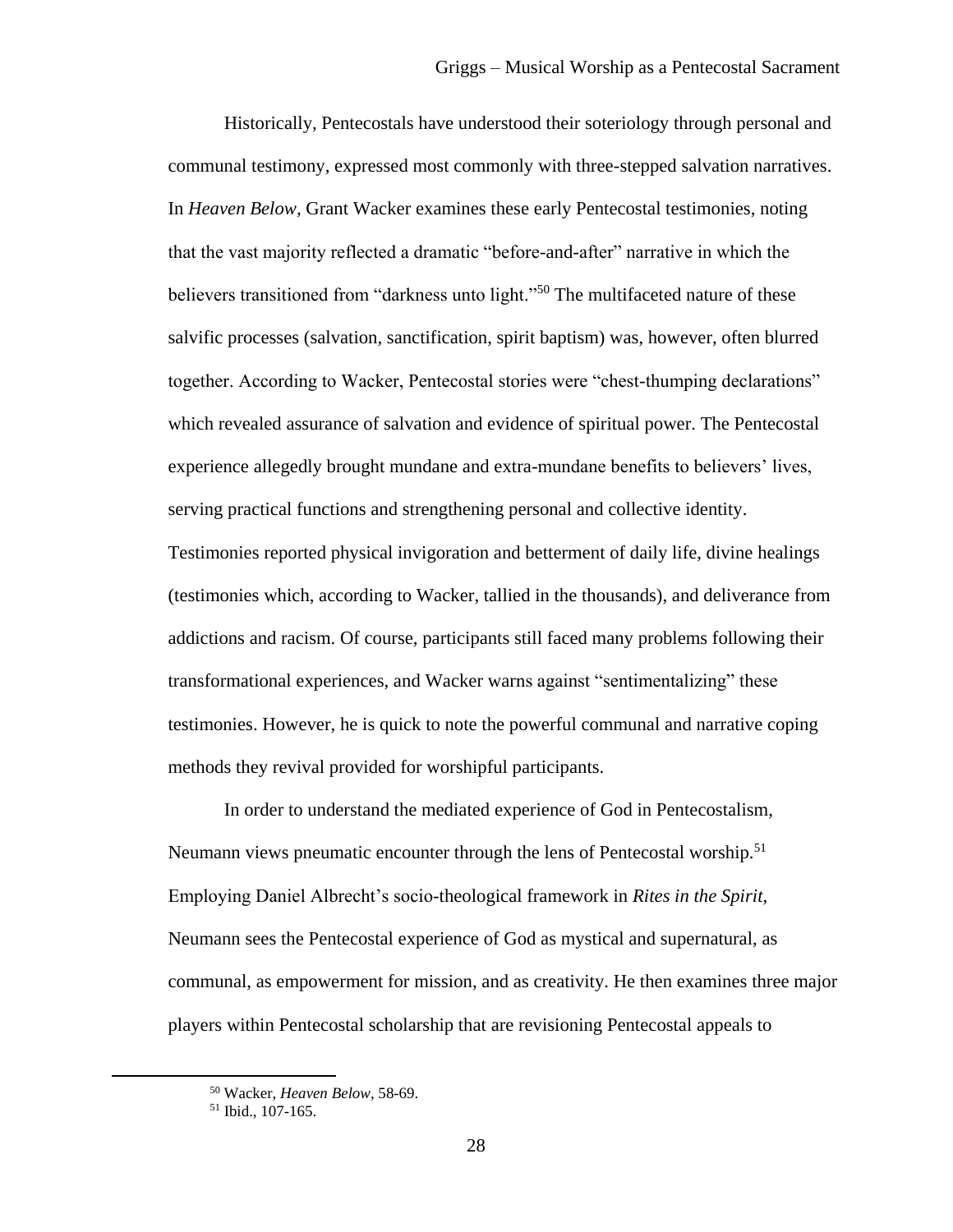Historically, Pentecostals have understood their soteriology through personal and communal testimony, expressed most commonly with three-stepped salvation narratives. In *Heaven Below*, Grant Wacker examines these early Pentecostal testimonies, noting that the vast majority reflected a dramatic "before-and-after" narrative in which the believers transitioned from "darkness unto light."[50] The multifaceted nature of these salvific processes (salvation, sanctification, spirit baptism) was, however, often blurred together. According to Wacker, Pentecostal stories were "chest-thumping declarations" which revealed assurance of salvation and evidence of spiritual power. The Pentecostal experience allegedly brought mundane and extra-mundane benefits to believers' lives, serving practical functions and strengthening personal and collective identity. Testimonies reported physical invigoration and betterment of daily life, divine healings (testimonies which, according to Wacker, tallied in the thousands), and deliverance from addictions and racism. Of course, participants still faced many problems following their transformational experiences, and Wacker warns against "sentimentalizing" these testimonies. However, he is quick to note the powerful communal and narrative coping methods they revival provided for worshipful participants.

In order to understand the mediated experience of God in Pentecostalism, Neumann views pneumatic encounter through the lens of Pentecostal worship.[51] Employing Daniel Albrecht's socio-theological framework in *Rites in the Spirit*, Neumann sees the Pentecostal experience of God as mystical and supernatural, as communal, as empowerment for mission, and as creativity. He then examines three major players within Pentecostal scholarship that are revisioning Pentecostal appeals to

[50] Wacker, *Heaven Below,* 58-69.

[51] Ibid., 107-165.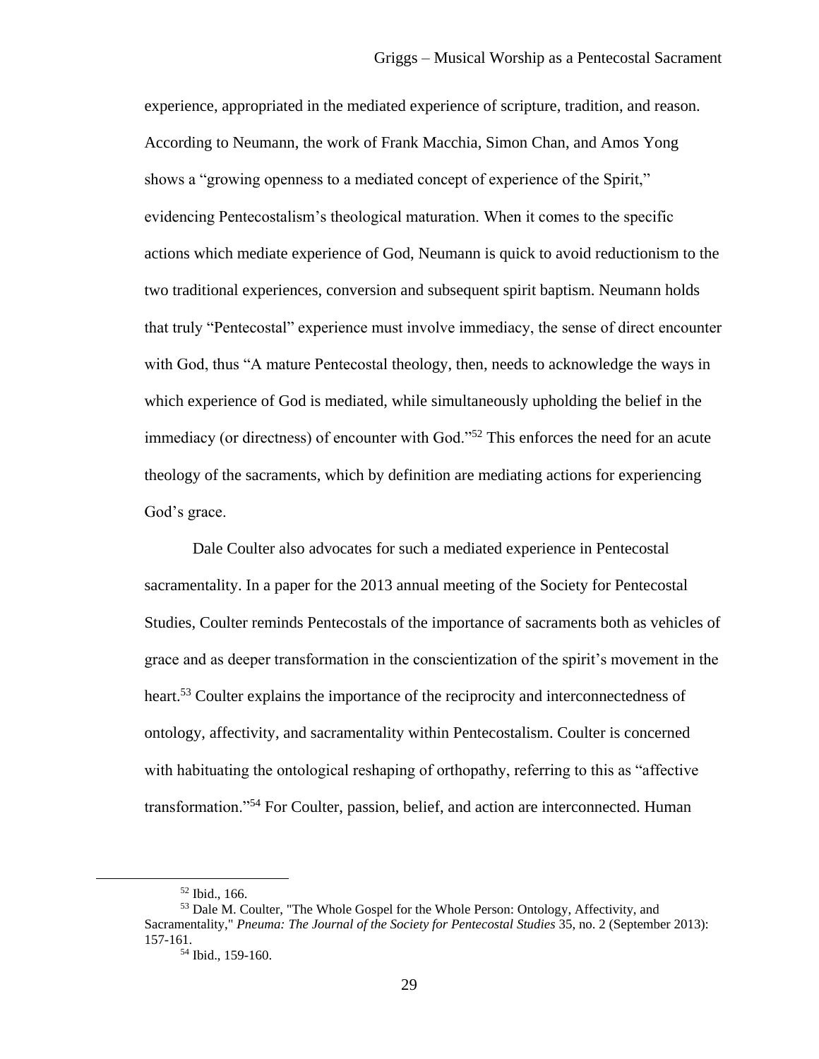experience, appropriated in the mediated experience of scripture, tradition, and reason. According to Neumann, the work of Frank Macchia, Simon Chan, and Amos Yong shows a "growing openness to a mediated concept of experience of the Spirit," evidencing Pentecostalism's theological maturation. When it comes to the specific actions which mediate experience of God, Neumann is quick to avoid reductionism to the two traditional experiences, conversion and subsequent spirit baptism. Neumann holds that truly "Pentecostal" experience must involve immediacy, the sense of direct encounter with God, thus "A mature Pentecostal theology, then, needs to acknowledge the ways in which experience of God is mediated, while simultaneously upholding the belief in the immediacy (or directness) of encounter with God."[52] This enforces the need for an acute theology of the sacraments, which by definition are mediating actions for experiencing God's grace.

Dale Coulter also advocates for such a mediated experience in Pentecostal sacramentality. In a paper for the 2013 annual meeting of the Society for Pentecostal Studies, Coulter reminds Pentecostals of the importance of sacraments both as vehicles of grace and as deeper transformation in the conscientization of the spirit's movement in the heart.[53] Coulter explains the importance of the reciprocity and interconnectedness of ontology, affectivity, and sacramentality within Pentecostalism. Coulter is concerned with habituating the ontological reshaping of orthopathy, referring to this as "affective transformation."[54] For Coulter, passion, belief, and action are interconnected. Human

---

[52] Ibid., 166.

[53] Dale M. Coulter, "The Whole Gospel for the Whole Person: Ontology, Affectivity, and Sacramentality," *Pneuma: The Journal of the Society for Pentecostal Studies* 35, no. 2 (September 2013): 157-161.

[54] Ibid., 159-160.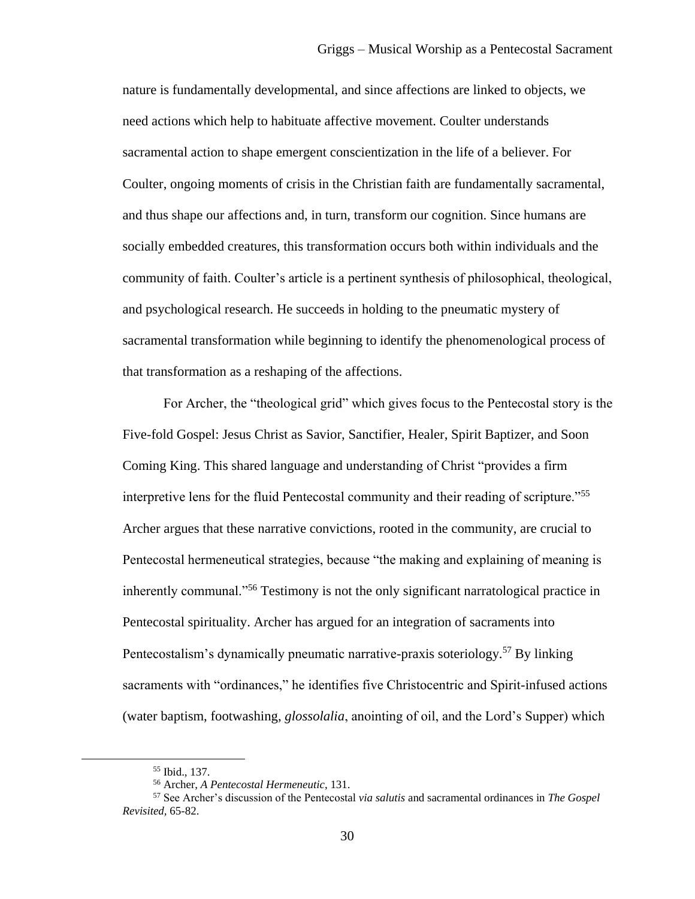nature is fundamentally developmental, and since affections are linked to objects, we need actions which help to habituate affective movement. Coulter understands sacramental action to shape emergent conscientization in the life of a believer. For Coulter, ongoing moments of crisis in the Christian faith are fundamentally sacramental, and thus shape our affections and, in turn, transform our cognition. Since humans are socially embedded creatures, this transformation occurs both within individuals and the community of faith. Coulter's article is a pertinent synthesis of philosophical, theological, and psychological research. He succeeds in holding to the pneumatic mystery of sacramental transformation while beginning to identify the phenomenological process of that transformation as a reshaping of the affections.

For Archer, the "theological grid" which gives focus to the Pentecostal story is the Five-fold Gospel: Jesus Christ as Savior, Sanctifier, Healer, Spirit Baptizer, and Soon Coming King. This shared language and understanding of Christ "provides a firm interpretive lens for the fluid Pentecostal community and their reading of scripture."[55] Archer argues that these narrative convictions, rooted in the community, are crucial to Pentecostal hermeneutical strategies, because "the making and explaining of meaning is inherently communal."[56] Testimony is not the only significant narratological practice in Pentecostal spirituality. Archer has argued for an integration of sacraments into Pentecostalism's dynamically pneumatic narrative-praxis soteriology.[57] By linking sacraments with "ordinances," he identifies five Christocentric and Spirit-infused actions (water baptism, footwashing, *glossolalia*, anointing of oil, and the Lord's Supper) which

---

[55] Ibid., 137.

[56] Archer, *A Pentecostal Hermeneutic*, 131.

[57] See Archer's discussion of the Pentecostal *via salutis* and sacramental ordinances in *The Gospel Revisited*, 65-82.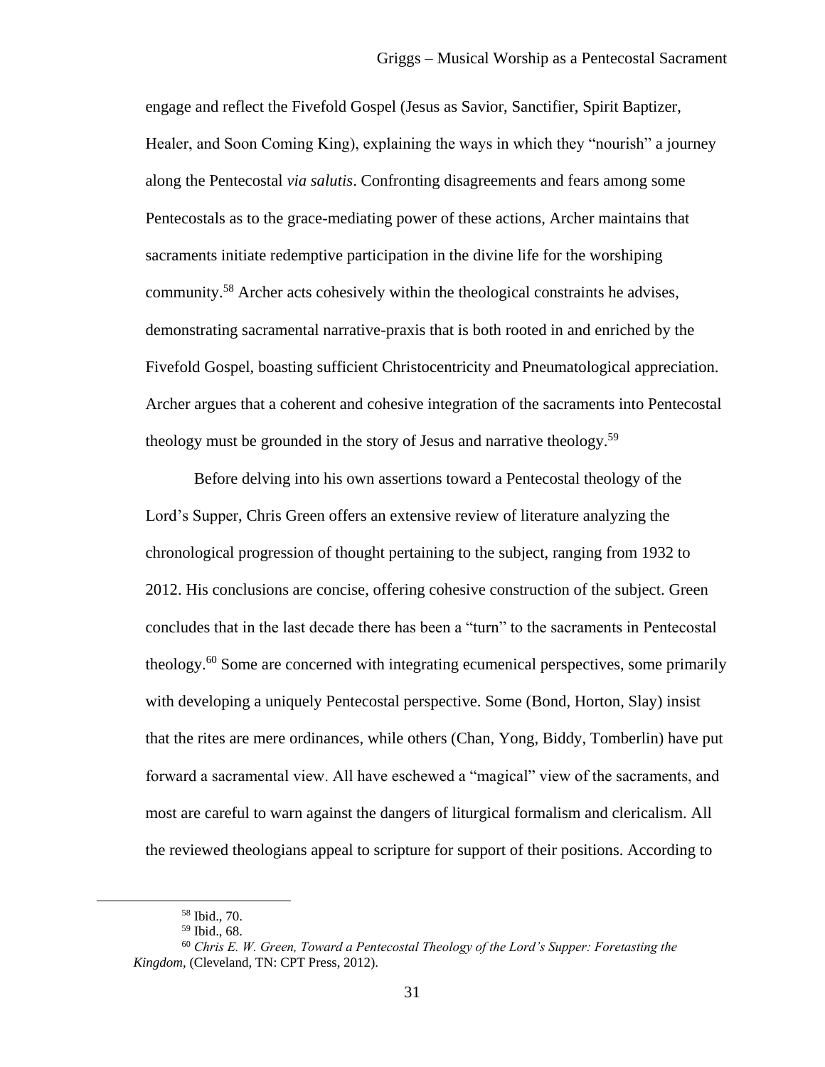engage and reflect the Fivefold Gospel (Jesus as Savior, Sanctifier, Spirit Baptizer, Healer, and Soon Coming King), explaining the ways in which they "nourish" a journey along the Pentecostal *via salutis*. Confronting disagreements and fears among some Pentecostals as to the grace-mediating power of these actions, Archer maintains that sacraments initiate redemptive participation in the divine life for the worshiping community.[58] Archer acts cohesively within the theological constraints he advises, demonstrating sacramental narrative-praxis that is both rooted in and enriched by the Fivefold Gospel, boasting sufficient Christocentricity and Pneumatological appreciation. Archer argues that a coherent and cohesive integration of the sacraments into Pentecostal theology must be grounded in the story of Jesus and narrative theology.[59]

Before delving into his own assertions toward a Pentecostal theology of the Lord's Supper, Chris Green offers an extensive review of literature analyzing the chronological progression of thought pertaining to the subject, ranging from 1932 to 2012. His conclusions are concise, offering cohesive construction of the subject. Green concludes that in the last decade there has been a "turn" to the sacraments in Pentecostal theology.[60] Some are concerned with integrating ecumenical perspectives, some primarily with developing a uniquely Pentecostal perspective. Some (Bond, Horton, Slay) insist that the rites are mere ordinances, while others (Chan, Yong, Biddy, Tomberlin) have put forward a sacramental view. All have eschewed a "magical" view of the sacraments, and most are careful to warn against the dangers of liturgical formalism and clericalism. All the reviewed theologians appeal to scripture for support of their positions. According to

---

[58] Ibid., 70.

[59] Ibid., 68.

[60] *Chris E. W. Green, Toward a Pentecostal Theology of the Lord's Supper: Foretasting the Kingdom*, (Cleveland, TN: CPT Press, 2012).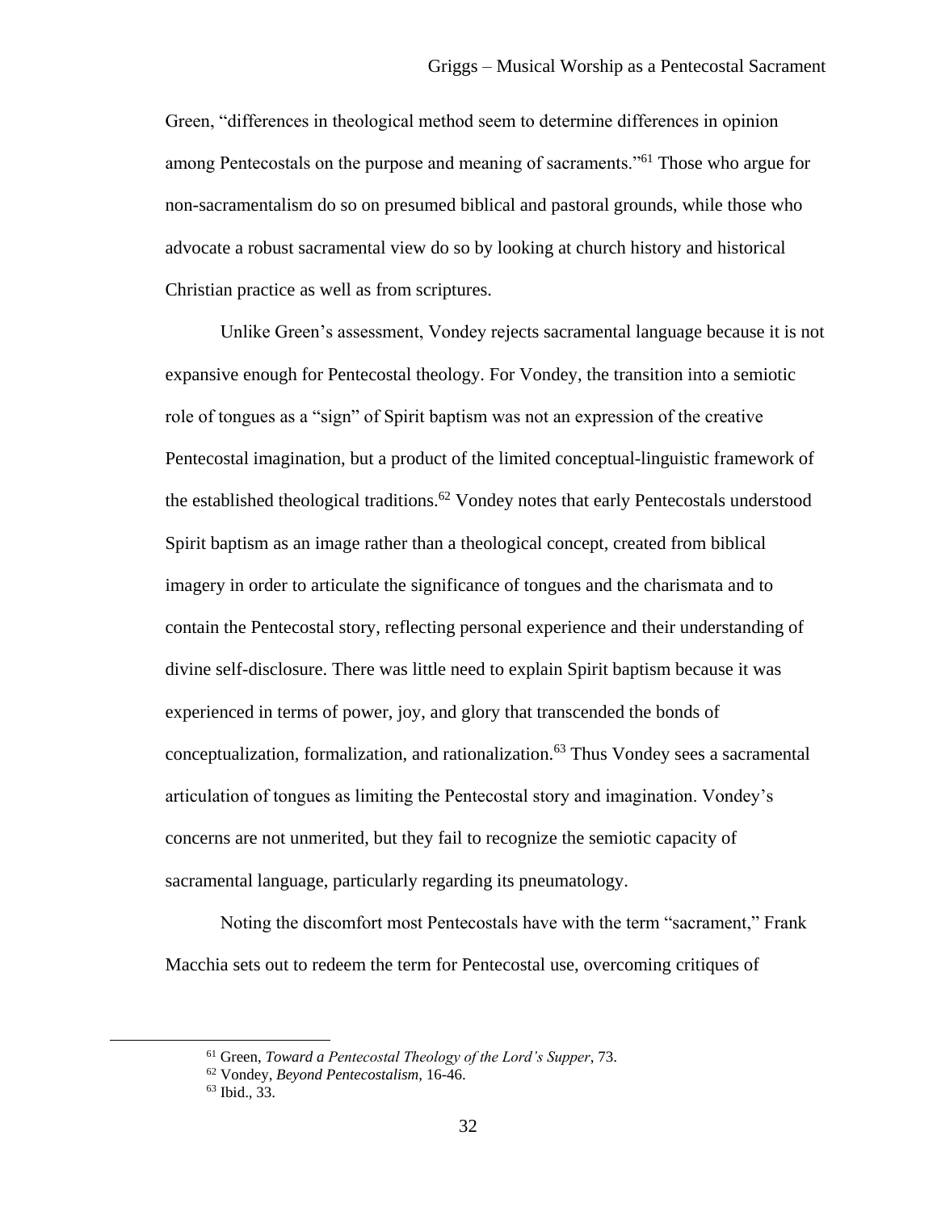Green, "differences in theological method seem to determine differences in opinion among Pentecostals on the purpose and meaning of sacraments."[61] Those who argue for non-sacramentalism do so on presumed biblical and pastoral grounds, while those who advocate a robust sacramental view do so by looking at church history and historical Christian practice as well as from scriptures.

Unlike Green's assessment, Vondey rejects sacramental language because it is not expansive enough for Pentecostal theology. For Vondey, the transition into a semiotic role of tongues as a "sign" of Spirit baptism was not an expression of the creative Pentecostal imagination, but a product of the limited conceptual-linguistic framework of the established theological traditions.[62] Vondey notes that early Pentecostals understood Spirit baptism as an image rather than a theological concept, created from biblical imagery in order to articulate the significance of tongues and the charismata and to contain the Pentecostal story, reflecting personal experience and their understanding of divine self-disclosure. There was little need to explain Spirit baptism because it was experienced in terms of power, joy, and glory that transcended the bonds of conceptualization, formalization, and rationalization.[63] Thus Vondey sees a sacramental articulation of tongues as limiting the Pentecostal story and imagination. Vondey's concerns are not unmerited, but they fail to recognize the semiotic capacity of sacramental language, particularly regarding its pneumatology.

Noting the discomfort most Pentecostals have with the term "sacrament," Frank Macchia sets out to redeem the term for Pentecostal use, overcoming critiques of

---

[61] Green, *Toward a Pentecostal Theology of the Lord's Supper*, 73.

[62] Vondey, *Beyond Pentecostalism*, 16-46.

[63] Ibid., 33.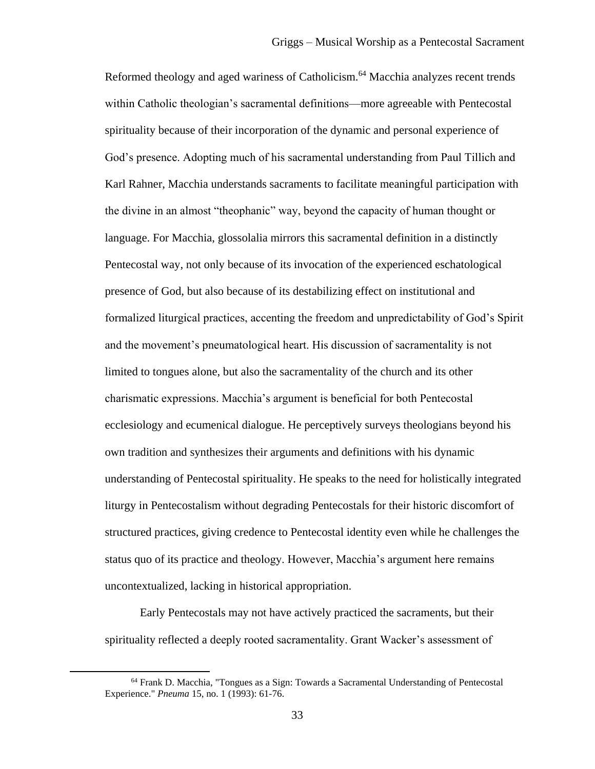Reformed theology and aged wariness of Catholicism.[64] Macchia analyzes recent trends within Catholic theologian's sacramental definitions—more agreeable with Pentecostal spirituality because of their incorporation of the dynamic and personal experience of God's presence. Adopting much of his sacramental understanding from Paul Tillich and Karl Rahner, Macchia understands sacraments to facilitate meaningful participation with the divine in an almost "theophanic" way, beyond the capacity of human thought or language. For Macchia, glossolalia mirrors this sacramental definition in a distinctly Pentecostal way, not only because of its invocation of the experienced eschatological presence of God, but also because of its destabilizing effect on institutional and formalized liturgical practices, accenting the freedom and unpredictability of God's Spirit and the movement's pneumatological heart. His discussion of sacramentality is not limited to tongues alone, but also the sacramentality of the church and its other charismatic expressions. Macchia's argument is beneficial for both Pentecostal ecclesiology and ecumenical dialogue. He perceptively surveys theologians beyond his own tradition and synthesizes their arguments and definitions with his dynamic understanding of Pentecostal spirituality. He speaks to the need for holistically integrated liturgy in Pentecostalism without degrading Pentecostals for their historic discomfort of structured practices, giving credence to Pentecostal identity even while he challenges the status quo of its practice and theology. However, Macchia's argument here remains uncontextualized, lacking in historical appropriation.

Early Pentecostals may not have actively practiced the sacraments, but their spirituality reflected a deeply rooted sacramentality. Grant Wacker's assessment of

[64] Frank D. Macchia, "Tongues as a Sign: Towards a Sacramental Understanding of Pentecostal Experience." *Pneuma* 15, no. 1 (1993): 61-76.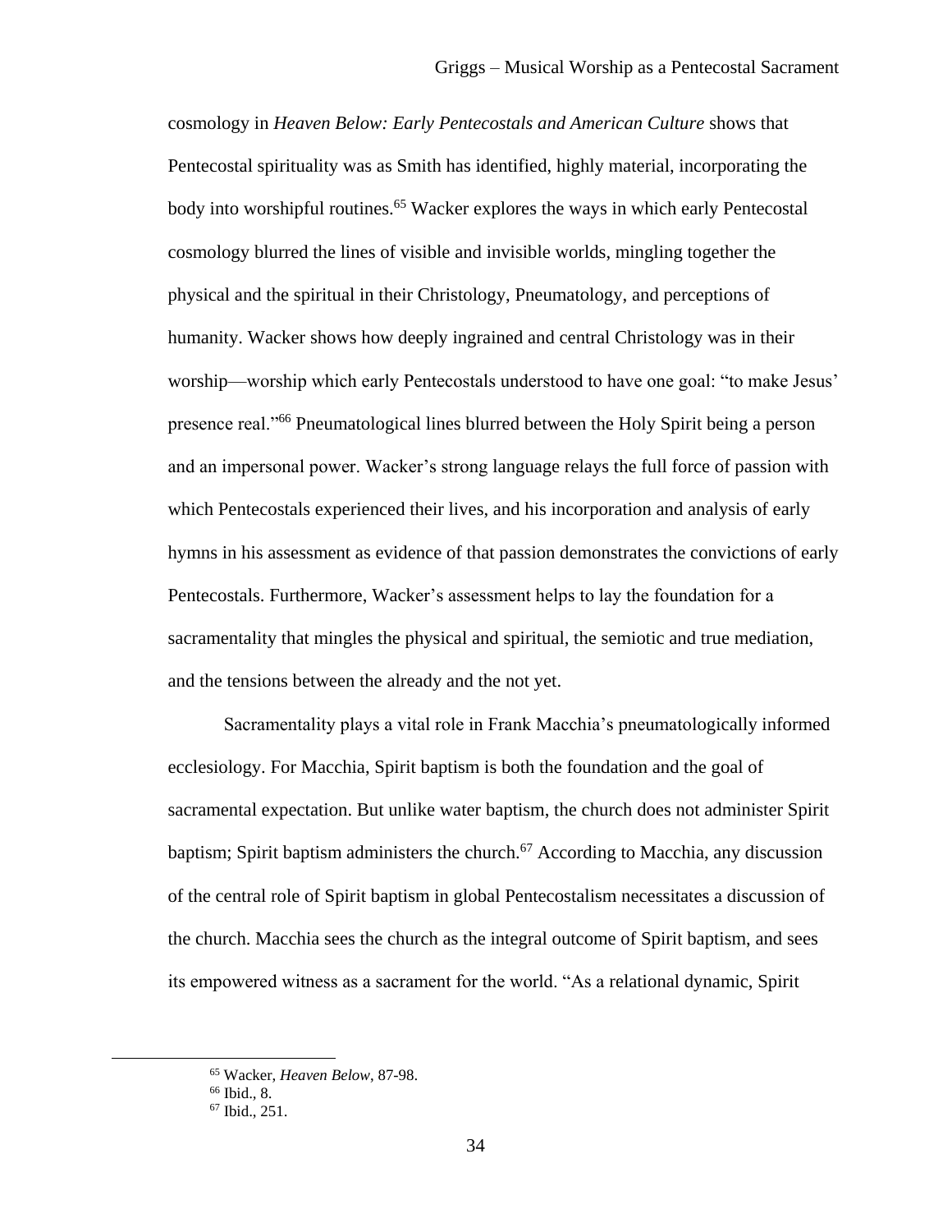cosmology in *Heaven Below: Early Pentecostals and American Culture* shows that Pentecostal spirituality was as Smith has identified, highly material, incorporating the body into worshipful routines.[65] Wacker explores the ways in which early Pentecostal cosmology blurred the lines of visible and invisible worlds, mingling together the physical and the spiritual in their Christology, Pneumatology, and perceptions of humanity. Wacker shows how deeply ingrained and central Christology was in their worship—worship which early Pentecostals understood to have one goal: "to make Jesus' presence real."[66] Pneumatological lines blurred between the Holy Spirit being a person and an impersonal power. Wacker's strong language relays the full force of passion with which Pentecostals experienced their lives, and his incorporation and analysis of early hymns in his assessment as evidence of that passion demonstrates the convictions of early Pentecostals. Furthermore, Wacker's assessment helps to lay the foundation for a sacramentality that mingles the physical and spiritual, the semiotic and true mediation, and the tensions between the already and the not yet.

Sacramentality plays a vital role in Frank Macchia's pneumatologically informed ecclesiology. For Macchia, Spirit baptism is both the foundation and the goal of sacramental expectation. But unlike water baptism, the church does not administer Spirit baptism; Spirit baptism administers the church.[67] According to Macchia, any discussion of the central role of Spirit baptism in global Pentecostalism necessitates a discussion of the church. Macchia sees the church as the integral outcome of Spirit baptism, and sees its empowered witness as a sacrament for the world. "As a relational dynamic, Spirit

[65] Wacker, *Heaven Below*, 87-98.

[66] Ibid., 8.

[67] Ibid., 251.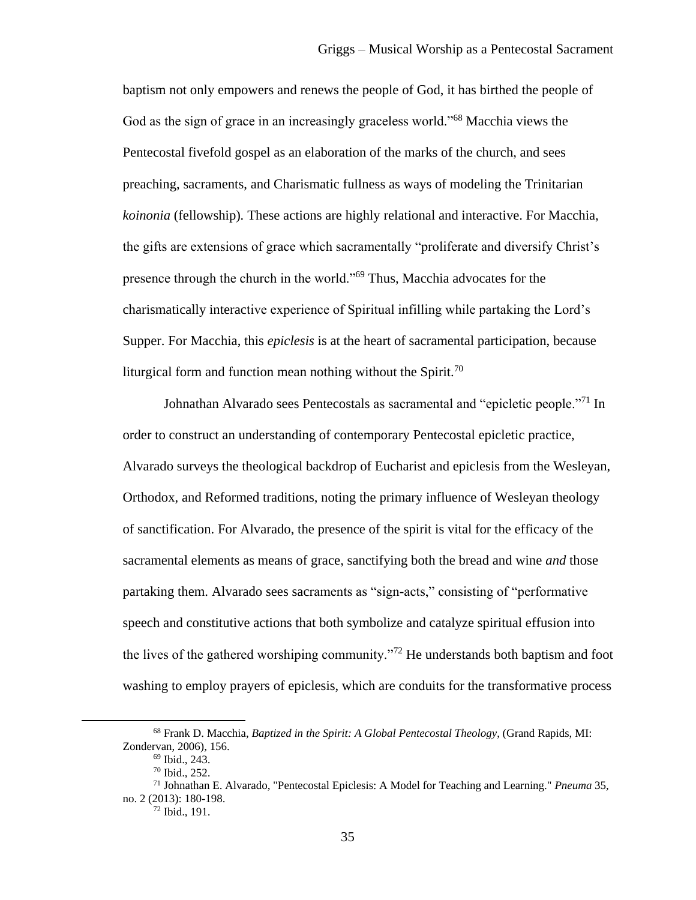baptism not only empowers and renews the people of God, it has birthed the people of God as the sign of grace in an increasingly graceless world."[68] Macchia views the Pentecostal fivefold gospel as an elaboration of the marks of the church, and sees preaching, sacraments, and Charismatic fullness as ways of modeling the Trinitarian *koinonia* (fellowship). These actions are highly relational and interactive. For Macchia, the gifts are extensions of grace which sacramentally "proliferate and diversify Christ's presence through the church in the world."[69] Thus, Macchia advocates for the charismatically interactive experience of Spiritual infilling while partaking the Lord's Supper. For Macchia, this *epiclesis* is at the heart of sacramental participation, because liturgical form and function mean nothing without the Spirit.[70]

Johnathan Alvarado sees Pentecostals as sacramental and "epicletic people."[71] In order to construct an understanding of contemporary Pentecostal epicletic practice, Alvarado surveys the theological backdrop of Eucharist and epiclesis from the Wesleyan, Orthodox, and Reformed traditions, noting the primary influence of Wesleyan theology of sanctification. For Alvarado, the presence of the spirit is vital for the efficacy of the sacramental elements as means of grace, sanctifying both the bread and wine *and* those partaking them. Alvarado sees sacraments as "sign-acts," consisting of "performative speech and constitutive actions that both symbolize and catalyze spiritual effusion into the lives of the gathered worshiping community."[72] He understands both baptism and foot washing to employ prayers of epiclesis, which are conduits for the transformative process

---

[68] Frank D. Macchia, *Baptized in the Spirit: A Global Pentecostal Theology*, (Grand Rapids, MI: Zondervan, 2006), 156.

[69] Ibid., 243.

[70] Ibid., 252.

[71] Johnathan E. Alvarado, "Pentecostal Epiclesis: A Model for Teaching and Learning." *Pneuma* 35, no. 2 (2013): 180-198.

[72] Ibid., 191.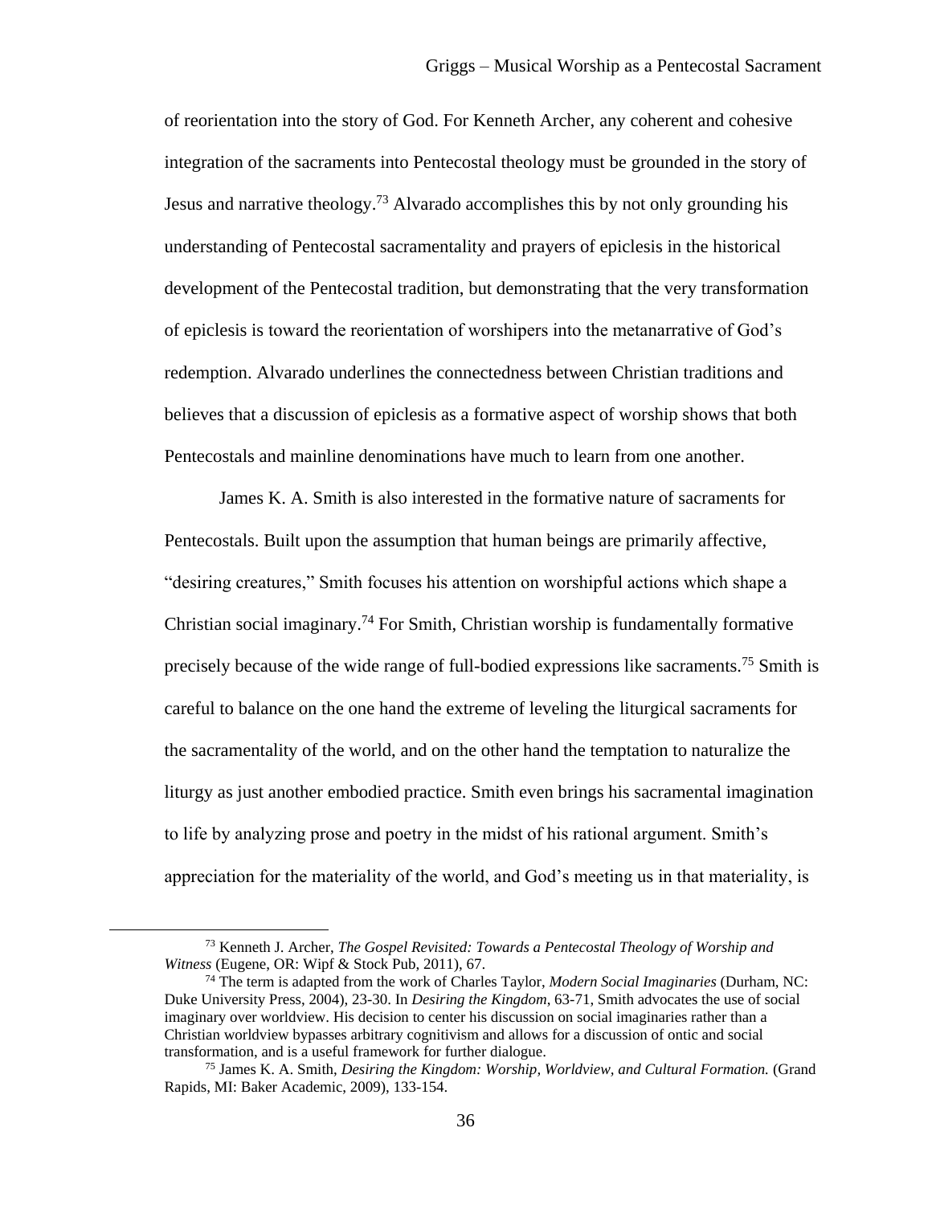of reorientation into the story of God. For Kenneth Archer, any coherent and cohesive integration of the sacraments into Pentecostal theology must be grounded in the story of Jesus and narrative theology.[73] Alvarado accomplishes this by not only grounding his understanding of Pentecostal sacramentality and prayers of epiclesis in the historical development of the Pentecostal tradition, but demonstrating that the very transformation of epiclesis is toward the reorientation of worshipers into the metanarrative of God's redemption. Alvarado underlines the connectedness between Christian traditions and believes that a discussion of epiclesis as a formative aspect of worship shows that both Pentecostals and mainline denominations have much to learn from one another.

James K. A. Smith is also interested in the formative nature of sacraments for Pentecostals. Built upon the assumption that human beings are primarily affective, "desiring creatures," Smith focuses his attention on worshipful actions which shape a Christian social imaginary.[74] For Smith, Christian worship is fundamentally formative precisely because of the wide range of full-bodied expressions like sacraments.[75] Smith is careful to balance on the one hand the extreme of leveling the liturgical sacraments for the sacramentality of the world, and on the other hand the temptation to naturalize the liturgy as just another embodied practice. Smith even brings his sacramental imagination to life by analyzing prose and poetry in the midst of his rational argument. Smith's appreciation for the materiality of the world, and God's meeting us in that materiality, is

---

[73] Kenneth J. Archer, *The Gospel Revisited: Towards a Pentecostal Theology of Worship and Witness* (Eugene, OR: Wipf & Stock Pub, 2011), 67.

[74] The term is adapted from the work of Charles Taylor, *Modern Social Imaginaries* (Durham, NC: Duke University Press, 2004), 23-30. In *Desiring the Kingdom*, 63-71, Smith advocates the use of social imaginary over worldview. His decision to center his discussion on social imaginaries rather than a Christian worldview bypasses arbitrary cognitivism and allows for a discussion of ontic and social transformation, and is a useful framework for further dialogue.

[75] James K. A. Smith, *Desiring the Kingdom: Worship, Worldview, and Cultural Formation.* (Grand Rapids, MI: Baker Academic, 2009), 133-154.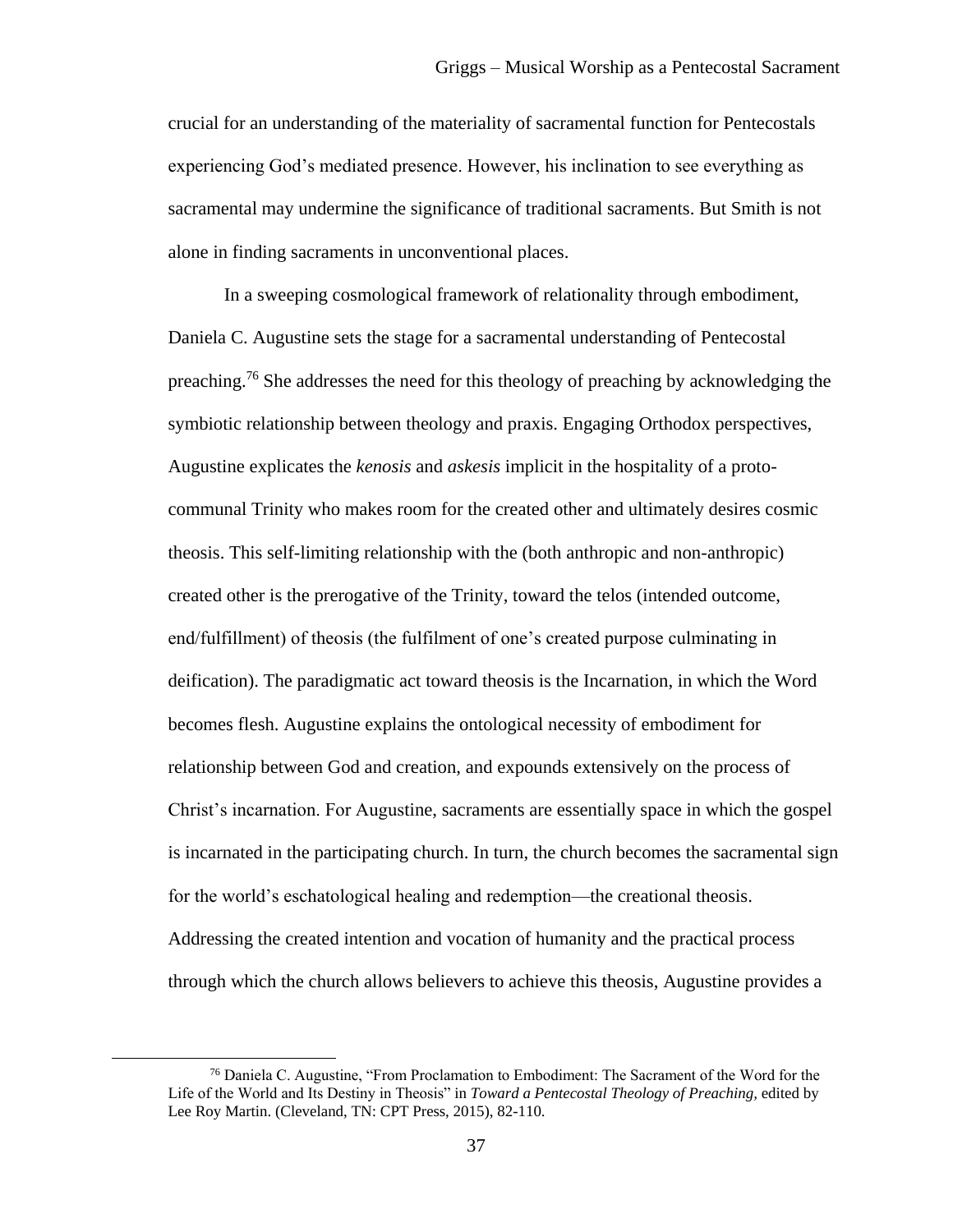crucial for an understanding of the materiality of sacramental function for Pentecostals experiencing God's mediated presence. However, his inclination to see everything as sacramental may undermine the significance of traditional sacraments. But Smith is not alone in finding sacraments in unconventional places.

In a sweeping cosmological framework of relationality through embodiment, Daniela C. Augustine sets the stage for a sacramental understanding of Pentecostal preaching.[76] She addresses the need for this theology of preaching by acknowledging the symbiotic relationship between theology and praxis. Engaging Orthodox perspectives, Augustine explicates the *kenosis* and *askesis* implicit in the hospitality of a proto-communal Trinity who makes room for the created other and ultimately desires cosmic theosis. This self-limiting relationship with the (both anthropic and non-anthropic) created other is the prerogative of the Trinity, toward the telos (intended outcome, end/fulfillment) of theosis (the fulfilment of one's created purpose culminating in deification). The paradigmatic act toward theosis is the Incarnation, in which the Word becomes flesh. Augustine explains the ontological necessity of embodiment for relationship between God and creation, and expounds extensively on the process of Christ's incarnation. For Augustine, sacraments are essentially space in which the gospel is incarnated in the participating church. In turn, the church becomes the sacramental sign for the world's eschatological healing and redemption—the creational theosis. Addressing the created intention and vocation of humanity and the practical process through which the church allows believers to achieve this theosis, Augustine provides a

[76] Daniela C. Augustine, "From Proclamation to Embodiment: The Sacrament of the Word for the Life of the World and Its Destiny in Theosis" in *Toward a Pentecostal Theology of Preaching,* edited by Lee Roy Martin. (Cleveland, TN: CPT Press, 2015), 82-110.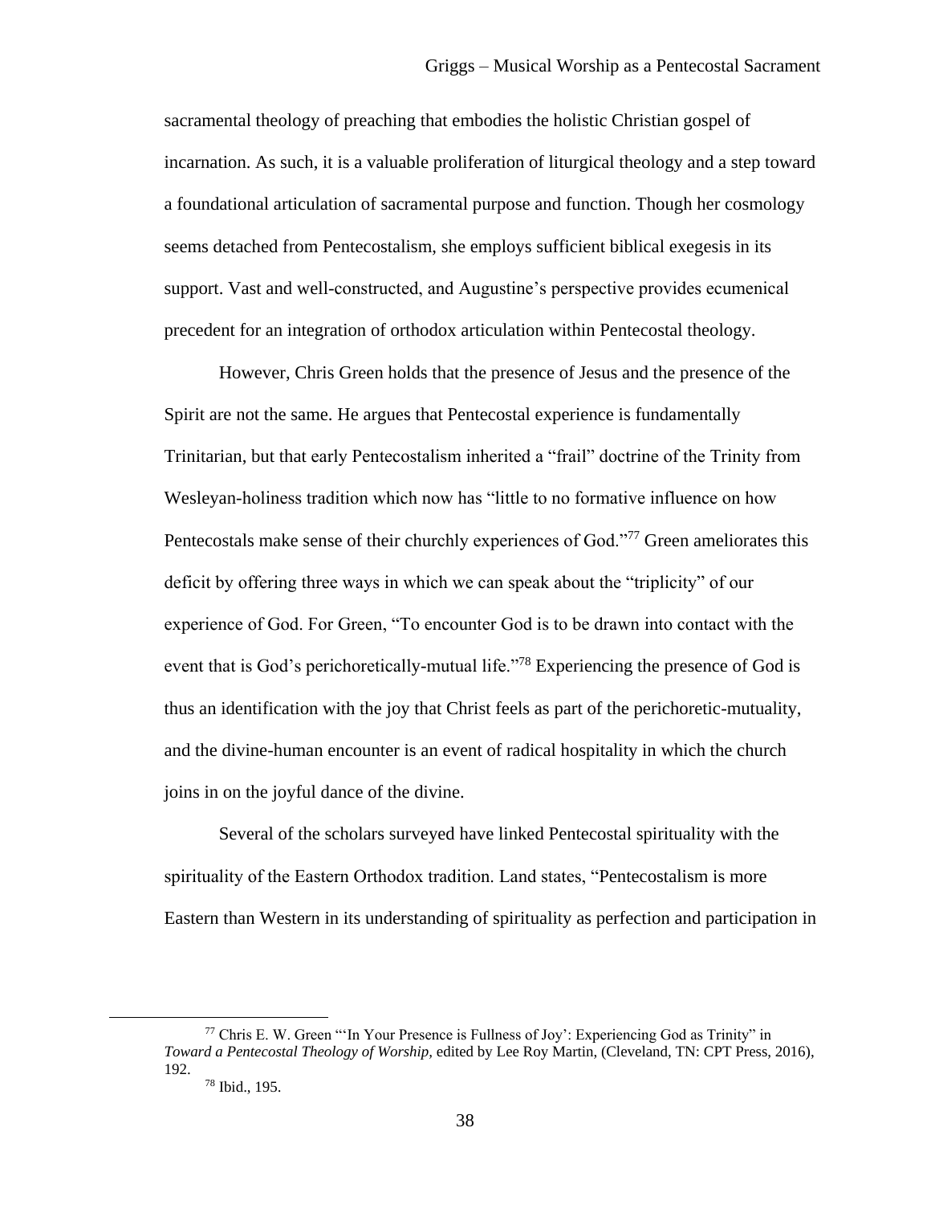sacramental theology of preaching that embodies the holistic Christian gospel of incarnation. As such, it is a valuable proliferation of liturgical theology and a step toward a foundational articulation of sacramental purpose and function. Though her cosmology seems detached from Pentecostalism, she employs sufficient biblical exegesis in its support. Vast and well-constructed, and Augustine's perspective provides ecumenical precedent for an integration of orthodox articulation within Pentecostal theology.

However, Chris Green holds that the presence of Jesus and the presence of the Spirit are not the same. He argues that Pentecostal experience is fundamentally Trinitarian, but that early Pentecostalism inherited a "frail" doctrine of the Trinity from Wesleyan-holiness tradition which now has "little to no formative influence on how Pentecostals make sense of their churchly experiences of God."[77] Green ameliorates this deficit by offering three ways in which we can speak about the "triplicity" of our experience of God. For Green, "To encounter God is to be drawn into contact with the event that is God's perichoretically-mutual life."[78] Experiencing the presence of God is thus an identification with the joy that Christ feels as part of the perichoretic-mutuality, and the divine-human encounter is an event of radical hospitality in which the church joins in on the joyful dance of the divine.

Several of the scholars surveyed have linked Pentecostal spirituality with the spirituality of the Eastern Orthodox tradition. Land states, "Pentecostalism is more Eastern than Western in its understanding of spirituality as perfection and participation in

---

[77] Chris E. W. Green "'In Your Presence is Fullness of Joy': Experiencing God as Trinity" in *Toward a Pentecostal Theology of Worship*, edited by Lee Roy Martin, (Cleveland, TN: CPT Press, 2016), 192.

[78] Ibid., 195.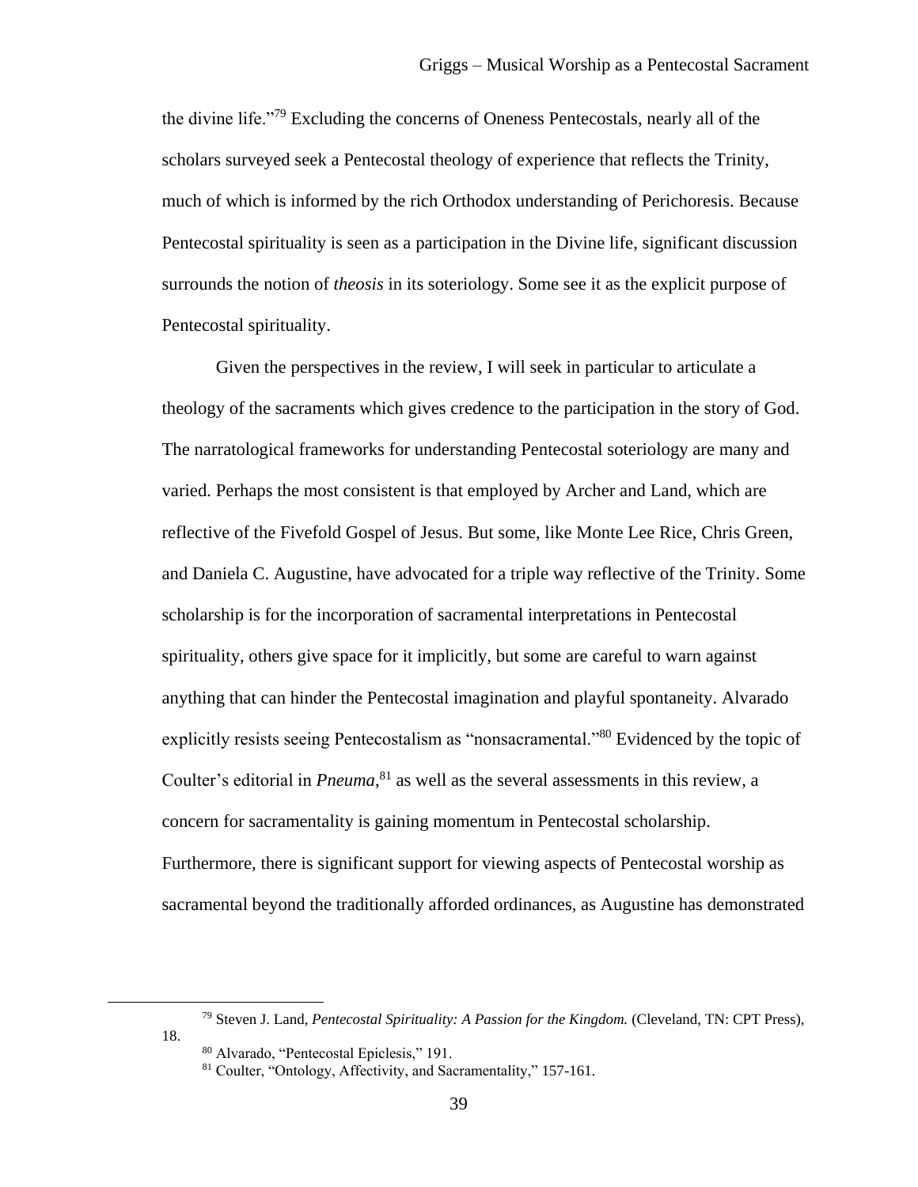the divine life."[79] Excluding the concerns of Oneness Pentecostals, nearly all of the scholars surveyed seek a Pentecostal theology of experience that reflects the Trinity, much of which is informed by the rich Orthodox understanding of Perichoresis. Because Pentecostal spirituality is seen as a participation in the Divine life, significant discussion surrounds the notion of *theosis* in its soteriology. Some see it as the explicit purpose of Pentecostal spirituality.

Given the perspectives in the review, I will seek in particular to articulate a theology of the sacraments which gives credence to the participation in the story of God. The narratological frameworks for understanding Pentecostal soteriology are many and varied. Perhaps the most consistent is that employed by Archer and Land, which are reflective of the Fivefold Gospel of Jesus. But some, like Monte Lee Rice, Chris Green, and Daniela C. Augustine, have advocated for a triple way reflective of the Trinity. Some scholarship is for the incorporation of sacramental interpretations in Pentecostal spirituality, others give space for it implicitly, but some are careful to warn against anything that can hinder the Pentecostal imagination and playful spontaneity. Alvarado explicitly resists seeing Pentecostalism as "nonsacramental."[80] Evidenced by the topic of Coulter's editorial in *Pneuma*,[81] as well as the several assessments in this review, a concern for sacramentality is gaining momentum in Pentecostal scholarship. Furthermore, there is significant support for viewing aspects of Pentecostal worship as sacramental beyond the traditionally afforded ordinances, as Augustine has demonstrated

---

[79] Steven J. Land, *Pentecostal Spirituality: A Passion for the Kingdom.* (Cleveland, TN: CPT Press), 18.

[80] Alvarado, "Pentecostal Epiclesis," 191.

[81] Coulter, "Ontology, Affectivity, and Sacramentality," 157-161.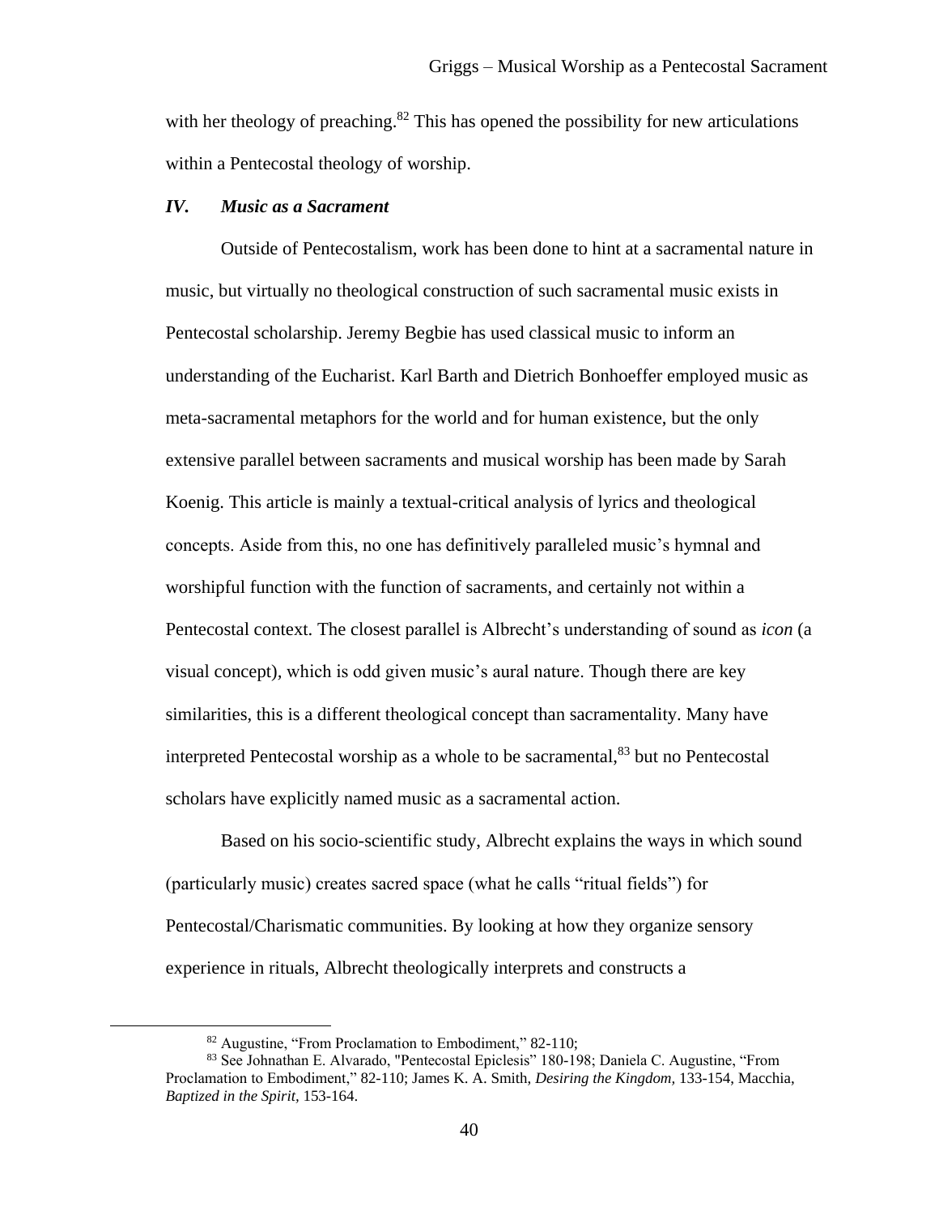with her theology of preaching.[82] This has opened the possibility for new articulations within a Pentecostal theology of worship.

### *IV. Music as a Sacrament*

Outside of Pentecostalism, work has been done to hint at a sacramental nature in music, but virtually no theological construction of such sacramental music exists in Pentecostal scholarship. Jeremy Begbie has used classical music to inform an understanding of the Eucharist. Karl Barth and Dietrich Bonhoeffer employed music as meta-sacramental metaphors for the world and for human existence, but the only extensive parallel between sacraments and musical worship has been made by Sarah Koenig. This article is mainly a textual-critical analysis of lyrics and theological concepts. Aside from this, no one has definitively paralleled music's hymnal and worshipful function with the function of sacraments, and certainly not within a Pentecostal context. The closest parallel is Albrecht's understanding of sound as *icon* (a visual concept), which is odd given music's aural nature. Though there are key similarities, this is a different theological concept than sacramentality. Many have interpreted Pentecostal worship as a whole to be sacramental,[83] but no Pentecostal scholars have explicitly named music as a sacramental action.

Based on his socio-scientific study, Albrecht explains the ways in which sound (particularly music) creates sacred space (what he calls "ritual fields") for Pentecostal/Charismatic communities. By looking at how they organize sensory experience in rituals, Albrecht theologically interprets and constructs a

---

[82] Augustine, "From Proclamation to Embodiment," 82-110;

[83] See Johnathan E. Alvarado, "Pentecostal Epiclesis" 180-198; Daniela C. Augustine, "From Proclamation to Embodiment," 82-110; James K. A. Smith, *Desiring the Kingdom,* 133-154, Macchia, *Baptized in the Spirit,* 153-164.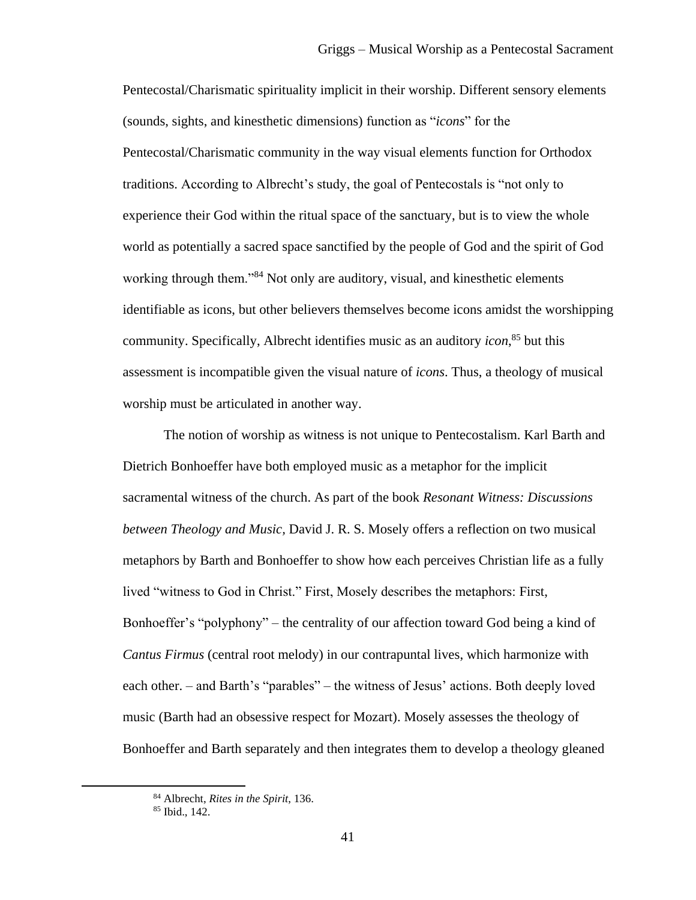Pentecostal/Charismatic spirituality implicit in their worship. Different sensory elements (sounds, sights, and kinesthetic dimensions) function as "*icons*" for the Pentecostal/Charismatic community in the way visual elements function for Orthodox traditions. According to Albrecht's study, the goal of Pentecostals is "not only to experience their God within the ritual space of the sanctuary, but is to view the whole world as potentially a sacred space sanctified by the people of God and the spirit of God working through them."[84] Not only are auditory, visual, and kinesthetic elements identifiable as icons, but other believers themselves become icons amidst the worshipping community. Specifically, Albrecht identifies music as an auditory *icon*,[85] but this assessment is incompatible given the visual nature of *icons*. Thus, a theology of musical worship must be articulated in another way.

The notion of worship as witness is not unique to Pentecostalism. Karl Barth and Dietrich Bonhoeffer have both employed music as a metaphor for the implicit sacramental witness of the church. As part of the book *Resonant Witness: Discussions between Theology and Music*, David J. R. S. Mosely offers a reflection on two musical metaphors by Barth and Bonhoeffer to show how each perceives Christian life as a fully lived "witness to God in Christ." First, Mosely describes the metaphors: First, Bonhoeffer's "polyphony" – the centrality of our affection toward God being a kind of *Cantus Firmus* (central root melody) in our contrapuntal lives, which harmonize with each other. – and Barth's "parables" – the witness of Jesus' actions. Both deeply loved music (Barth had an obsessive respect for Mozart). Mosely assesses the theology of Bonhoeffer and Barth separately and then integrates them to develop a theology gleaned

[84] Albrecht, *Rites in the Spirit*, 136.

[85] Ibid., 142.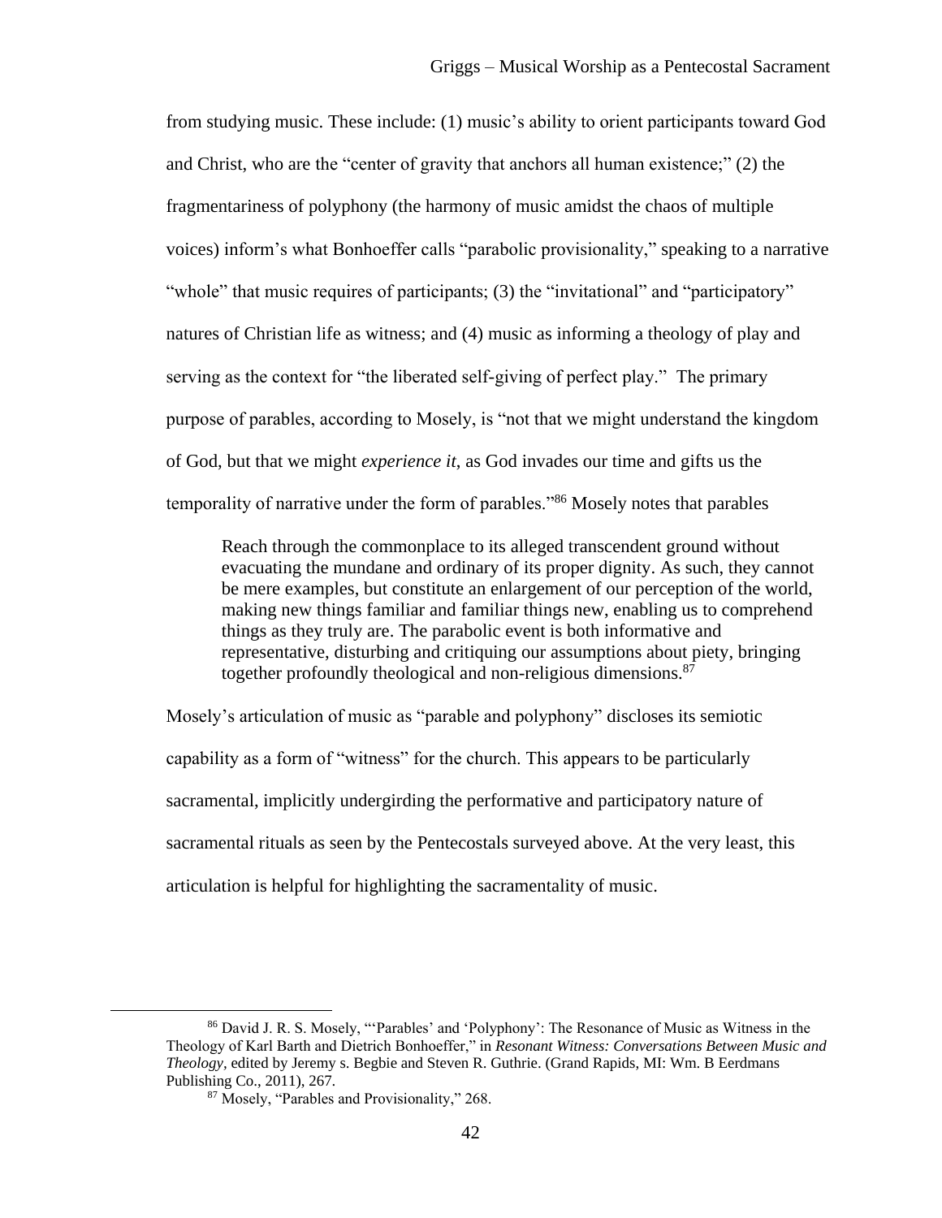from studying music. These include: (1) music's ability to orient participants toward God and Christ, who are the "center of gravity that anchors all human existence;" (2) the fragmentariness of polyphony (the harmony of music amidst the chaos of multiple voices) inform's what Bonhoeffer calls "parabolic provisionality," speaking to a narrative "whole" that music requires of participants; (3) the "invitational" and "participatory" natures of Christian life as witness; and (4) music as informing a theology of play and serving as the context for "the liberated self-giving of perfect play." The primary purpose of parables, according to Mosely, is "not that we might understand the kingdom of God, but that we might *experience it*, as God invades our time and gifts us the temporality of narrative under the form of parables."[86] Mosely notes that parables

> Reach through the commonplace to its alleged transcendent ground without evacuating the mundane and ordinary of its proper dignity. As such, they cannot be mere examples, but constitute an enlargement of our perception of the world, making new things familiar and familiar things new, enabling us to comprehend things as they truly are. The parabolic event is both informative and representative, disturbing and critiquing our assumptions about piety, bringing together profoundly theological and non-religious dimensions.[87]

Mosely's articulation of music as "parable and polyphony" discloses its semiotic capability as a form of "witness" for the church. This appears to be particularly sacramental, implicitly undergirding the performative and participatory nature of sacramental rituals as seen by the Pentecostals surveyed above. At the very least, this articulation is helpful for highlighting the sacramentality of music.

---

[86] David J. R. S. Mosely, "'Parables' and 'Polyphony': The Resonance of Music as Witness in the Theology of Karl Barth and Dietrich Bonhoeffer," in *Resonant Witness: Conversations Between Music and Theology*, edited by Jeremy s. Begbie and Steven R. Guthrie. (Grand Rapids, MI: Wm. B Eerdmans Publishing Co., 2011), 267.

[87] Mosely, "Parables and Provisionality," 268.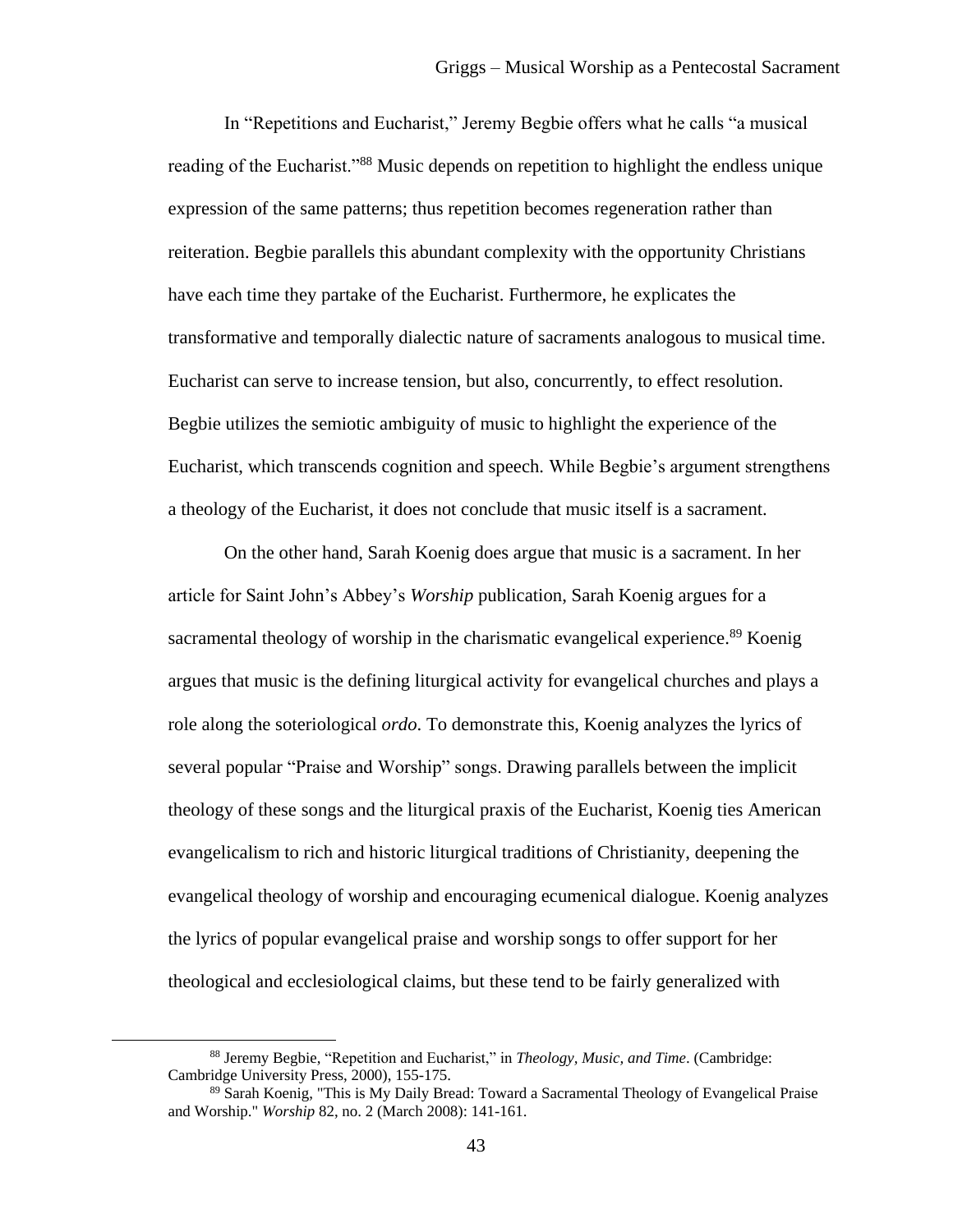In "Repetitions and Eucharist," Jeremy Begbie offers what he calls "a musical reading of the Eucharist."[88] Music depends on repetition to highlight the endless unique expression of the same patterns; thus repetition becomes regeneration rather than reiteration. Begbie parallels this abundant complexity with the opportunity Christians have each time they partake of the Eucharist. Furthermore, he explicates the transformative and temporally dialectic nature of sacraments analogous to musical time. Eucharist can serve to increase tension, but also, concurrently, to effect resolution. Begbie utilizes the semiotic ambiguity of music to highlight the experience of the Eucharist, which transcends cognition and speech. While Begbie's argument strengthens a theology of the Eucharist, it does not conclude that music itself is a sacrament.

On the other hand, Sarah Koenig does argue that music is a sacrament. In her article for Saint John's Abbey's *Worship* publication, Sarah Koenig argues for a sacramental theology of worship in the charismatic evangelical experience.[89] Koenig argues that music is the defining liturgical activity for evangelical churches and plays a role along the soteriological *ordo*. To demonstrate this, Koenig analyzes the lyrics of several popular "Praise and Worship" songs. Drawing parallels between the implicit theology of these songs and the liturgical praxis of the Eucharist, Koenig ties American evangelicalism to rich and historic liturgical traditions of Christianity, deepening the evangelical theology of worship and encouraging ecumenical dialogue. Koenig analyzes the lyrics of popular evangelical praise and worship songs to offer support for her theological and ecclesiological claims, but these tend to be fairly generalized with

---

[88] Jeremy Begbie, "Repetition and Eucharist," in *Theology, Music, and Time*. (Cambridge: Cambridge University Press, 2000), 155-175.

[89] Sarah Koenig, "This is My Daily Bread: Toward a Sacramental Theology of Evangelical Praise and Worship." *Worship* 82, no. 2 (March 2008): 141-161.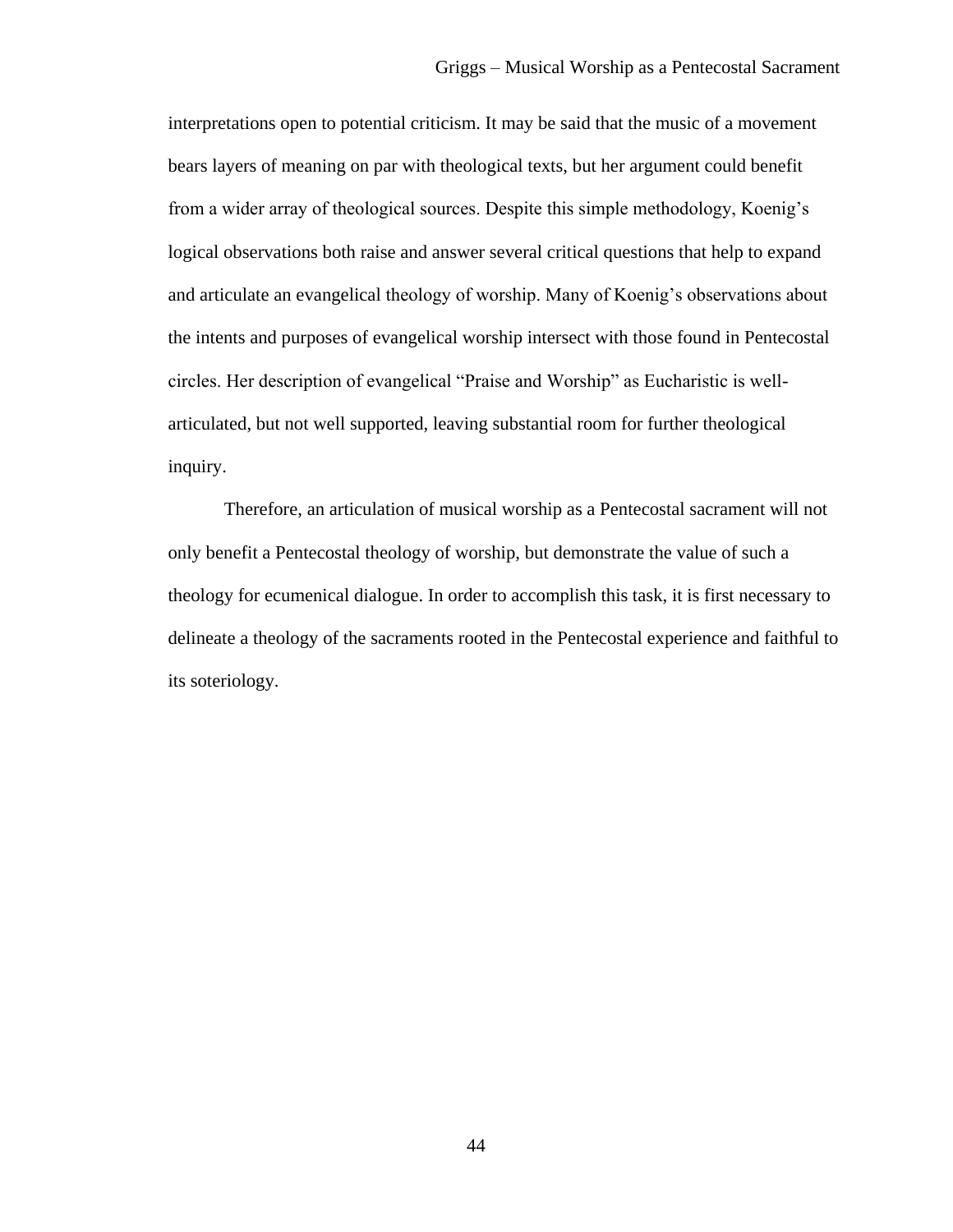interpretations open to potential criticism. It may be said that the music of a movement bears layers of meaning on par with theological texts, but her argument could benefit from a wider array of theological sources. Despite this simple methodology, Koenig's logical observations both raise and answer several critical questions that help to expand and articulate an evangelical theology of worship. Many of Koenig's observations about the intents and purposes of evangelical worship intersect with those found in Pentecostal circles. Her description of evangelical "Praise and Worship" as Eucharistic is well-articulated, but not well supported, leaving substantial room for further theological inquiry.

Therefore, an articulation of musical worship as a Pentecostal sacrament will not only benefit a Pentecostal theology of worship, but demonstrate the value of such a theology for ecumenical dialogue. In order to accomplish this task, it is first necessary to delineate a theology of the sacraments rooted in the Pentecostal experience and faithful to its soteriology.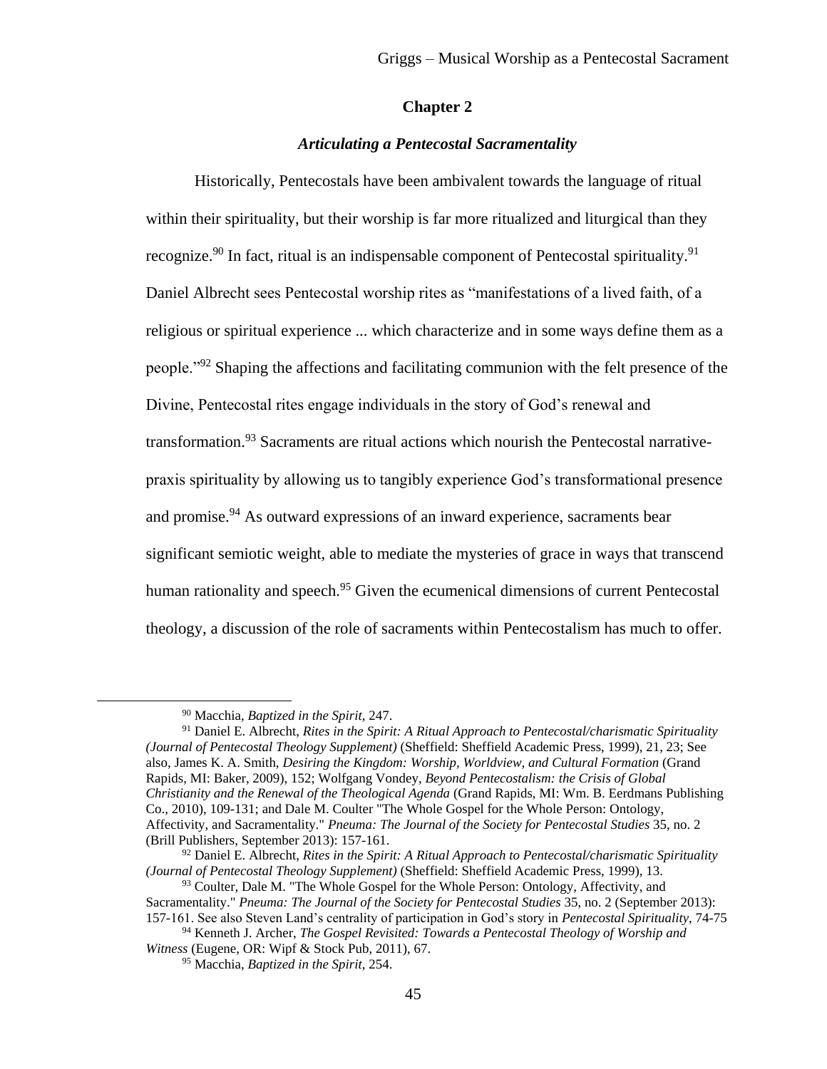## Chapter 2

### *Articulating a Pentecostal Sacramentality*

Historically, Pentecostals have been ambivalent towards the language of ritual within their spirituality, but their worship is far more ritualized and liturgical than they recognize.[90] In fact, ritual is an indispensable component of Pentecostal spirituality.[91] Daniel Albrecht sees Pentecostal worship rites as "manifestations of a lived faith, of a religious or spiritual experience ... which characterize and in some ways define them as a people."[92] Shaping the affections and facilitating communion with the felt presence of the Divine, Pentecostal rites engage individuals in the story of God's renewal and transformation.[93] Sacraments are ritual actions which nourish the Pentecostal narrative-praxis spirituality by allowing us to tangibly experience God's transformational presence and promise.[94] As outward expressions of an inward experience, sacraments bear significant semiotic weight, able to mediate the mysteries of grace in ways that transcend human rationality and speech.[95] Given the ecumenical dimensions of current Pentecostal theology, a discussion of the role of sacraments within Pentecostalism has much to offer.

---

[90] Macchia, *Baptized in the Spirit*, 247.

[91] Daniel E. Albrecht, *Rites in the Spirit: A Ritual Approach to Pentecostal/charismatic Spirituality (Journal of Pentecostal Theology Supplement)* (Sheffield: Sheffield Academic Press, 1999), 21, 23; See also, James K. A. Smith, *Desiring the Kingdom: Worship, Worldview, and Cultural Formation* (Grand Rapids, MI: Baker, 2009), 152; Wolfgang Vondey, *Beyond Pentecostalism: the Crisis of Global Christianity and the Renewal of the Theological Agenda* (Grand Rapids, MI: Wm. B. Eerdmans Publishing Co., 2010), 109-131; and Dale M. Coulter "The Whole Gospel for the Whole Person: Ontology, Affectivity, and Sacramentality." *Pneuma: The Journal of the Society for Pentecostal Studies* 35, no. 2 (Brill Publishers, September 2013): 157-161.

[92] Daniel E. Albrecht, *Rites in the Spirit: A Ritual Approach to Pentecostal/charismatic Spirituality (Journal of Pentecostal Theology Supplement)* (Sheffield: Sheffield Academic Press, 1999), 13.

[93] Coulter, Dale M. "The Whole Gospel for the Whole Person: Ontology, Affectivity, and Sacramentality." *Pneuma: The Journal of the Society for Pentecostal Studies* 35, no. 2 (September 2013): 157-161. See also Steven Land's centrality of participation in God's story in *Pentecostal Spirituality*, 74-75

[94] Kenneth J. Archer, *The Gospel Revisited: Towards a Pentecostal Theology of Worship and Witness* (Eugene, OR: Wipf & Stock Pub, 2011), 67.

[95] Macchia, *Baptized in the Spirit*, 254.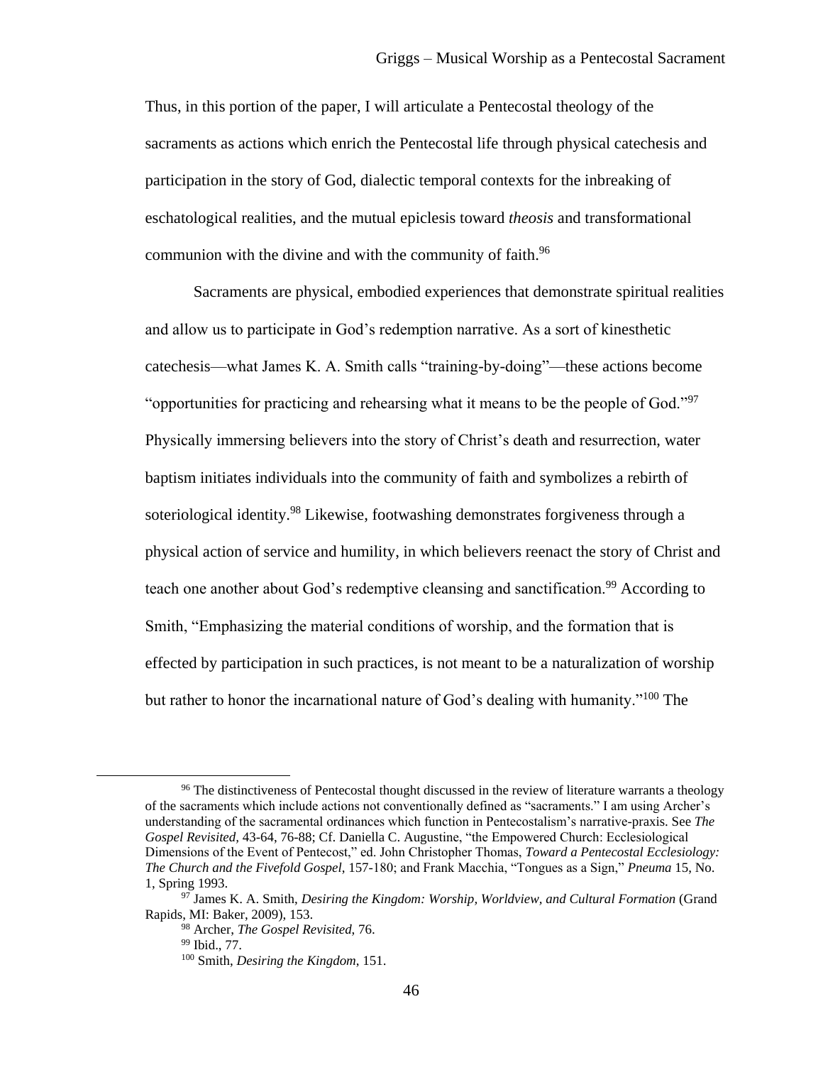Thus, in this portion of the paper, I will articulate a Pentecostal theology of the sacraments as actions which enrich the Pentecostal life through physical catechesis and participation in the story of God, dialectic temporal contexts for the inbreaking of eschatological realities, and the mutual epiclesis toward *theosis* and transformational communion with the divine and with the community of faith.[96]

Sacraments are physical, embodied experiences that demonstrate spiritual realities and allow us to participate in God's redemption narrative. As a sort of kinesthetic catechesis—what James K. A. Smith calls "training-by-doing"—these actions become "opportunities for practicing and rehearsing what it means to be the people of God."[97] Physically immersing believers into the story of Christ's death and resurrection, water baptism initiates individuals into the community of faith and symbolizes a rebirth of soteriological identity.[98] Likewise, footwashing demonstrates forgiveness through a physical action of service and humility, in which believers reenact the story of Christ and teach one another about God's redemptive cleansing and sanctification.[99] According to Smith, "Emphasizing the material conditions of worship, and the formation that is effected by participation in such practices, is not meant to be a naturalization of worship but rather to honor the incarnational nature of God's dealing with humanity."[100] The

---

[96] The distinctiveness of Pentecostal thought discussed in the review of literature warrants a theology of the sacraments which include actions not conventionally defined as "sacraments." I am using Archer's understanding of the sacramental ordinances which function in Pentecostalism's narrative-praxis. See *The Gospel Revisited,* 43-64, 76-88; Cf. Daniella C. Augustine, "the Empowered Church: Ecclesiological Dimensions of the Event of Pentecost," ed. John Christopher Thomas, *Toward a Pentecostal Ecclesiology: The Church and the Fivefold Gospel*, 157-180; and Frank Macchia, "Tongues as a Sign," *Pneuma* 15, No. 1, Spring 1993.

[97] James K. A. Smith, *Desiring the Kingdom: Worship, Worldview, and Cultural Formation* (Grand Rapids, MI: Baker, 2009), 153.

[98] Archer, *The Gospel Revisited*, 76.

[99] Ibid., 77.

[100] Smith, *Desiring the Kingdom*, 151.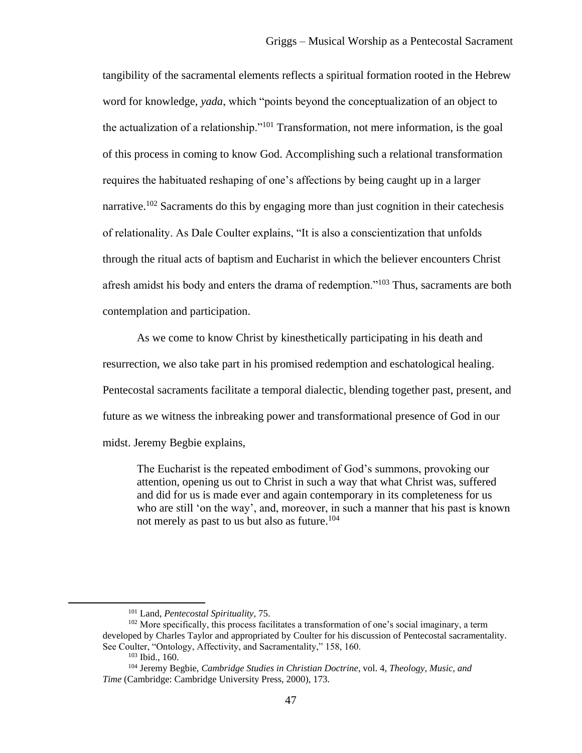tangibility of the sacramental elements reflects a spiritual formation rooted in the Hebrew word for knowledge, *yada*, which "points beyond the conceptualization of an object to the actualization of a relationship."[101] Transformation, not mere information, is the goal of this process in coming to know God. Accomplishing such a relational transformation requires the habituated reshaping of one's affections by being caught up in a larger narrative.[102] Sacraments do this by engaging more than just cognition in their catechesis of relationality. As Dale Coulter explains, "It is also a conscientization that unfolds through the ritual acts of baptism and Eucharist in which the believer encounters Christ afresh amidst his body and enters the drama of redemption."[103] Thus, sacraments are both contemplation and participation.

As we come to know Christ by kinesthetically participating in his death and resurrection, we also take part in his promised redemption and eschatological healing. Pentecostal sacraments facilitate a temporal dialectic, blending together past, present, and future as we witness the inbreaking power and transformational presence of God in our midst. Jeremy Begbie explains,

> The Eucharist is the repeated embodiment of God's summons, provoking our attention, opening us out to Christ in such a way that what Christ was, suffered and did for us is made ever and again contemporary in its completeness for us who are still 'on the way', and, moreover, in such a manner that his past is known not merely as past to us but also as future.[104]

---

[101] Land, *Pentecostal Spirituality,* 75.

[102] More specifically, this process facilitates a transformation of one's social imaginary, a term developed by Charles Taylor and appropriated by Coulter for his discussion of Pentecostal sacramentality. See Coulter, "Ontology, Affectivity, and Sacramentality," 158, 160.

[103] Ibid., 160.

[104] Jeremy Begbie, *Cambridge Studies in Christian Doctrine*, vol. 4, *Theology, Music, and Time* (Cambridge: Cambridge University Press, 2000), 173.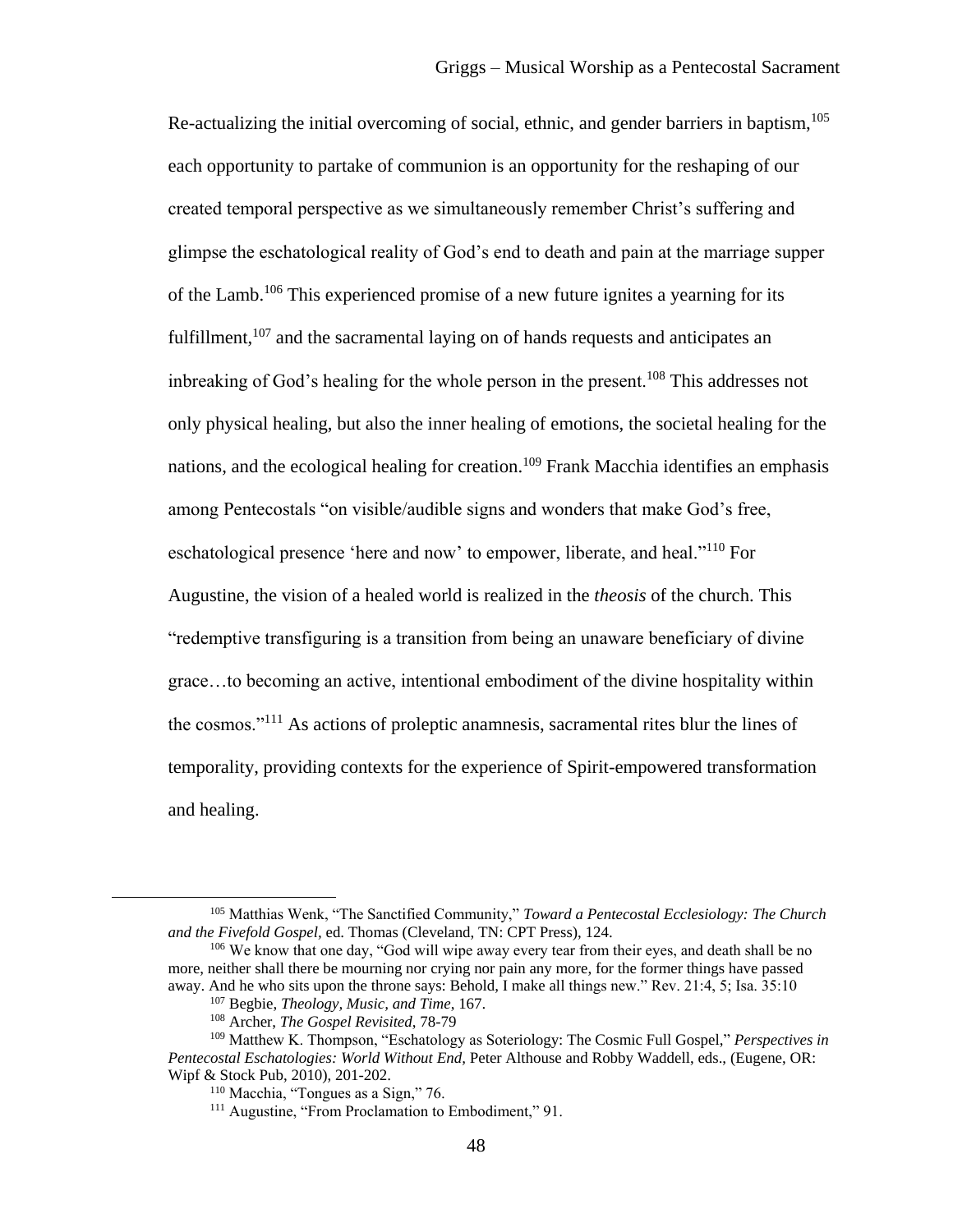Re-actualizing the initial overcoming of social, ethnic, and gender barriers in baptism,[105] each opportunity to partake of communion is an opportunity for the reshaping of our created temporal perspective as we simultaneously remember Christ's suffering and glimpse the eschatological reality of God's end to death and pain at the marriage supper of the Lamb.[106] This experienced promise of a new future ignites a yearning for its fulfillment,[107] and the sacramental laying on of hands requests and anticipates an inbreaking of God's healing for the whole person in the present.[108] This addresses not only physical healing, but also the inner healing of emotions, the societal healing for the nations, and the ecological healing for creation.[109] Frank Macchia identifies an emphasis among Pentecostals "on visible/audible signs and wonders that make God's free, eschatological presence 'here and now' to empower, liberate, and heal."[110] For Augustine, the vision of a healed world is realized in the *theosis* of the church. This "redemptive transfiguring is a transition from being an unaware beneficiary of divine grace…to becoming an active, intentional embodiment of the divine hospitality within the cosmos."[111] As actions of proleptic anamnesis, sacramental rites blur the lines of temporality, providing contexts for the experience of Spirit-empowered transformation and healing.

---

[105] Matthias Wenk, "The Sanctified Community," *Toward a Pentecostal Ecclesiology: The Church and the Fivefold Gospel*, ed. Thomas (Cleveland, TN: CPT Press), 124.

[106] We know that one day, "God will wipe away every tear from their eyes, and death shall be no more, neither shall there be mourning nor crying nor pain any more, for the former things have passed away. And he who sits upon the throne says: Behold, I make all things new." Rev. 21:4, 5; Isa. 35:10

[107] Begbie, *Theology, Music, and Time*, 167.

[108] Archer, *The Gospel Revisited*, 78-79

[109] Matthew K. Thompson, "Eschatology as Soteriology: The Cosmic Full Gospel," *Perspectives in Pentecostal Eschatologies: World Without End*, Peter Althouse and Robby Waddell, eds., (Eugene, OR: Wipf & Stock Pub, 2010), 201-202.

[110] Macchia, "Tongues as a Sign," 76.

[111] Augustine, "From Proclamation to Embodiment," 91.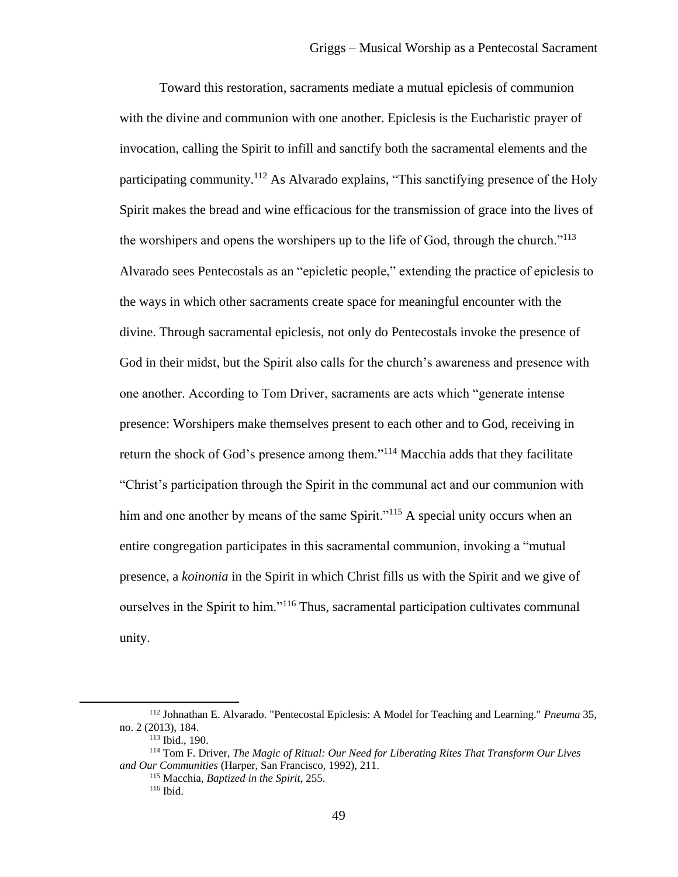Toward this restoration, sacraments mediate a mutual epiclesis of communion with the divine and communion with one another. Epiclesis is the Eucharistic prayer of invocation, calling the Spirit to infill and sanctify both the sacramental elements and the participating community.[112] As Alvarado explains, "This sanctifying presence of the Holy Spirit makes the bread and wine efficacious for the transmission of grace into the lives of the worshipers and opens the worshipers up to the life of God, through the church."[113] Alvarado sees Pentecostals as an "epicletic people," extending the practice of epiclesis to the ways in which other sacraments create space for meaningful encounter with the divine. Through sacramental epiclesis, not only do Pentecostals invoke the presence of God in their midst, but the Spirit also calls for the church's awareness and presence with one another. According to Tom Driver, sacraments are acts which "generate intense presence: Worshipers make themselves present to each other and to God, receiving in return the shock of God's presence among them."[114] Macchia adds that they facilitate "Christ's participation through the Spirit in the communal act and our communion with him and one another by means of the same Spirit."[115] A special unity occurs when an entire congregation participates in this sacramental communion, invoking a "mutual presence, a *koinonia* in the Spirit in which Christ fills us with the Spirit and we give of ourselves in the Spirit to him."[116] Thus, sacramental participation cultivates communal unity.

---

[112] Johnathan E. Alvarado. "Pentecostal Epiclesis: A Model for Teaching and Learning." *Pneuma* 35, no. 2 (2013), 184.

[113] Ibid., 190.

[114] Tom F. Driver, *The Magic of Ritual: Our Need for Liberating Rites That Transform Our Lives and Our Communities* (Harper, San Francisco, 1992), 211.

[115] Macchia, *Baptized in the Spirit*, 255.

[116] Ibid.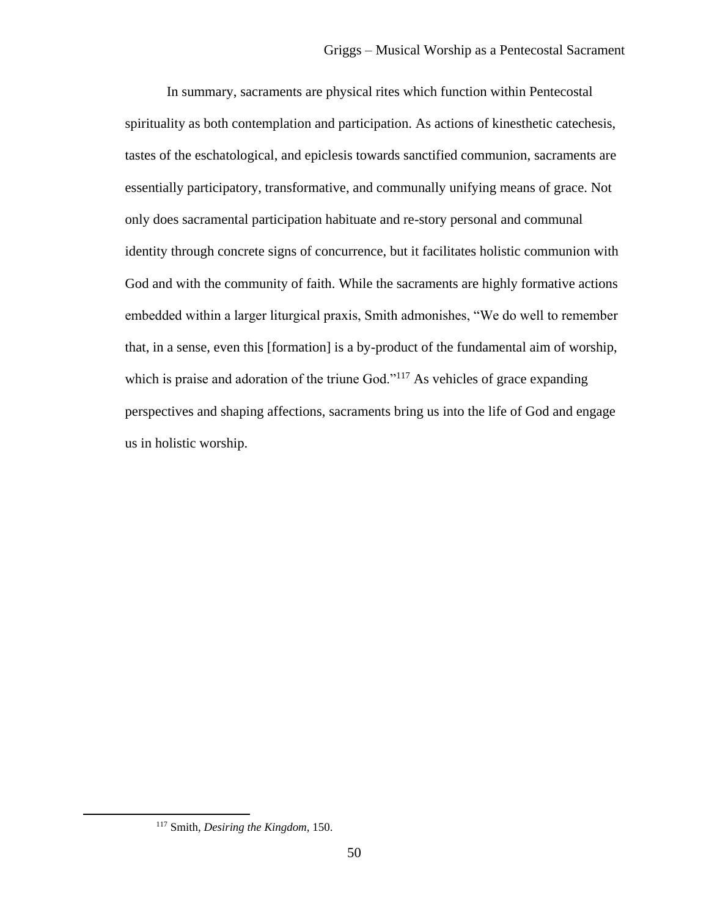In summary, sacraments are physical rites which function within Pentecostal spirituality as both contemplation and participation. As actions of kinesthetic catechesis, tastes of the eschatological, and epiclesis towards sanctified communion, sacraments are essentially participatory, transformative, and communally unifying means of grace. Not only does sacramental participation habituate and re-story personal and communal identity through concrete signs of concurrence, but it facilitates holistic communion with God and with the community of faith. While the sacraments are highly formative actions embedded within a larger liturgical praxis, Smith admonishes, "We do well to remember that, in a sense, even this [formation] is a by-product of the fundamental aim of worship, which is praise and adoration of the triune God."[117] As vehicles of grace expanding perspectives and shaping affections, sacraments bring us into the life of God and engage us in holistic worship.

[117] Smith, *Desiring the Kingdom*, 150.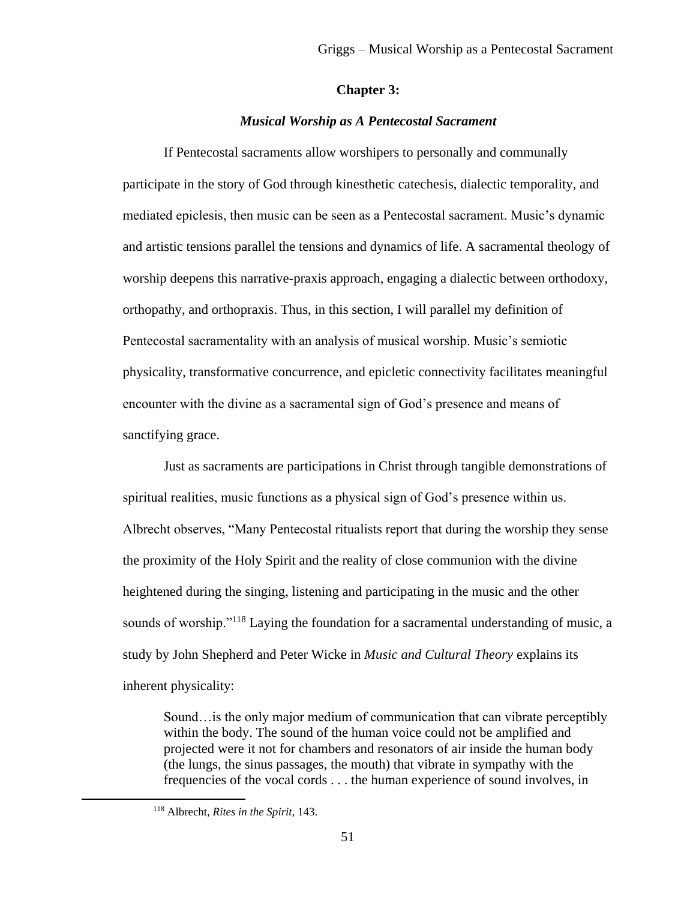## Chapter 3:

### *Musical Worship as A Pentecostal Sacrament*

If Pentecostal sacraments allow worshipers to personally and communally participate in the story of God through kinesthetic catechesis, dialectic temporality, and mediated epiclesis, then music can be seen as a Pentecostal sacrament. Music's dynamic and artistic tensions parallel the tensions and dynamics of life. A sacramental theology of worship deepens this narrative-praxis approach, engaging a dialectic between orthodoxy, orthopathy, and orthopraxis. Thus, in this section, I will parallel my definition of Pentecostal sacramentality with an analysis of musical worship. Music's semiotic physicality, transformative concurrence, and epicletic connectivity facilitates meaningful encounter with the divine as a sacramental sign of God's presence and means of sanctifying grace.

Just as sacraments are participations in Christ through tangible demonstrations of spiritual realities, music functions as a physical sign of God's presence within us. Albrecht observes, "Many Pentecostal ritualists report that during the worship they sense the proximity of the Holy Spirit and the reality of close communion with the divine heightened during the singing, listening and participating in the music and the other sounds of worship."[118] Laying the foundation for a sacramental understanding of music, a study by John Shepherd and Peter Wicke in *Music and Cultural Theory* explains its inherent physicality:

> Sound…is the only major medium of communication that can vibrate perceptibly within the body. The sound of the human voice could not be amplified and projected were it not for chambers and resonators of air inside the human body (the lungs, the sinus passages, the mouth) that vibrate in sympathy with the frequencies of the vocal cords . . . the human experience of sound involves, in

[118] Albrecht, *Rites in the Spirit*, 143.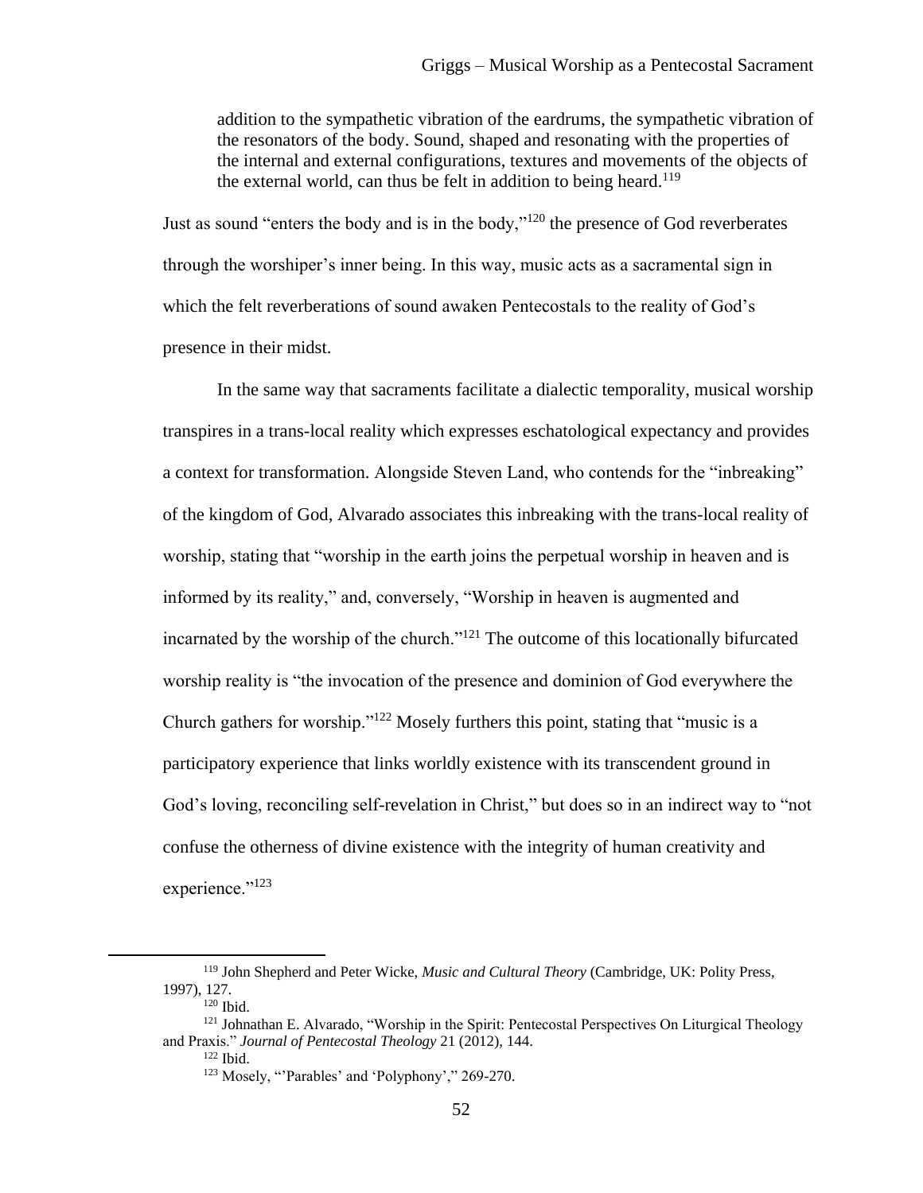> addition to the sympathetic vibration of the eardrums, the sympathetic vibration of the resonators of the body. Sound, shaped and resonating with the properties of the internal and external configurations, textures and movements of the objects of the external world, can thus be felt in addition to being heard.[119]

Just as sound "enters the body and is in the body,"[120] the presence of God reverberates through the worshiper's inner being. In this way, music acts as a sacramental sign in which the felt reverberations of sound awaken Pentecostals to the reality of God's presence in their midst.

In the same way that sacraments facilitate a dialectic temporality, musical worship transpires in a trans-local reality which expresses eschatological expectancy and provides a context for transformation. Alongside Steven Land, who contends for the "inbreaking" of the kingdom of God, Alvarado associates this inbreaking with the trans-local reality of worship, stating that "worship in the earth joins the perpetual worship in heaven and is informed by its reality," and, conversely, "Worship in heaven is augmented and incarnated by the worship of the church."[121] The outcome of this locationally bifurcated worship reality is "the invocation of the presence and dominion of God everywhere the Church gathers for worship."[122] Mosely furthers this point, stating that "music is a participatory experience that links worldly existence with its transcendent ground in God's loving, reconciling self-revelation in Christ," but does so in an indirect way to "not confuse the otherness of divine existence with the integrity of human creativity and experience."[123]

---

[119] John Shepherd and Peter Wicke, *Music and Cultural Theory* (Cambridge, UK: Polity Press, 1997), 127.

[120] Ibid.

[121] Johnathan E. Alvarado, "Worship in the Spirit: Pentecostal Perspectives On Liturgical Theology and Praxis." *Journal of Pentecostal Theology* 21 (2012), 144.

[122] Ibid.

[123] Mosely, "'Parables' and 'Polyphony'," 269-270.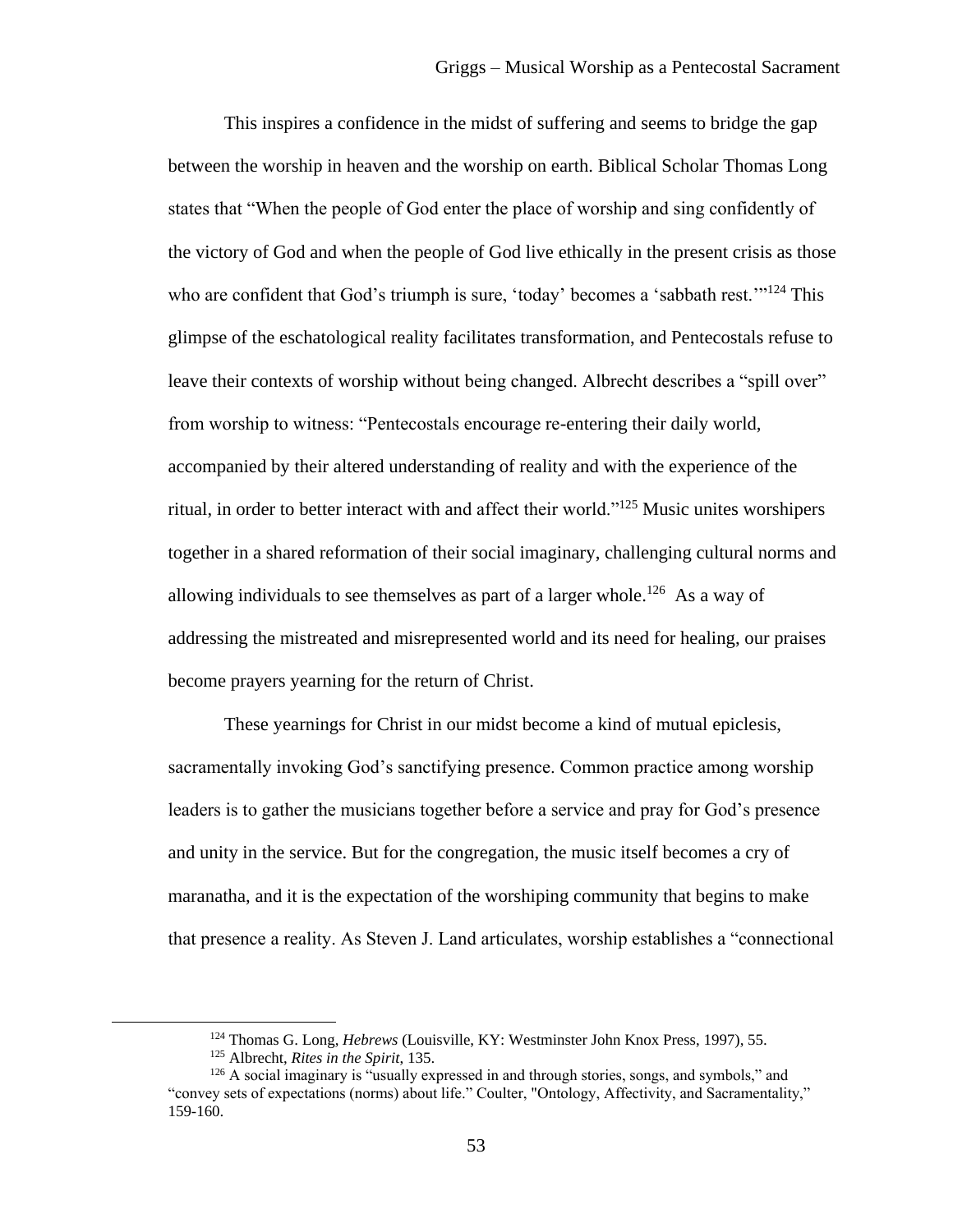This inspires a confidence in the midst of suffering and seems to bridge the gap between the worship in heaven and the worship on earth. Biblical Scholar Thomas Long states that "When the people of God enter the place of worship and sing confidently of the victory of God and when the people of God live ethically in the present crisis as those who are confident that God's triumph is sure, 'today' becomes a 'sabbath rest.'"[124] This glimpse of the eschatological reality facilitates transformation, and Pentecostals refuse to leave their contexts of worship without being changed. Albrecht describes a "spill over" from worship to witness: "Pentecostals encourage re-entering their daily world, accompanied by their altered understanding of reality and with the experience of the ritual, in order to better interact with and affect their world."[125] Music unites worshipers together in a shared reformation of their social imaginary, challenging cultural norms and allowing individuals to see themselves as part of a larger whole.[126] As a way of addressing the mistreated and misrepresented world and its need for healing, our praises become prayers yearning for the return of Christ.

These yearnings for Christ in our midst become a kind of mutual epiclesis, sacramentally invoking God's sanctifying presence. Common practice among worship leaders is to gather the musicians together before a service and pray for God's presence and unity in the service. But for the congregation, the music itself becomes a cry of maranatha, and it is the expectation of the worshiping community that begins to make that presence a reality. As Steven J. Land articulates, worship establishes a "connectional

---

[124] Thomas G. Long, *Hebrews* (Louisville, KY: Westminster John Knox Press, 1997), 55.

[125] Albrecht, *Rites in the Spirit*, 135.

[126] A social imaginary is "usually expressed in and through stories, songs, and symbols," and "convey sets of expectations (norms) about life." Coulter, "Ontology, Affectivity, and Sacramentality," 159-160.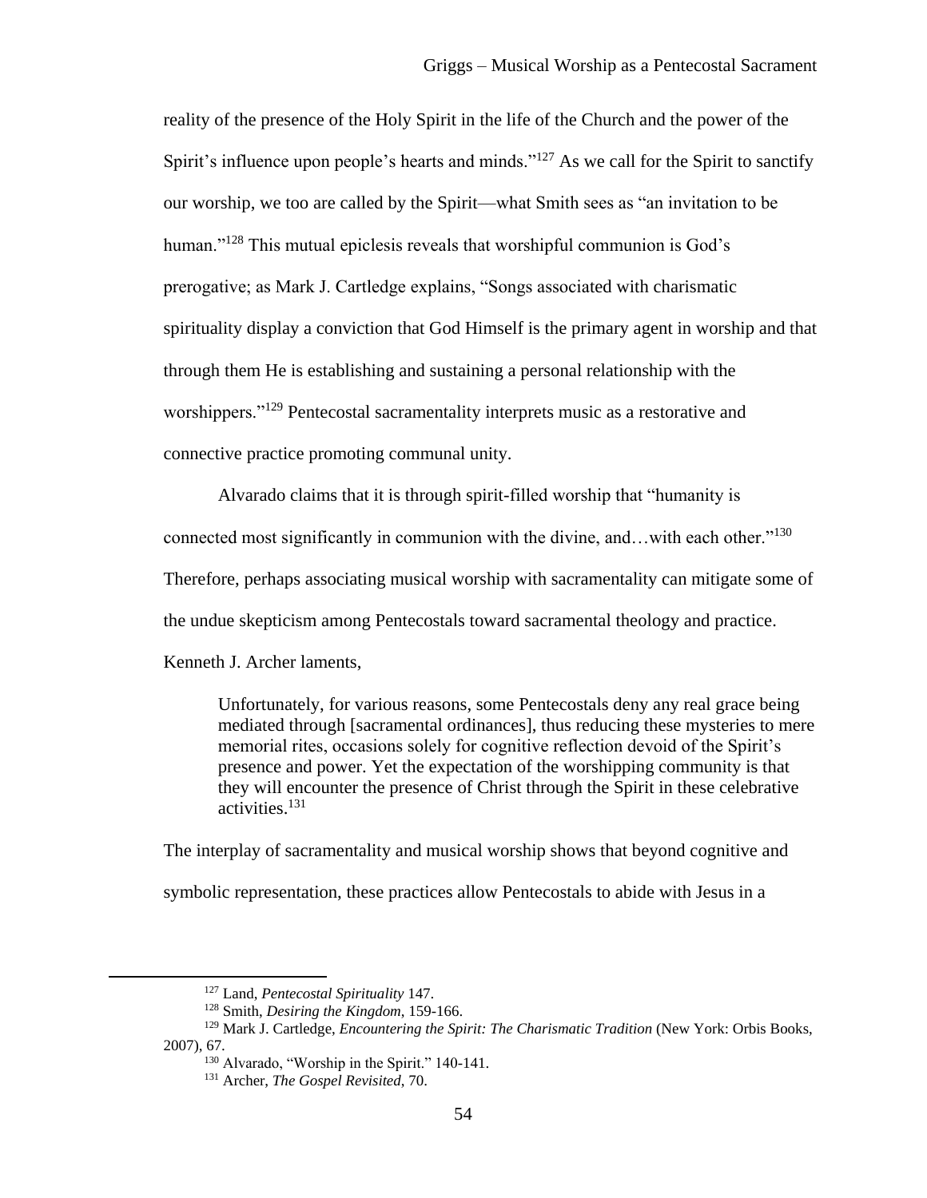reality of the presence of the Holy Spirit in the life of the Church and the power of the Spirit's influence upon people's hearts and minds."[127] As we call for the Spirit to sanctify our worship, we too are called by the Spirit—what Smith sees as "an invitation to be human."[128] This mutual epiclesis reveals that worshipful communion is God's prerogative; as Mark J. Cartledge explains, "Songs associated with charismatic spirituality display a conviction that God Himself is the primary agent in worship and that through them He is establishing and sustaining a personal relationship with the worshippers."[129] Pentecostal sacramentality interprets music as a restorative and connective practice promoting communal unity.

Alvarado claims that it is through spirit-filled worship that "humanity is connected most significantly in communion with the divine, and…with each other."[130] Therefore, perhaps associating musical worship with sacramentality can mitigate some of the undue skepticism among Pentecostals toward sacramental theology and practice. Kenneth J. Archer laments,

> Unfortunately, for various reasons, some Pentecostals deny any real grace being mediated through [sacramental ordinances], thus reducing these mysteries to mere memorial rites, occasions solely for cognitive reflection devoid of the Spirit's presence and power. Yet the expectation of the worshipping community is that they will encounter the presence of Christ through the Spirit in these celebrative activities.[131]

The interplay of sacramentality and musical worship shows that beyond cognitive and symbolic representation, these practices allow Pentecostals to abide with Jesus in a

---

[127] Land, *Pentecostal Spirituality* 147.

[128] Smith, *Desiring the Kingdom*, 159-166.

[129] Mark J. Cartledge, *Encountering the Spirit: The Charismatic Tradition* (New York: Orbis Books, 2007), 67.

[130] Alvarado, "Worship in the Spirit." 140-141.

[131] Archer, *The Gospel Revisited*, 70.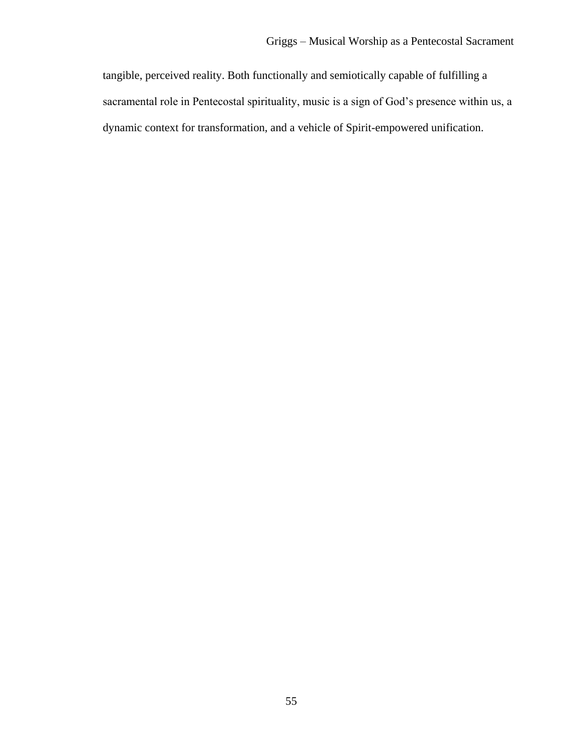tangible, perceived reality. Both functionally and semiotically capable of fulfilling a sacramental role in Pentecostal spirituality, music is a sign of God's presence within us, a dynamic context for transformation, and a vehicle of Spirit-empowered unification.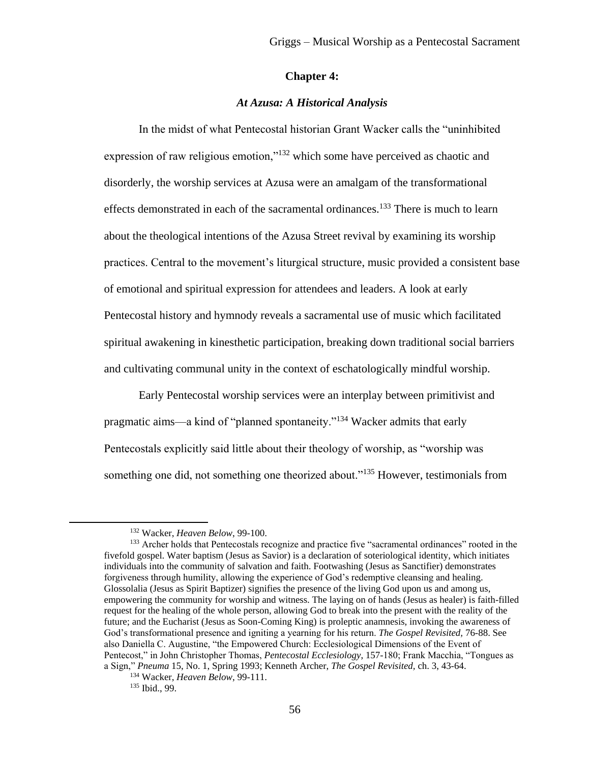## Chapter 4:

### *At Azusa: A Historical Analysis*

In the midst of what Pentecostal historian Grant Wacker calls the "uninhibited expression of raw religious emotion,"[132] which some have perceived as chaotic and disorderly, the worship services at Azusa were an amalgam of the transformational effects demonstrated in each of the sacramental ordinances.[133] There is much to learn about the theological intentions of the Azusa Street revival by examining its worship practices. Central to the movement's liturgical structure, music provided a consistent base of emotional and spiritual expression for attendees and leaders. A look at early Pentecostal history and hymnody reveals a sacramental use of music which facilitated spiritual awakening in kinesthetic participation, breaking down traditional social barriers and cultivating communal unity in the context of eschatologically mindful worship.

Early Pentecostal worship services were an interplay between primitivist and pragmatic aims—a kind of "planned spontaneity."[134] Wacker admits that early Pentecostals explicitly said little about their theology of worship, as "worship was something one did, not something one theorized about."[135] However, testimonials from

---

[132] Wacker, *Heaven Below*, 99-100.

[133] Archer holds that Pentecostals recognize and practice five "sacramental ordinances" rooted in the fivefold gospel. Water baptism (Jesus as Savior) is a declaration of soteriological identity, which initiates individuals into the community of salvation and faith. Footwashing (Jesus as Sanctifier) demonstrates forgiveness through humility, allowing the experience of God's redemptive cleansing and healing. Glossolalia (Jesus as Spirit Baptizer) signifies the presence of the living God upon us and among us, empowering the community for worship and witness. The laying on of hands (Jesus as healer) is faith-filled request for the healing of the whole person, allowing God to break into the present with the reality of the future; and the Eucharist (Jesus as Soon-Coming King) is proleptic anamnesis, invoking the awareness of God's transformational presence and igniting a yearning for his return. *The Gospel Revisited,* 76-88. See also Daniella C. Augustine, "the Empowered Church: Ecclesiological Dimensions of the Event of Pentecost," in John Christopher Thomas, *Pentecostal Ecclesiology,* 157-180; Frank Macchia, "Tongues as a Sign," *Pneuma* 15, No. 1, Spring 1993; Kenneth Archer, *The Gospel Revisited,* ch. 3, 43-64.

[134] Wacker, *Heaven Below*, 99-111.

[135] Ibid., 99.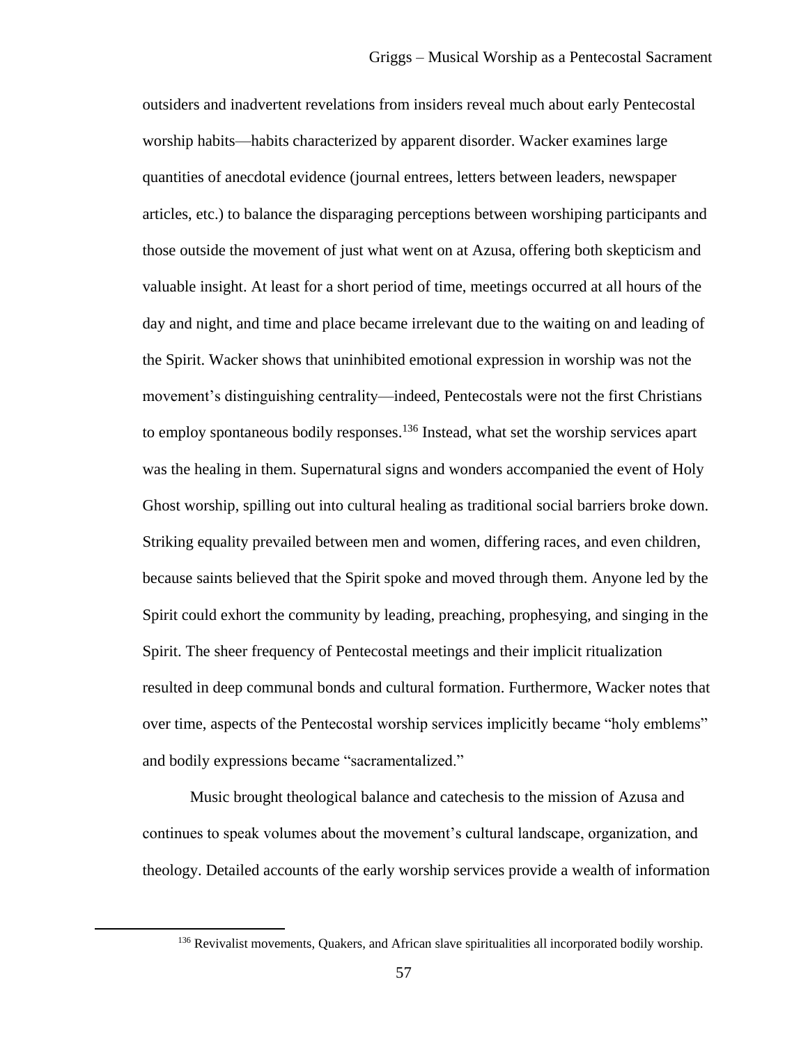outsiders and inadvertent revelations from insiders reveal much about early Pentecostal worship habits—habits characterized by apparent disorder. Wacker examines large quantities of anecdotal evidence (journal entrees, letters between leaders, newspaper articles, etc.) to balance the disparaging perceptions between worshiping participants and those outside the movement of just what went on at Azusa, offering both skepticism and valuable insight. At least for a short period of time, meetings occurred at all hours of the day and night, and time and place became irrelevant due to the waiting on and leading of the Spirit. Wacker shows that uninhibited emotional expression in worship was not the movement's distinguishing centrality—indeed, Pentecostals were not the first Christians to employ spontaneous bodily responses.[136] Instead, what set the worship services apart was the healing in them. Supernatural signs and wonders accompanied the event of Holy Ghost worship, spilling out into cultural healing as traditional social barriers broke down. Striking equality prevailed between men and women, differing races, and even children, because saints believed that the Spirit spoke and moved through them. Anyone led by the Spirit could exhort the community by leading, preaching, prophesying, and singing in the Spirit. The sheer frequency of Pentecostal meetings and their implicit ritualization resulted in deep communal bonds and cultural formation. Furthermore, Wacker notes that over time, aspects of the Pentecostal worship services implicitly became "holy emblems" and bodily expressions became "sacramentalized."

Music brought theological balance and catechesis to the mission of Azusa and continues to speak volumes about the movement's cultural landscape, organization, and theology. Detailed accounts of the early worship services provide a wealth of information

[136] Revivalist movements, Quakers, and African slave spiritualities all incorporated bodily worship.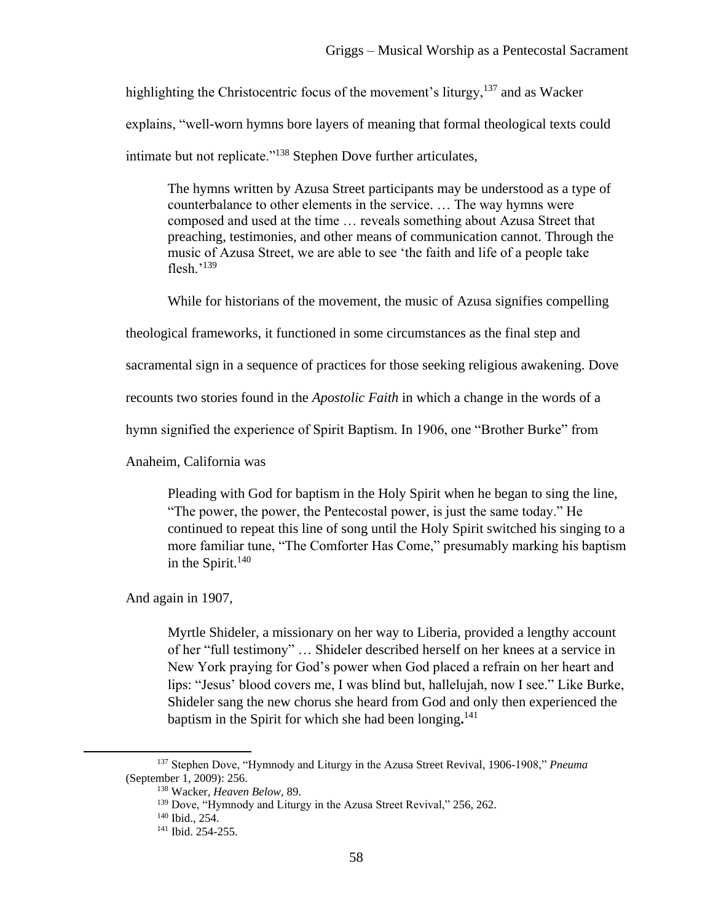highlighting the Christocentric focus of the movement's liturgy,[137] and as Wacker explains, "well-worn hymns bore layers of meaning that formal theological texts could intimate but not replicate."[138] Stephen Dove further articulates,

> The hymns written by Azusa Street participants may be understood as a type of counterbalance to other elements in the service. … The way hymns were composed and used at the time … reveals something about Azusa Street that preaching, testimonies, and other means of communication cannot. Through the music of Azusa Street, we are able to see 'the faith and life of a people take flesh.'[139]

While for historians of the movement, the music of Azusa signifies compelling theological frameworks, it functioned in some circumstances as the final step and sacramental sign in a sequence of practices for those seeking religious awakening. Dove recounts two stories found in the *Apostolic Faith* in which a change in the words of a hymn signified the experience of Spirit Baptism. In 1906, one "Brother Burke" from Anaheim, California was

> Pleading with God for baptism in the Holy Spirit when he began to sing the line, "The power, the power, the Pentecostal power, is just the same today." He continued to repeat this line of song until the Holy Spirit switched his singing to a more familiar tune, "The Comforter Has Come," presumably marking his baptism in the Spirit.[140]

And again in 1907,

> Myrtle Shideler, a missionary on her way to Liberia, provided a lengthy account of her "full testimony" … Shideler described herself on her knees at a service in New York praying for God's power when God placed a refrain on her heart and lips: "Jesus' blood covers me, I was blind but, hallelujah, now I see." Like Burke, Shideler sang the new chorus she heard from God and only then experienced the baptism in the Spirit for which she had been longing**.**[141]

---

[137] Stephen Dove, "Hymnody and Liturgy in the Azusa Street Revival, 1906-1908," *Pneuma* (September 1, 2009): 256.

[138] Wacker, *Heaven Below,* 89.

[139] Dove, "Hymnody and Liturgy in the Azusa Street Revival," 256, 262.

[140] Ibid., 254.

[141] Ibid. 254-255.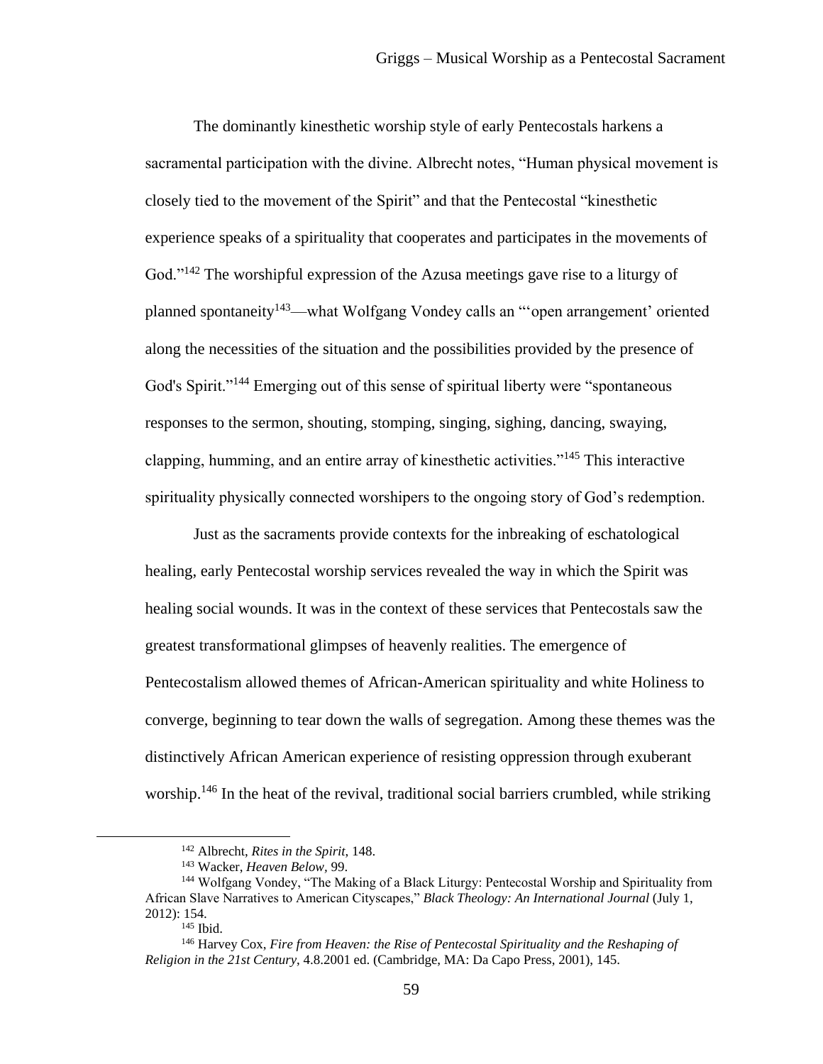The dominantly kinesthetic worship style of early Pentecostals harkens a sacramental participation with the divine. Albrecht notes, "Human physical movement is closely tied to the movement of the Spirit" and that the Pentecostal "kinesthetic experience speaks of a spirituality that cooperates and participates in the movements of God."[142] The worshipful expression of the Azusa meetings gave rise to a liturgy of planned spontaneity[143]—what Wolfgang Vondey calls an "'open arrangement' oriented along the necessities of the situation and the possibilities provided by the presence of God's Spirit."[144] Emerging out of this sense of spiritual liberty were "spontaneous responses to the sermon, shouting, stomping, singing, sighing, dancing, swaying, clapping, humming, and an entire array of kinesthetic activities."[145] This interactive spirituality physically connected worshipers to the ongoing story of God's redemption.

Just as the sacraments provide contexts for the inbreaking of eschatological healing, early Pentecostal worship services revealed the way in which the Spirit was healing social wounds. It was in the context of these services that Pentecostals saw the greatest transformational glimpses of heavenly realities. The emergence of Pentecostalism allowed themes of African-American spirituality and white Holiness to converge, beginning to tear down the walls of segregation. Among these themes was the distinctively African American experience of resisting oppression through exuberant worship.[146] In the heat of the revival, traditional social barriers crumbled, while striking

---

[142] Albrecht, *Rites in the Spirit*, 148.

[143] Wacker, *Heaven Below*, 99.

[144] Wolfgang Vondey, "The Making of a Black Liturgy: Pentecostal Worship and Spirituality from African Slave Narratives to American Cityscapes," *Black Theology: An International Journal* (July 1, 2012): 154.

[145] Ibid.

[146] Harvey Cox, *Fire from Heaven: the Rise of Pentecostal Spirituality and the Reshaping of Religion in the 21st Century*, 4.8.2001 ed. (Cambridge, MA: Da Capo Press, 2001), 145.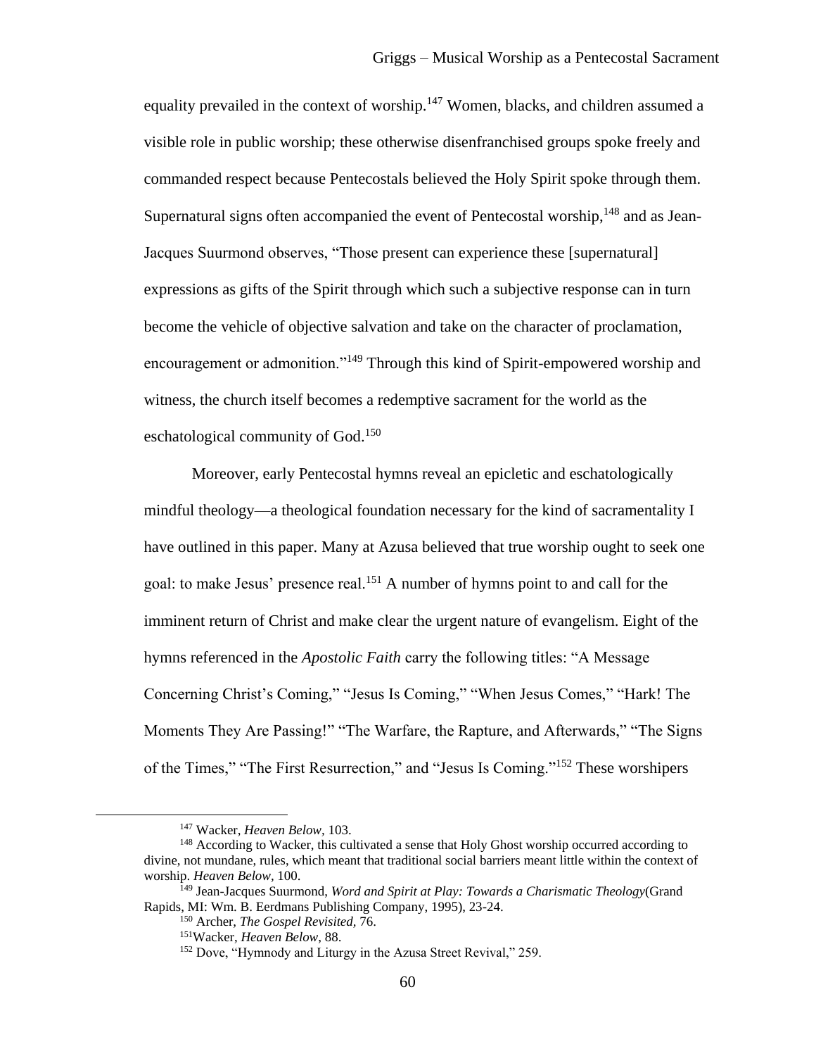equality prevailed in the context of worship.[147] Women, blacks, and children assumed a visible role in public worship; these otherwise disenfranchised groups spoke freely and commanded respect because Pentecostals believed the Holy Spirit spoke through them. Supernatural signs often accompanied the event of Pentecostal worship,[148] and as Jean-Jacques Suurmond observes, "Those present can experience these [supernatural] expressions as gifts of the Spirit through which such a subjective response can in turn become the vehicle of objective salvation and take on the character of proclamation, encouragement or admonition."[149] Through this kind of Spirit-empowered worship and witness, the church itself becomes a redemptive sacrament for the world as the eschatological community of God.[150]

Moreover, early Pentecostal hymns reveal an epicletic and eschatologically mindful theology—a theological foundation necessary for the kind of sacramentality I have outlined in this paper. Many at Azusa believed that true worship ought to seek one goal: to make Jesus' presence real.[151] A number of hymns point to and call for the imminent return of Christ and make clear the urgent nature of evangelism. Eight of the hymns referenced in the *Apostolic Faith* carry the following titles: "A Message Concerning Christ's Coming," "Jesus Is Coming," "When Jesus Comes," "Hark! The Moments They Are Passing!" "The Warfare, the Rapture, and Afterwards," "The Signs of the Times," "The First Resurrection," and "Jesus Is Coming."[152] These worshipers

---

[147] Wacker, *Heaven Below*, 103.

[148] According to Wacker, this cultivated a sense that Holy Ghost worship occurred according to divine, not mundane, rules, which meant that traditional social barriers meant little within the context of worship. *Heaven Below,* 100.

[149] Jean-Jacques Suurmond, *Word and Spirit at Play: Towards a Charismatic Theology*(Grand Rapids, MI: Wm. B. Eerdmans Publishing Company, 1995), 23-24.

[150] Archer, *The Gospel Revisited,* 76.

[151] Wacker, *Heaven Below*, 88.

[152] Dove, "Hymnody and Liturgy in the Azusa Street Revival," 259.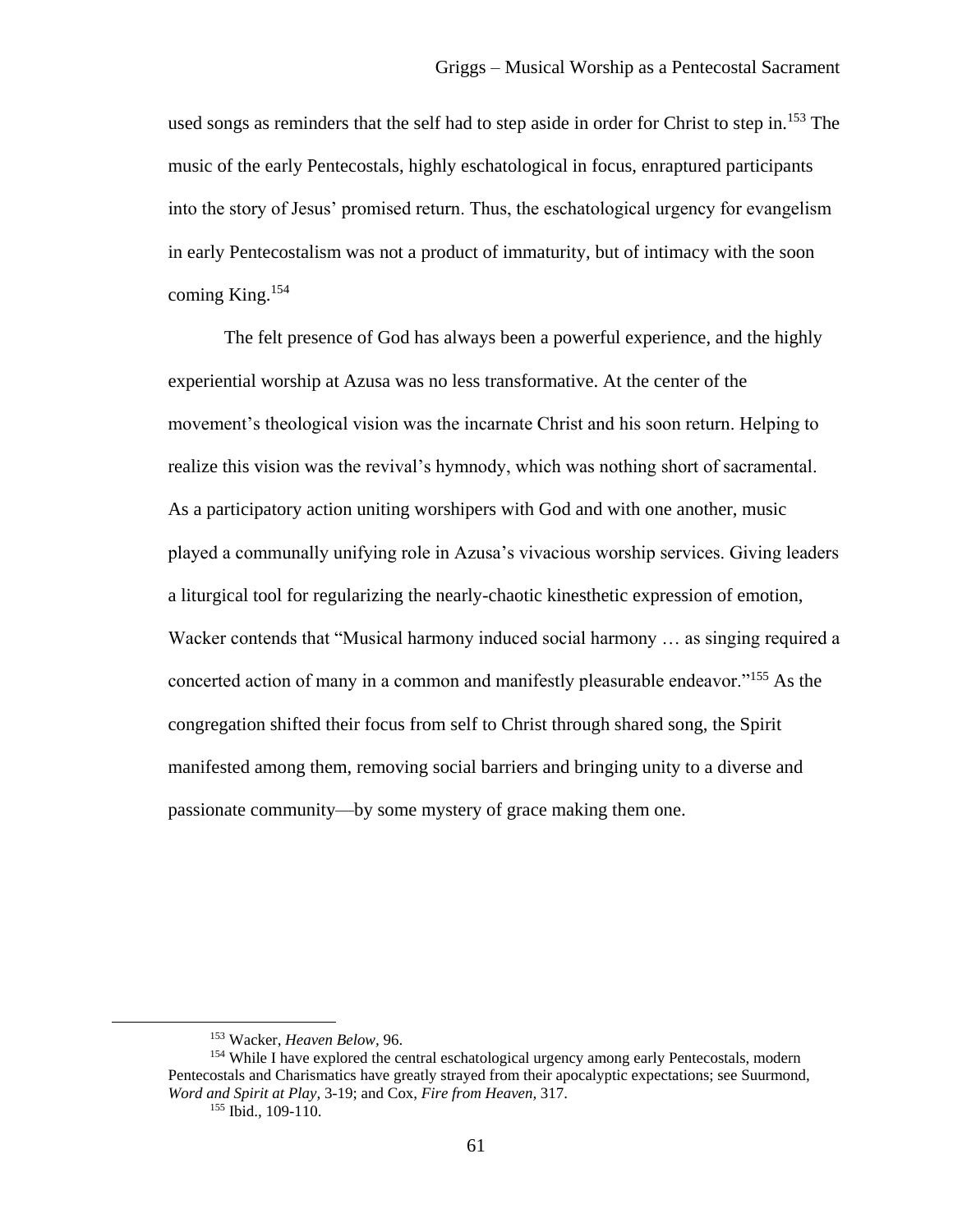used songs as reminders that the self had to step aside in order for Christ to step in.[153] The music of the early Pentecostals, highly eschatological in focus, enraptured participants into the story of Jesus' promised return. Thus, the eschatological urgency for evangelism in early Pentecostalism was not a product of immaturity, but of intimacy with the soon coming King.[154]

The felt presence of God has always been a powerful experience, and the highly experiential worship at Azusa was no less transformative. At the center of the movement's theological vision was the incarnate Christ and his soon return. Helping to realize this vision was the revival's hymnody, which was nothing short of sacramental. As a participatory action uniting worshipers with God and with one another, music played a communally unifying role in Azusa's vivacious worship services. Giving leaders a liturgical tool for regularizing the nearly-chaotic kinesthetic expression of emotion, Wacker contends that "Musical harmony induced social harmony … as singing required a concerted action of many in a common and manifestly pleasurable endeavor."[155] As the congregation shifted their focus from self to Christ through shared song, the Spirit manifested among them, removing social barriers and bringing unity to a diverse and passionate community—by some mystery of grace making them one.

---

[153] Wacker, *Heaven Below,* 96.

[154] While I have explored the central eschatological urgency among early Pentecostals, modern Pentecostals and Charismatics have greatly strayed from their apocalyptic expectations; see Suurmond, *Word and Spirit at Play,* 3-19; and Cox, *Fire from Heaven,* 317.

[155] Ibid., 109-110.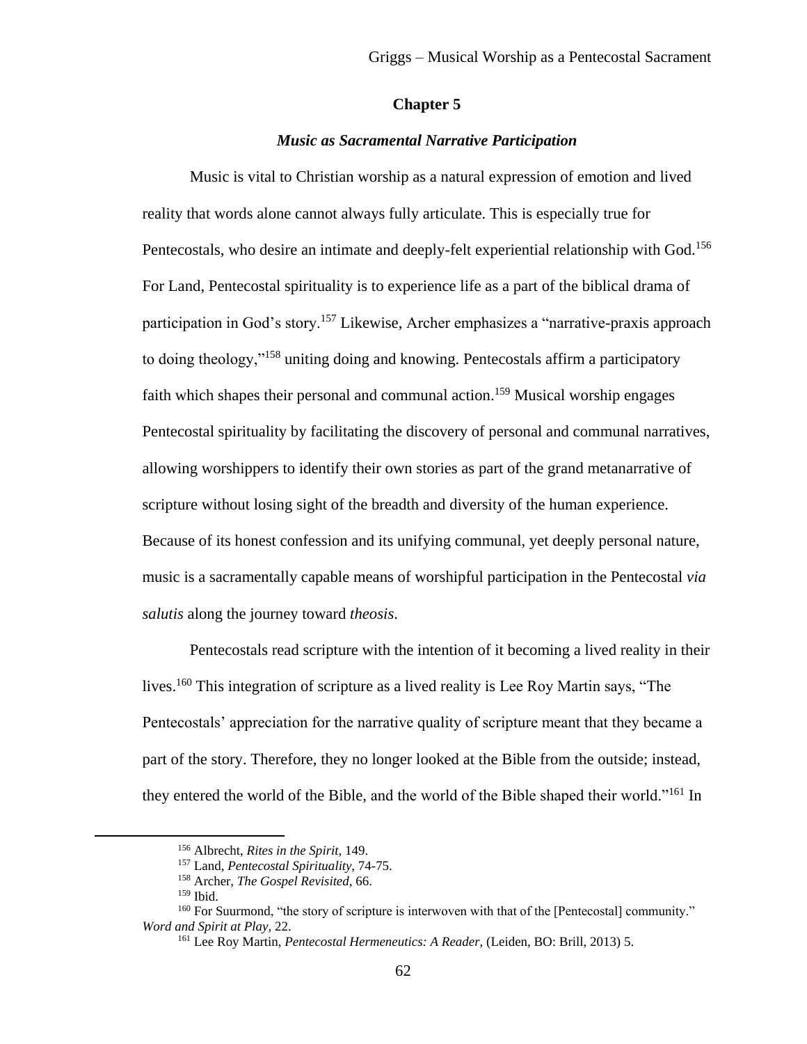## Chapter 5

### *Music as Sacramental Narrative Participation*

Music is vital to Christian worship as a natural expression of emotion and lived reality that words alone cannot always fully articulate. This is especially true for Pentecostals, who desire an intimate and deeply-felt experiential relationship with God.[156] For Land, Pentecostal spirituality is to experience life as a part of the biblical drama of participation in God's story.[157] Likewise, Archer emphasizes a "narrative-praxis approach to doing theology,"[158] uniting doing and knowing. Pentecostals affirm a participatory faith which shapes their personal and communal action.[159] Musical worship engages Pentecostal spirituality by facilitating the discovery of personal and communal narratives, allowing worshippers to identify their own stories as part of the grand metanarrative of scripture without losing sight of the breadth and diversity of the human experience. Because of its honest confession and its unifying communal, yet deeply personal nature, music is a sacramentally capable means of worshipful participation in the Pentecostal *via salutis* along the journey toward *theosis*.

Pentecostals read scripture with the intention of it becoming a lived reality in their lives.[160] This integration of scripture as a lived reality is Lee Roy Martin says, "The Pentecostals' appreciation for the narrative quality of scripture meant that they became a part of the story. Therefore, they no longer looked at the Bible from the outside; instead, they entered the world of the Bible, and the world of the Bible shaped their world."[161] In

---

[156] Albrecht, *Rites in the Spirit*, 149.

[157] Land, *Pentecostal Spirituality*, 74-75.

[158] Archer, *The Gospel Revisited*, 66.

[159] Ibid.

[160] For Suurmond, "the story of scripture is interwoven with that of the [Pentecostal] community." *Word and Spirit at Play,* 22.

[161] Lee Roy Martin, *Pentecostal Hermeneutics: A Reader,* (Leiden, BO: Brill, 2013) 5.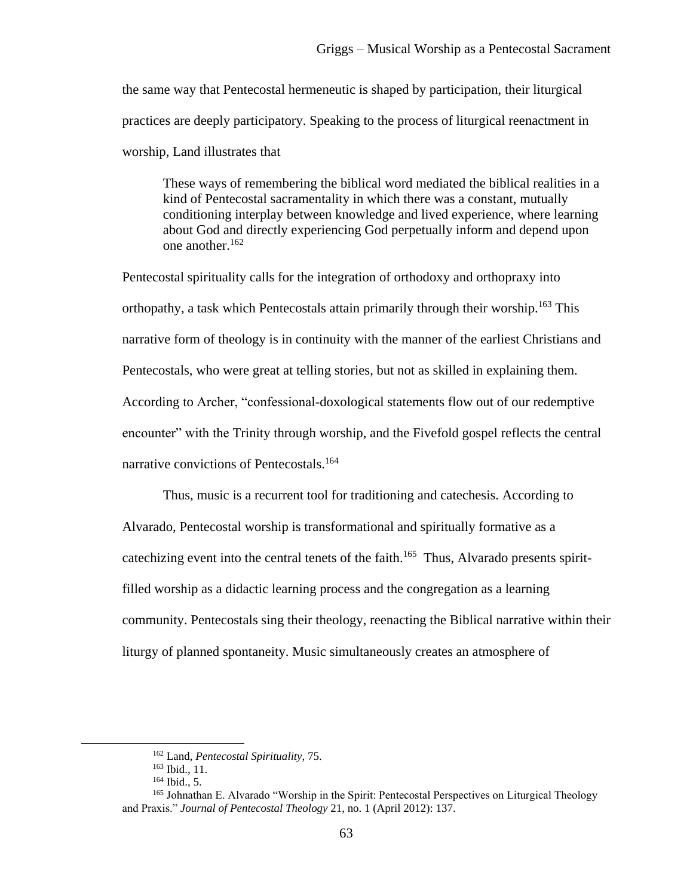the same way that Pentecostal hermeneutic is shaped by participation, their liturgical practices are deeply participatory. Speaking to the process of liturgical reenactment in worship, Land illustrates that

> These ways of remembering the biblical word mediated the biblical realities in a kind of Pentecostal sacramentality in which there was a constant, mutually conditioning interplay between knowledge and lived experience, where learning about God and directly experiencing God perpetually inform and depend upon one another.[162]

Pentecostal spirituality calls for the integration of orthodoxy and orthopraxy into orthopathy, a task which Pentecostals attain primarily through their worship.[163] This narrative form of theology is in continuity with the manner of the earliest Christians and Pentecostals, who were great at telling stories, but not as skilled in explaining them. According to Archer, "confessional-doxological statements flow out of our redemptive encounter" with the Trinity through worship, and the Fivefold gospel reflects the central narrative convictions of Pentecostals.[164]

Thus, music is a recurrent tool for traditioning and catechesis. According to Alvarado, Pentecostal worship is transformational and spiritually formative as a catechizing event into the central tenets of the faith.[165] Thus, Alvarado presents spirit-filled worship as a didactic learning process and the congregation as a learning community. Pentecostals sing their theology, reenacting the Biblical narrative within their liturgy of planned spontaneity. Music simultaneously creates an atmosphere of

---

[162] Land, *Pentecostal Spirituality,* 75.

[163] Ibid., 11.

[164] Ibid., 5.

[165] Johnathan E. Alvarado "Worship in the Spirit: Pentecostal Perspectives on Liturgical Theology and Praxis." *Journal of Pentecostal Theology* 21, no. 1 (April 2012): 137.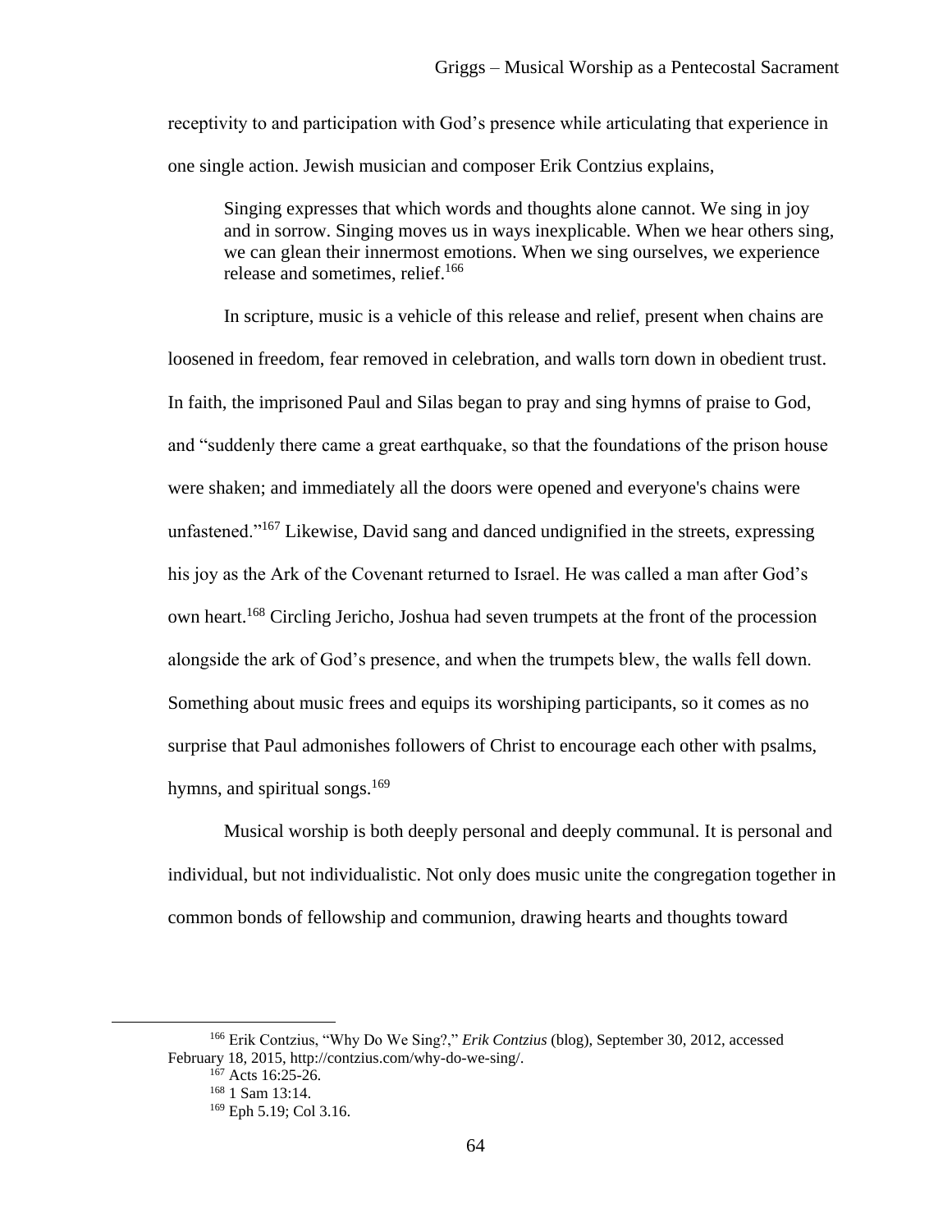receptivity to and participation with God's presence while articulating that experience in one single action. Jewish musician and composer Erik Contzius explains,

> Singing expresses that which words and thoughts alone cannot. We sing in joy and in sorrow. Singing moves us in ways inexplicable. When we hear others sing, we can glean their innermost emotions. When we sing ourselves, we experience release and sometimes, relief.[166]

In scripture, music is a vehicle of this release and relief, present when chains are loosened in freedom, fear removed in celebration, and walls torn down in obedient trust. In faith, the imprisoned Paul and Silas began to pray and sing hymns of praise to God, and "suddenly there came a great earthquake, so that the foundations of the prison house were shaken; and immediately all the doors were opened and everyone's chains were unfastened."[167] Likewise, David sang and danced undignified in the streets, expressing his joy as the Ark of the Covenant returned to Israel. He was called a man after God's own heart.[168] Circling Jericho, Joshua had seven trumpets at the front of the procession alongside the ark of God's presence, and when the trumpets blew, the walls fell down. Something about music frees and equips its worshiping participants, so it comes as no surprise that Paul admonishes followers of Christ to encourage each other with psalms, hymns, and spiritual songs.[169]

Musical worship is both deeply personal and deeply communal. It is personal and individual, but not individualistic. Not only does music unite the congregation together in common bonds of fellowship and communion, drawing hearts and thoughts toward

---

[166] Erik Contzius, "Why Do We Sing?," *Erik Contzius* (blog), September 30, 2012, accessed February 18, 2015, http://contzius.com/why-do-we-sing/.

[167] Acts 16:25-26.

[168] 1 Sam 13:14.

[169] Eph 5.19; Col 3.16.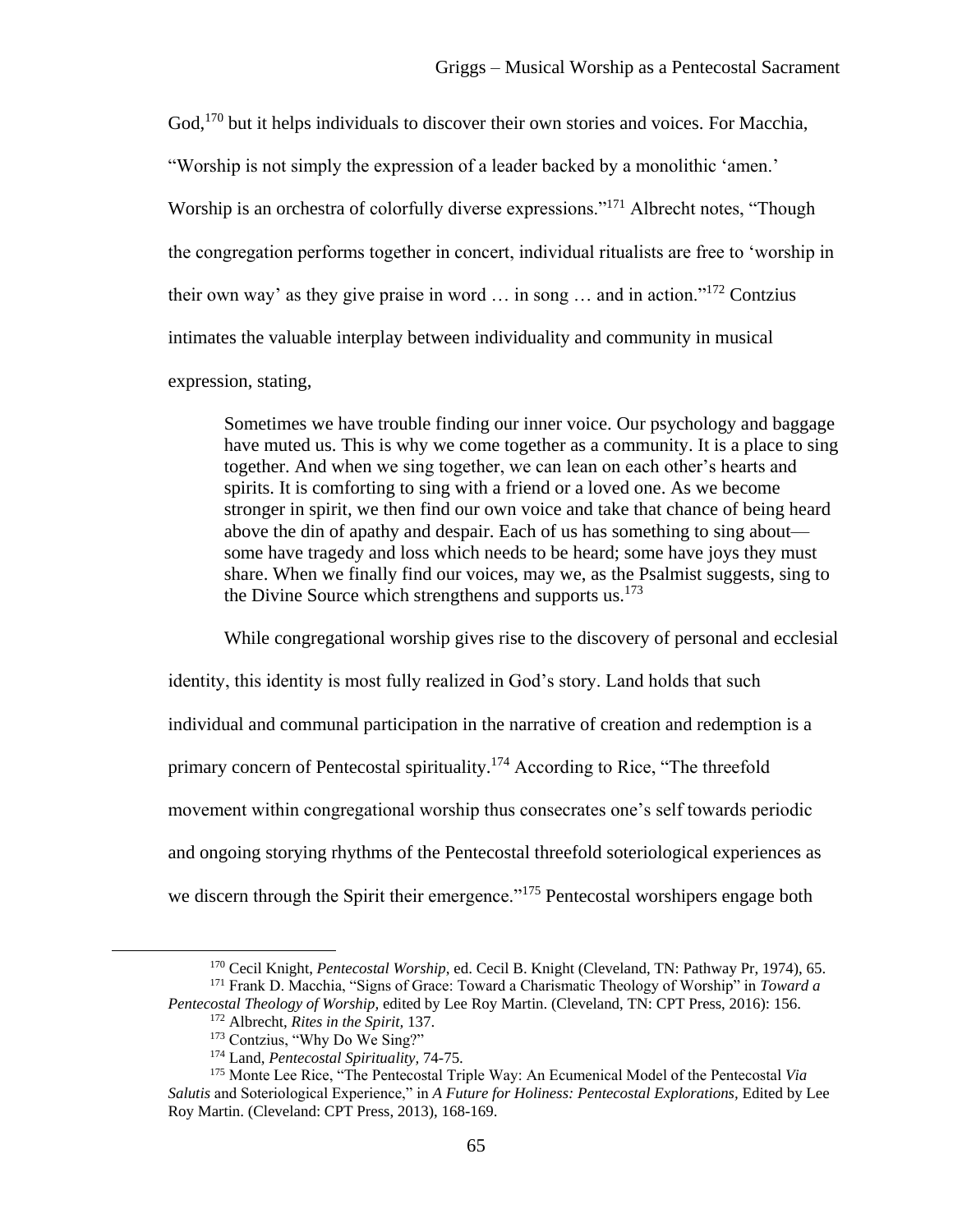God,[170] but it helps individuals to discover their own stories and voices. For Macchia, "Worship is not simply the expression of a leader backed by a monolithic 'amen.' Worship is an orchestra of colorfully diverse expressions."[171] Albrecht notes, "Though the congregation performs together in concert, individual ritualists are free to 'worship in their own way' as they give praise in word … in song … and in action."[172] Contzius intimates the valuable interplay between individuality and community in musical expression, stating,

> Sometimes we have trouble finding our inner voice. Our psychology and baggage have muted us. This is why we come together as a community. It is a place to sing together. And when we sing together, we can lean on each other's hearts and spirits. It is comforting to sing with a friend or a loved one. As we become stronger in spirit, we then find our own voice and take that chance of being heard above the din of apathy and despair. Each of us has something to sing about—some have tragedy and loss which needs to be heard; some have joys they must share. When we finally find our voices, may we, as the Psalmist suggests, sing to the Divine Source which strengthens and supports us.[173]

While congregational worship gives rise to the discovery of personal and ecclesial identity, this identity is most fully realized in God's story. Land holds that such individual and communal participation in the narrative of creation and redemption is a primary concern of Pentecostal spirituality.[174] According to Rice, "The threefold movement within congregational worship thus consecrates one's self towards periodic and ongoing storying rhythms of the Pentecostal threefold soteriological experiences as we discern through the Spirit their emergence."[175] Pentecostal worshipers engage both

---

[170] Cecil Knight, *Pentecostal Worship*, ed. Cecil B. Knight (Cleveland, TN: Pathway Pr, 1974), 65.

[171] Frank D. Macchia, "Signs of Grace: Toward a Charismatic Theology of Worship" in *Toward a Pentecostal Theology of Worship,* edited by Lee Roy Martin. (Cleveland, TN: CPT Press, 2016): 156.

[172] Albrecht, *Rites in the Spirit,* 137.

[173] Contzius, "Why Do We Sing?"

[174] Land, *Pentecostal Spirituality,* 74-75.

[175] Monte Lee Rice, "The Pentecostal Triple Way: An Ecumenical Model of the Pentecostal *Via Salutis* and Soteriological Experience," in *A Future for Holiness: Pentecostal Explorations,* Edited by Lee Roy Martin. (Cleveland: CPT Press, 2013), 168-169.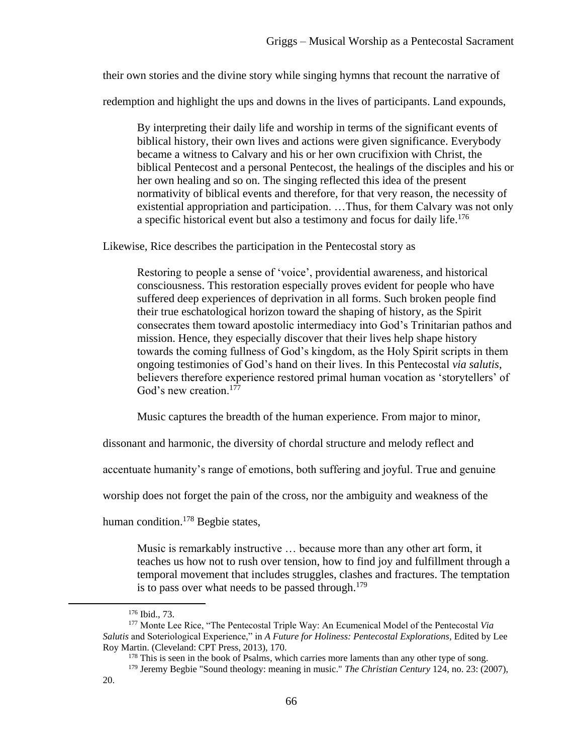their own stories and the divine story while singing hymns that recount the narrative of redemption and highlight the ups and downs in the lives of participants. Land expounds,

> By interpreting their daily life and worship in terms of the significant events of biblical history, their own lives and actions were given significance. Everybody became a witness to Calvary and his or her own crucifixion with Christ, the biblical Pentecost and a personal Pentecost, the healings of the disciples and his or her own healing and so on. The singing reflected this idea of the present normativity of biblical events and therefore, for that very reason, the necessity of existential appropriation and participation. …Thus, for them Calvary was not only a specific historical event but also a testimony and focus for daily life.[176]

Likewise, Rice describes the participation in the Pentecostal story as

> Restoring to people a sense of 'voice', providential awareness, and historical consciousness. This restoration especially proves evident for people who have suffered deep experiences of deprivation in all forms. Such broken people find their true eschatological horizon toward the shaping of history, as the Spirit consecrates them toward apostolic intermediacy into God's Trinitarian pathos and mission. Hence, they especially discover that their lives help shape history towards the coming fullness of God's kingdom, as the Holy Spirit scripts in them ongoing testimonies of God's hand on their lives. In this Pentecostal *via salutis*, believers therefore experience restored primal human vocation as 'storytellers' of God's new creation.[177]

Music captures the breadth of the human experience. From major to minor, dissonant and harmonic, the diversity of chordal structure and melody reflect and accentuate humanity's range of emotions, both suffering and joyful. True and genuine worship does not forget the pain of the cross, nor the ambiguity and weakness of the human condition.[178] Begbie states,

> Music is remarkably instructive … because more than any other art form, it teaches us how not to rush over tension, how to find joy and fulfillment through a temporal movement that includes struggles, clashes and fractures. The temptation is to pass over what needs to be passed through.[179]

---

[176] Ibid., 73.

[177] Monte Lee Rice, "The Pentecostal Triple Way: An Ecumenical Model of the Pentecostal *Via Salutis* and Soteriological Experience," in *A Future for Holiness: Pentecostal Explorations*, Edited by Lee Roy Martin. (Cleveland: CPT Press, 2013), 170.

[178] This is seen in the book of Psalms, which carries more laments than any other type of song.

[179] Jeremy Begbie "Sound theology: meaning in music." *The Christian Century* 124, no. 23: (2007), 20.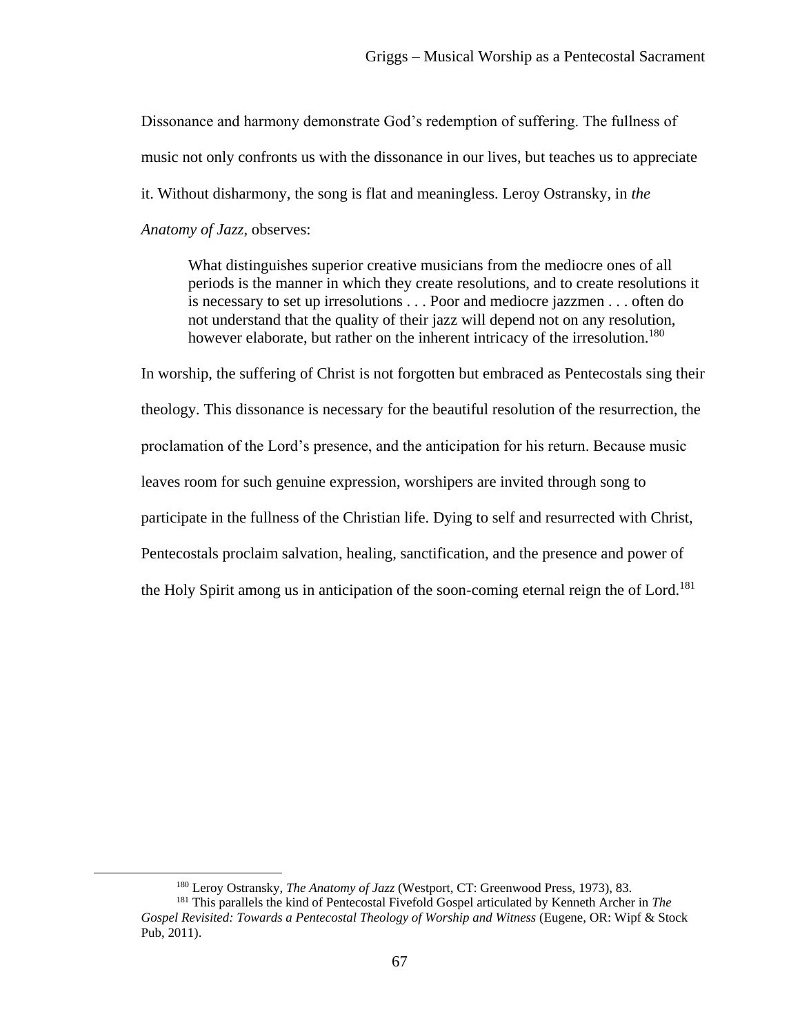Dissonance and harmony demonstrate God's redemption of suffering. The fullness of music not only confronts us with the dissonance in our lives, but teaches us to appreciate it. Without disharmony, the song is flat and meaningless. Leroy Ostransky, in *the Anatomy of Jazz*, observes:

> What distinguishes superior creative musicians from the mediocre ones of all periods is the manner in which they create resolutions, and to create resolutions it is necessary to set up irresolutions . . . Poor and mediocre jazzmen . . . often do not understand that the quality of their jazz will depend not on any resolution, however elaborate, but rather on the inherent intricacy of the irresolution.[180]

In worship, the suffering of Christ is not forgotten but embraced as Pentecostals sing their theology. This dissonance is necessary for the beautiful resolution of the resurrection, the proclamation of the Lord's presence, and the anticipation for his return. Because music leaves room for such genuine expression, worshipers are invited through song to participate in the fullness of the Christian life. Dying to self and resurrected with Christ, Pentecostals proclaim salvation, healing, sanctification, and the presence and power of the Holy Spirit among us in anticipation of the soon-coming eternal reign the of Lord.[181]

---

[180] Leroy Ostransky, *The Anatomy of Jazz* (Westport, CT: Greenwood Press, 1973), 83.

[181] This parallels the kind of Pentecostal Fivefold Gospel articulated by Kenneth Archer in *The Gospel Revisited: Towards a Pentecostal Theology of Worship and Witness* (Eugene, OR: Wipf & Stock Pub, 2011).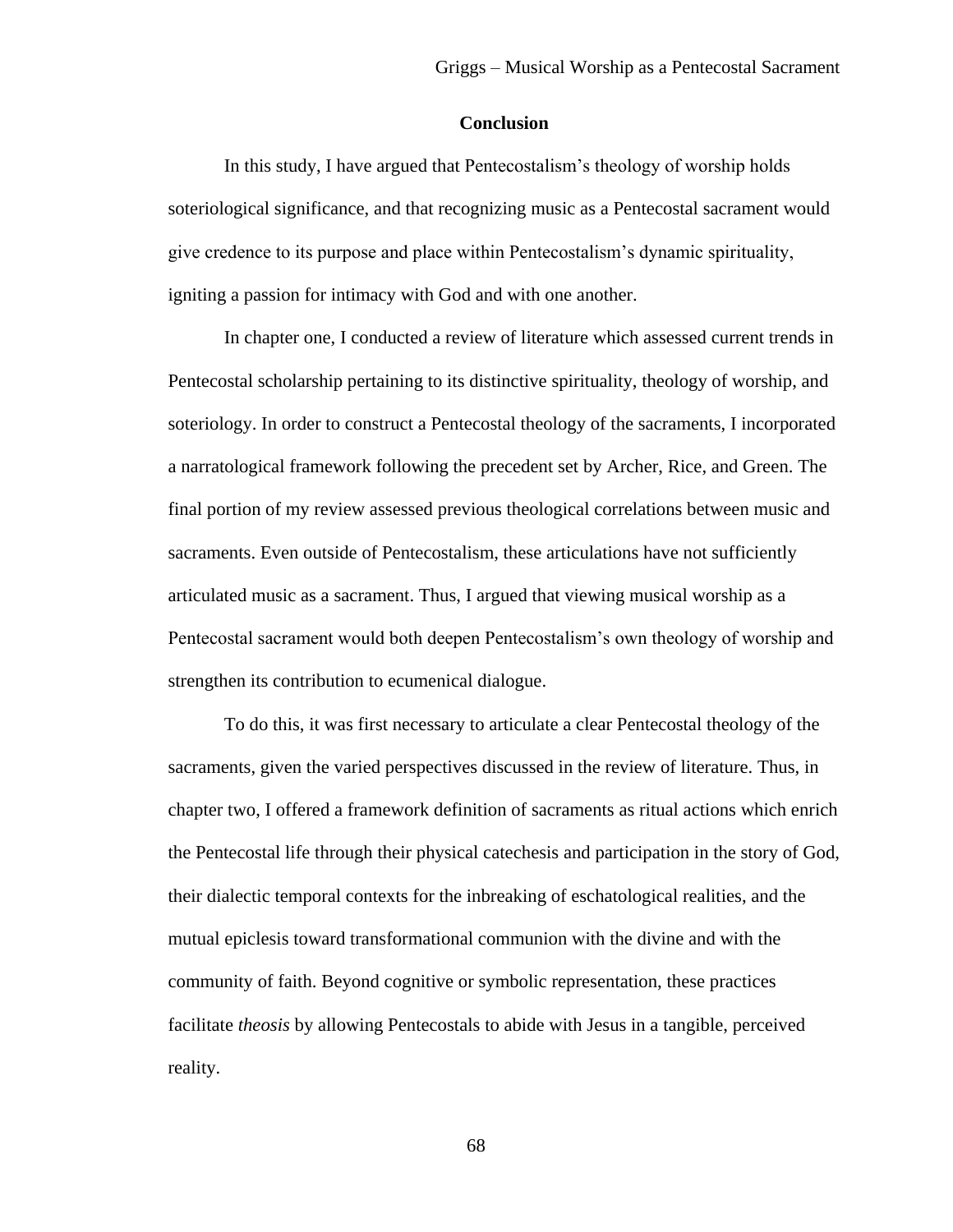## Conclusion

In this study, I have argued that Pentecostalism's theology of worship holds soteriological significance, and that recognizing music as a Pentecostal sacrament would give credence to its purpose and place within Pentecostalism's dynamic spirituality, igniting a passion for intimacy with God and with one another.

In chapter one, I conducted a review of literature which assessed current trends in Pentecostal scholarship pertaining to its distinctive spirituality, theology of worship, and soteriology. In order to construct a Pentecostal theology of the sacraments, I incorporated a narratological framework following the precedent set by Archer, Rice, and Green. The final portion of my review assessed previous theological correlations between music and sacraments. Even outside of Pentecostalism, these articulations have not sufficiently articulated music as a sacrament. Thus, I argued that viewing musical worship as a Pentecostal sacrament would both deepen Pentecostalism's own theology of worship and strengthen its contribution to ecumenical dialogue.

To do this, it was first necessary to articulate a clear Pentecostal theology of the sacraments, given the varied perspectives discussed in the review of literature. Thus, in chapter two, I offered a framework definition of sacraments as ritual actions which enrich the Pentecostal life through their physical catechesis and participation in the story of God, their dialectic temporal contexts for the inbreaking of eschatological realities, and the mutual epiclesis toward transformational communion with the divine and with the community of faith. Beyond cognitive or symbolic representation, these practices facilitate *theosis* by allowing Pentecostals to abide with Jesus in a tangible, perceived reality.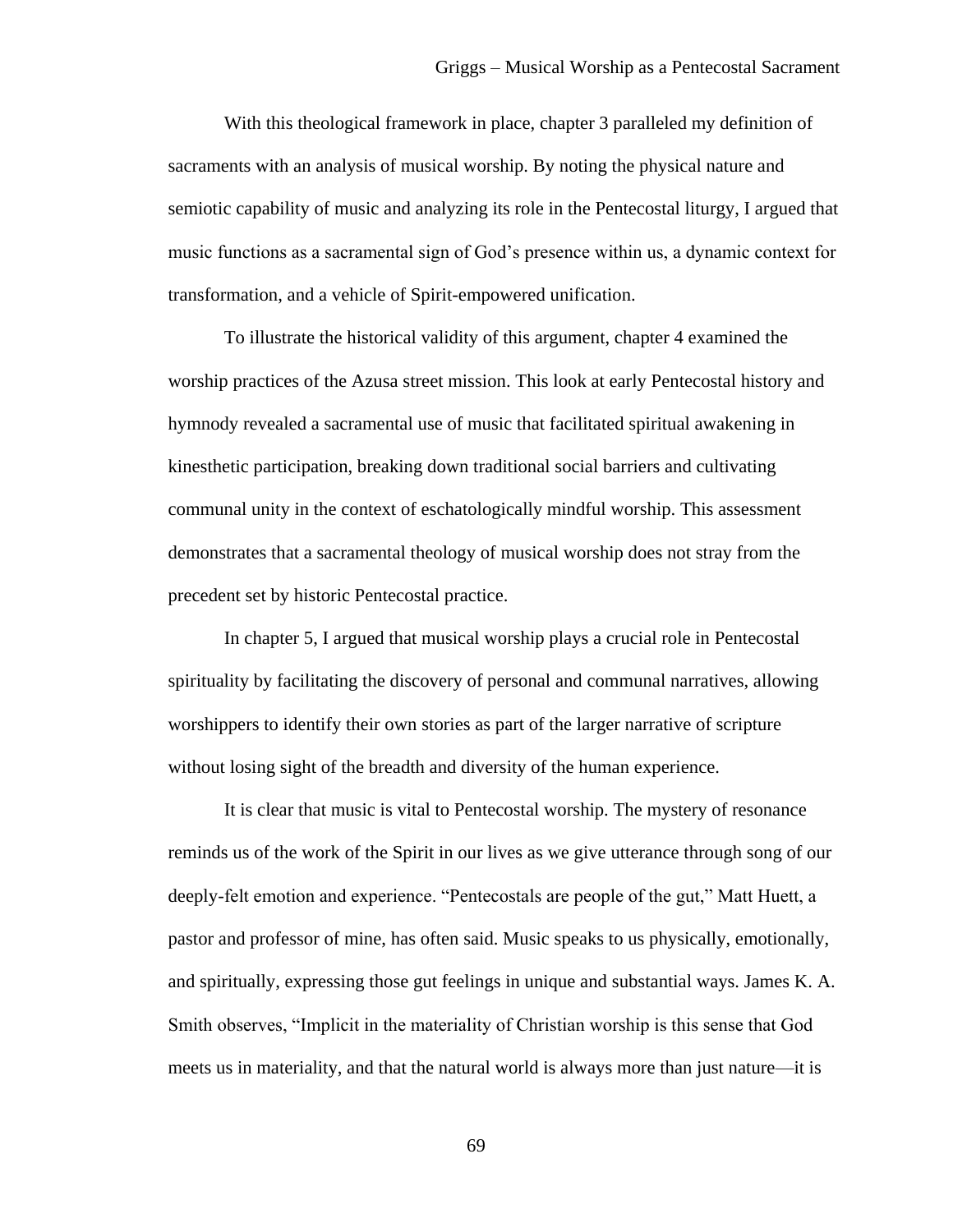With this theological framework in place, chapter 3 paralleled my definition of sacraments with an analysis of musical worship. By noting the physical nature and semiotic capability of music and analyzing its role in the Pentecostal liturgy, I argued that music functions as a sacramental sign of God's presence within us, a dynamic context for transformation, and a vehicle of Spirit-empowered unification.

To illustrate the historical validity of this argument, chapter 4 examined the worship practices of the Azusa street mission. This look at early Pentecostal history and hymnody revealed a sacramental use of music that facilitated spiritual awakening in kinesthetic participation, breaking down traditional social barriers and cultivating communal unity in the context of eschatologically mindful worship. This assessment demonstrates that a sacramental theology of musical worship does not stray from the precedent set by historic Pentecostal practice.

In chapter 5, I argued that musical worship plays a crucial role in Pentecostal spirituality by facilitating the discovery of personal and communal narratives, allowing worshippers to identify their own stories as part of the larger narrative of scripture without losing sight of the breadth and diversity of the human experience.

It is clear that music is vital to Pentecostal worship. The mystery of resonance reminds us of the work of the Spirit in our lives as we give utterance through song of our deeply-felt emotion and experience. "Pentecostals are people of the gut," Matt Huett, a pastor and professor of mine, has often said. Music speaks to us physically, emotionally, and spiritually, expressing those gut feelings in unique and substantial ways. James K. A. Smith observes, "Implicit in the materiality of Christian worship is this sense that God meets us in materiality, and that the natural world is always more than just nature—it is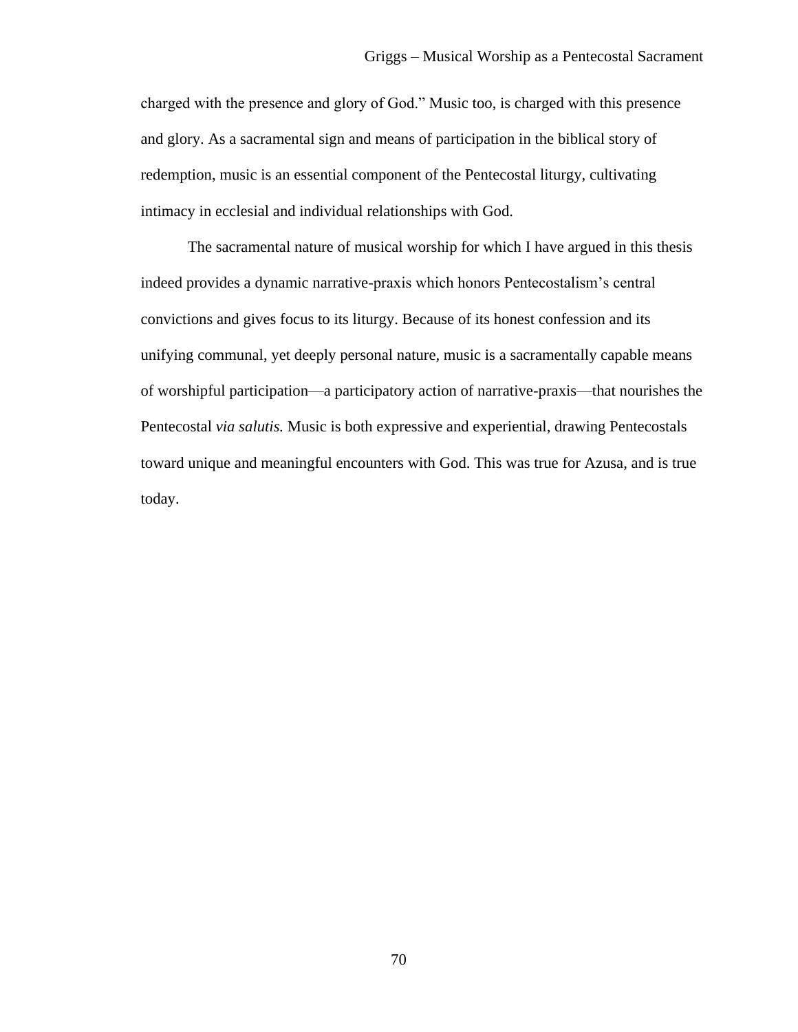charged with the presence and glory of God." Music too, is charged with this presence and glory. As a sacramental sign and means of participation in the biblical story of redemption, music is an essential component of the Pentecostal liturgy, cultivating intimacy in ecclesial and individual relationships with God.

The sacramental nature of musical worship for which I have argued in this thesis indeed provides a dynamic narrative-praxis which honors Pentecostalism's central convictions and gives focus to its liturgy. Because of its honest confession and its unifying communal, yet deeply personal nature, music is a sacramentally capable means of worshipful participation—a participatory action of narrative-praxis—that nourishes the Pentecostal *via salutis.* Music is both expressive and experiential, drawing Pentecostals toward unique and meaningful encounters with God. This was true for Azusa, and is true today.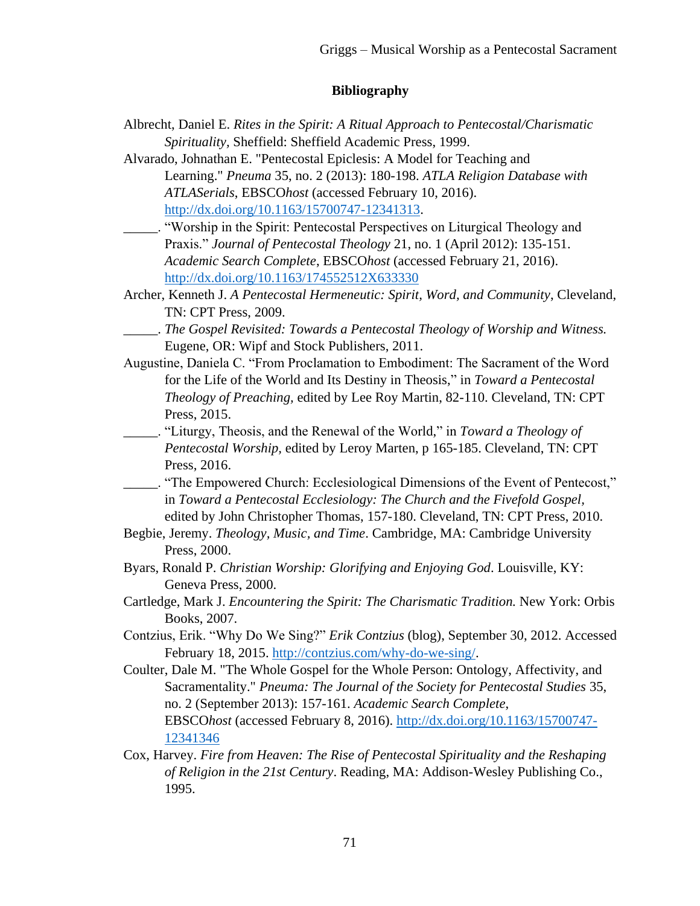## Bibliography

Albrecht, Daniel E. *Rites in the Spirit: A Ritual Approach to Pentecostal/Charismatic Spirituality*, Sheffield: Sheffield Academic Press, 1999.

Alvarado, Johnathan E. "Pentecostal Epiclesis: A Model for Teaching and Learning." *Pneuma* 35, no. 2 (2013): 180-198. *ATLA Religion Database with ATLASerials*, EBSCO*host* (accessed February 10, 2016). http://dx.doi.org/10.1163/15700747-12341313.

_____. "Worship in the Spirit: Pentecostal Perspectives on Liturgical Theology and Praxis." *Journal of Pentecostal Theology* 21, no. 1 (April 2012): 135-151. *Academic Search Complete*, EBSCO*host* (accessed February 21, 2016). http://dx.doi.org/10.1163/174552512X633330

Archer, Kenneth J. *A Pentecostal Hermeneutic: Spirit, Word, and Community*, Cleveland, TN: CPT Press, 2009.

_____. *The Gospel Revisited: Towards a Pentecostal Theology of Worship and Witness.* Eugene, OR: Wipf and Stock Publishers, 2011.

Augustine, Daniela C. "From Proclamation to Embodiment: The Sacrament of the Word for the Life of the World and Its Destiny in Theosis," in *Toward a Pentecostal Theology of Preaching,* edited by Lee Roy Martin, 82-110. Cleveland, TN: CPT Press, 2015.

_____. "Liturgy, Theosis, and the Renewal of the World," in *Toward a Theology of Pentecostal Worship,* edited by Leroy Marten, p 165-185. Cleveland, TN: CPT Press, 2016.

_____. "The Empowered Church: Ecclesiological Dimensions of the Event of Pentecost," in *Toward a Pentecostal Ecclesiology: The Church and the Fivefold Gospel,* edited by John Christopher Thomas, 157-180. Cleveland, TN: CPT Press, 2010.

Begbie, Jeremy. *Theology, Music, and Time*. Cambridge, MA: Cambridge University Press, 2000.

Byars, Ronald P. *Christian Worship: Glorifying and Enjoying God*. Louisville, KY: Geneva Press, 2000.

Cartledge, Mark J. *Encountering the Spirit: The Charismatic Tradition.* New York: Orbis Books, 2007.

Contzius, Erik. "Why Do We Sing?" *Erik Contzius* (blog), September 30, 2012. Accessed February 18, 2015. http://contzius.com/why-do-we-sing/.

Coulter, Dale M. "The Whole Gospel for the Whole Person: Ontology, Affectivity, and Sacramentality." *Pneuma: The Journal of the Society for Pentecostal Studies* 35, no. 2 (September 2013): 157-161. *Academic Search Complete*, EBSCO*host* (accessed February 8, 2016). http://dx.doi.org/10.1163/15700747-12341346

Cox, Harvey. *Fire from Heaven: The Rise of Pentecostal Spirituality and the Reshaping of Religion in the 21st Century*. Reading, MA: Addison-Wesley Publishing Co., 1995.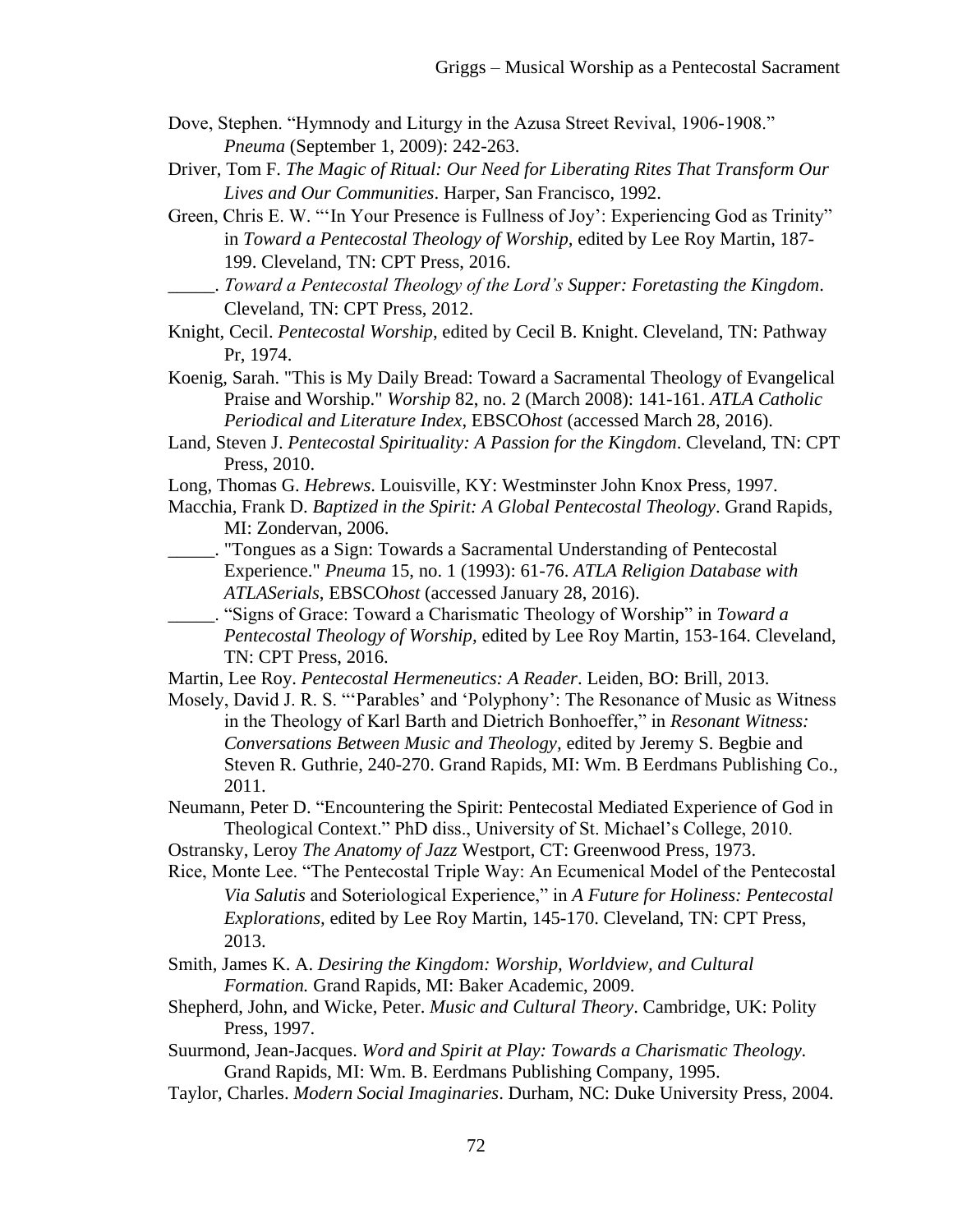Dove, Stephen. "Hymnody and Liturgy in the Azusa Street Revival, 1906-1908." *Pneuma* (September 1, 2009): 242-263.

Driver, Tom F. *The Magic of Ritual: Our Need for Liberating Rites That Transform Our Lives and Our Communities*. Harper, San Francisco, 1992.

Green, Chris E. W. "'In Your Presence is Fullness of Joy': Experiencing God as Trinity" in *Toward a Pentecostal Theology of Worship*, edited by Lee Roy Martin, 187-199. Cleveland, TN: CPT Press, 2016.

_____. *Toward a Pentecostal Theology of the Lord's Supper: Foretasting the Kingdom*. Cleveland, TN: CPT Press, 2012.

Knight, Cecil. *Pentecostal Worship*, edited by Cecil B. Knight. Cleveland, TN: Pathway Pr, 1974.

Koenig, Sarah. "This is My Daily Bread: Toward a Sacramental Theology of Evangelical Praise and Worship." *Worship* 82, no. 2 (March 2008): 141-161. *ATLA Catholic Periodical and Literature Index*, EBSCO*host* (accessed March 28, 2016).

Land, Steven J. *Pentecostal Spirituality: A Passion for the Kingdom*. Cleveland, TN: CPT Press, 2010.

Long, Thomas G. *Hebrews*. Louisville, KY: Westminster John Knox Press, 1997.

Macchia, Frank D. *Baptized in the Spirit: A Global Pentecostal Theology*. Grand Rapids, MI: Zondervan, 2006.

_____. "Tongues as a Sign: Towards a Sacramental Understanding of Pentecostal Experience." *Pneuma* 15, no. 1 (1993): 61-76. *ATLA Religion Database with ATLASerials*, EBSCO*host* (accessed January 28, 2016).

_____. "Signs of Grace: Toward a Charismatic Theology of Worship" in *Toward a Pentecostal Theology of Worship*, edited by Lee Roy Martin, 153-164. Cleveland, TN: CPT Press, 2016.

Martin, Lee Roy. *Pentecostal Hermeneutics: A Reader*. Leiden, BO: Brill, 2013.

Mosely, David J. R. S. "'Parables' and 'Polyphony': The Resonance of Music as Witness in the Theology of Karl Barth and Dietrich Bonhoeffer," in *Resonant Witness: Conversations Between Music and Theology*, edited by Jeremy S. Begbie and Steven R. Guthrie, 240-270. Grand Rapids, MI: Wm. B Eerdmans Publishing Co., 2011.

Neumann, Peter D. "Encountering the Spirit: Pentecostal Mediated Experience of God in Theological Context." PhD diss., University of St. Michael's College, 2010.

Ostransky, Leroy *The Anatomy of Jazz* Westport, CT: Greenwood Press, 1973.

Rice, Monte Lee. "The Pentecostal Triple Way: An Ecumenical Model of the Pentecostal *Via Salutis* and Soteriological Experience," in *A Future for Holiness: Pentecostal Explorations*, edited by Lee Roy Martin, 145-170. Cleveland, TN: CPT Press, 2013.

Smith, James K. A. *Desiring the Kingdom: Worship, Worldview, and Cultural Formation.* Grand Rapids, MI: Baker Academic, 2009.

Shepherd, John, and Wicke, Peter. *Music and Cultural Theory*. Cambridge, UK: Polity Press, 1997.

Suurmond, Jean-Jacques. *Word and Spirit at Play: Towards a Charismatic Theology*. Grand Rapids, MI: Wm. B. Eerdmans Publishing Company, 1995.

Taylor, Charles. *Modern Social Imaginaries*. Durham, NC: Duke University Press, 2004.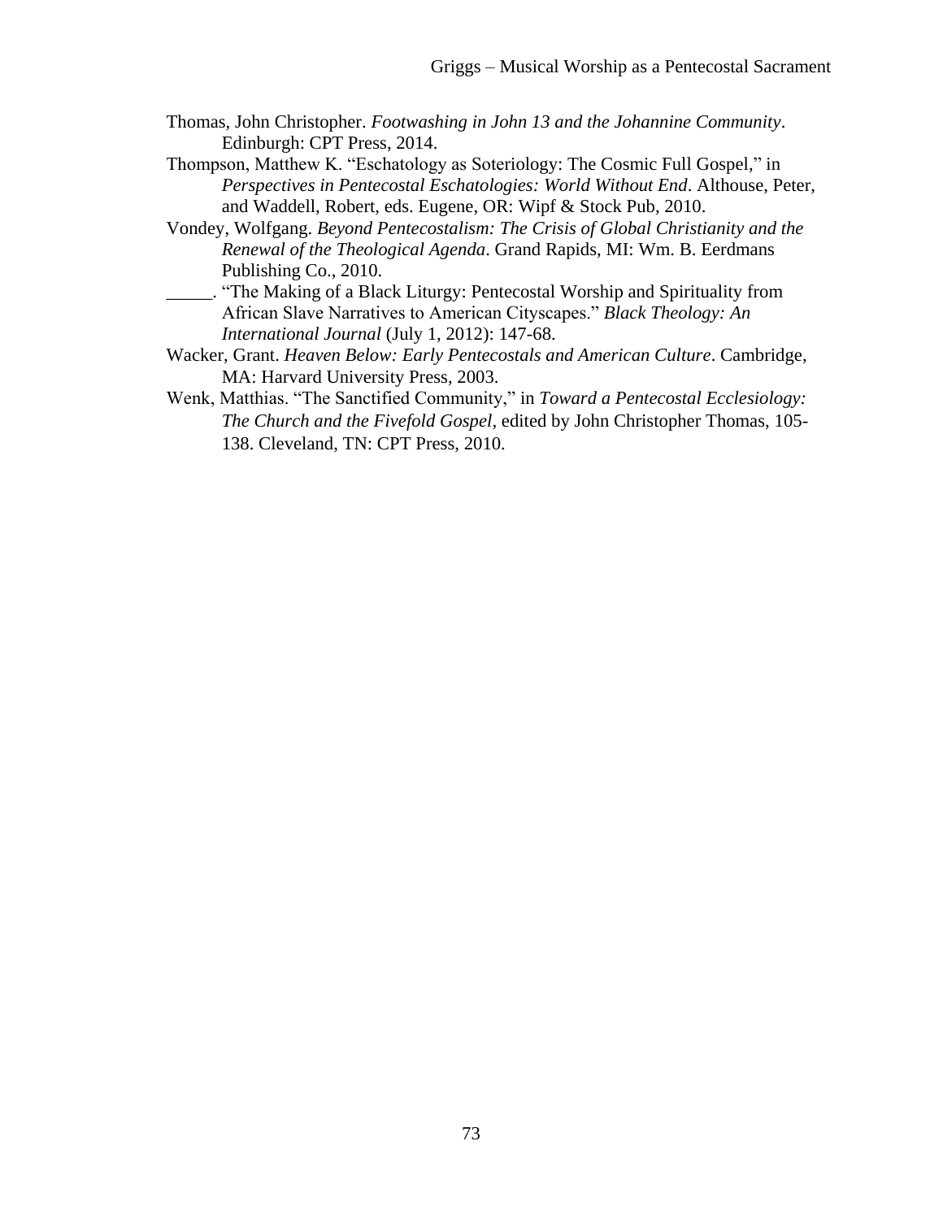Thomas, John Christopher. *Footwashing in John 13 and the Johannine Community*. Edinburgh: CPT Press, 2014.

Thompson, Matthew K. "Eschatology as Soteriology: The Cosmic Full Gospel," in *Perspectives in Pentecostal Eschatologies: World Without End*. Althouse, Peter, and Waddell, Robert, eds. Eugene, OR: Wipf & Stock Pub, 2010.

Vondey, Wolfgang. *Beyond Pentecostalism: The Crisis of Global Christianity and the Renewal of the Theological Agenda*. Grand Rapids, MI: Wm. B. Eerdmans Publishing Co., 2010.

_____. "The Making of a Black Liturgy: Pentecostal Worship and Spirituality from African Slave Narratives to American Cityscapes." *Black Theology: An International Journal* (July 1, 2012): 147-68.

Wacker, Grant. *Heaven Below: Early Pentecostals and American Culture*. Cambridge, MA: Harvard University Press, 2003.

Wenk, Matthias. "The Sanctified Community," in *Toward a Pentecostal Ecclesiology: The Church and the Fivefold Gospel*, edited by John Christopher Thomas, 105-138. Cleveland, TN: CPT Press, 2010.